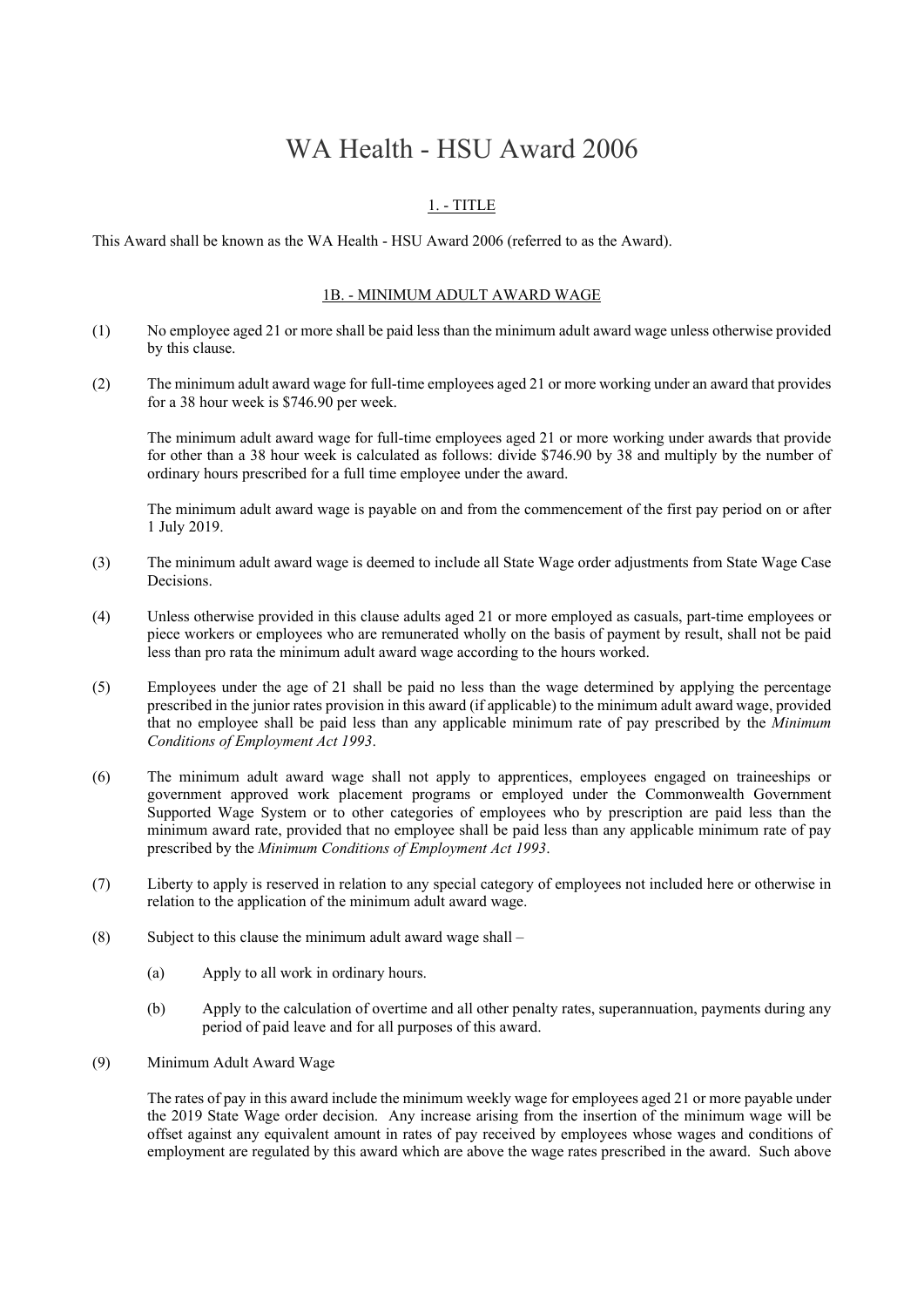# WA Health - HSU Award 2006

## 1. - TITLE

This Award shall be known as the WA Health - HSU Award 2006 (referred to as the Award).

## 1B. - MINIMUM ADULT AWARD WAGE

(1) No employee aged 21 or more shall be paid less than the minimum adult award wage unless otherwise provided by this clause.

(2) The minimum adult award wage for full-time employees aged 21 or more working under an award that provides for a 38 hour week is $746.90 per week.

The minimum adult award wage for full-time employees aged 21 or more working under awards that provide for other than a 38 hour week is calculated as follows: divide $746.90 by 38 and multiply by the number of ordinary hours prescribed for a full time employee under the award.

The minimum adult award wage is payable on and from the commencement of the first pay period on or after 1 July 2019.

(3) The minimum adult award wage is deemed to include all State Wage order adjustments from State Wage Case Decisions.

(4) Unless otherwise provided in this clause adults aged 21 or more employed as casuals, part-time employees or piece workers or employees who are remunerated wholly on the basis of payment by result, shall not be paid less than pro rata the minimum adult award wage according to the hours worked.

(5) Employees under the age of 21 shall be paid no less than the wage determined by applying the percentage prescribed in the junior rates provision in this award (if applicable) to the minimum adult award wage, provided that no employee shall be paid less than any applicable minimum rate of pay prescribed by the *Minimum Conditions of Employment Act 1993*.

(6) The minimum adult award wage shall not apply to apprentices, employees engaged on traineeships or government approved work placement programs or employed under the Commonwealth Government Supported Wage System or to other categories of employees who by prescription are paid less than the minimum award rate, provided that no employee shall be paid less than any applicable minimum rate of pay prescribed by the *Minimum Conditions of Employment Act 1993*.

(7) Liberty to apply is reserved in relation to any special category of employees not included here or otherwise in relation to the application of the minimum adult award wage.

(8) Subject to this clause the minimum adult award wage shall –

   (a) Apply to all work in ordinary hours.

   (b) Apply to the calculation of overtime and all other penalty rates, superannuation, payments during any period of paid leave and for all purposes of this award.

(9) Minimum Adult Award Wage

The rates of pay in this award include the minimum weekly wage for employees aged 21 or more payable under the 2019 State Wage order decision. Any increase arising from the insertion of the minimum wage will be offset against any equivalent amount in rates of pay received by employees whose wages and conditions of employment are regulated by this award which are above the wage rates prescribed in the award. Such above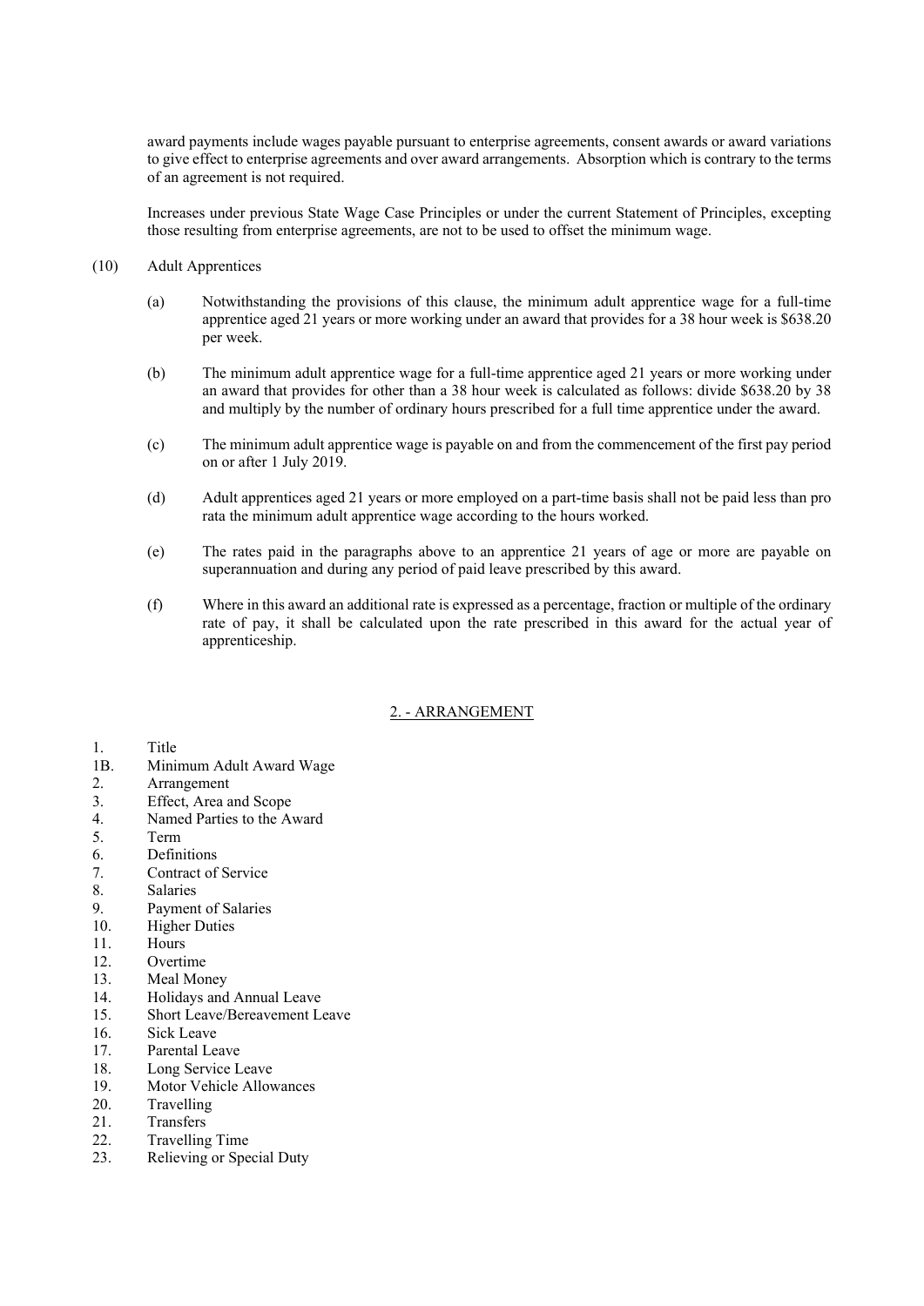award payments include wages payable pursuant to enterprise agreements, consent awards or award variations to give effect to enterprise agreements and over award arrangements. Absorption which is contrary to the terms of an agreement is not required.

Increases under previous State Wage Case Principles or under the current Statement of Principles, excepting those resulting from enterprise agreements, are not to be used to offset the minimum wage.

(10) Adult Apprentices

(a) Notwithstanding the provisions of this clause, the minimum adult apprentice wage for a full-time apprentice aged 21 years or more working under an award that provides for a 38 hour week is $638.20 per week.

(b) The minimum adult apprentice wage for a full-time apprentice aged 21 years or more working under an award that provides for other than a 38 hour week is calculated as follows: divide $638.20 by 38 and multiply by the number of ordinary hours prescribed for a full time apprentice under the award.

(c) The minimum adult apprentice wage is payable on and from the commencement of the first pay period on or after 1 July 2019.

(d) Adult apprentices aged 21 years or more employed on a part-time basis shall not be paid less than pro rata the minimum adult apprentice wage according to the hours worked.

(e) The rates paid in the paragraphs above to an apprentice 21 years of age or more are payable on superannuation and during any period of paid leave prescribed by this award.

(f) Where in this award an additional rate is expressed as a percentage, fraction or multiple of the ordinary rate of pay, it shall be calculated upon the rate prescribed in this award for the actual year of apprenticeship.

## 2. - ARRANGEMENT

1. Title
1B. Minimum Adult Award Wage
2. Arrangement
3. Effect, Area and Scope
4. Named Parties to the Award
5. Term
6. Definitions
7. Contract of Service
8. Salaries
9. Payment of Salaries
10. Higher Duties
11. Hours
12. Overtime
13. Meal Money
14. Holidays and Annual Leave
15. Short Leave/Bereavement Leave
16. Sick Leave
17. Parental Leave
18. Long Service Leave
19. Motor Vehicle Allowances
20. Travelling
21. Transfers
22. Travelling Time
23. Relieving or Special Duty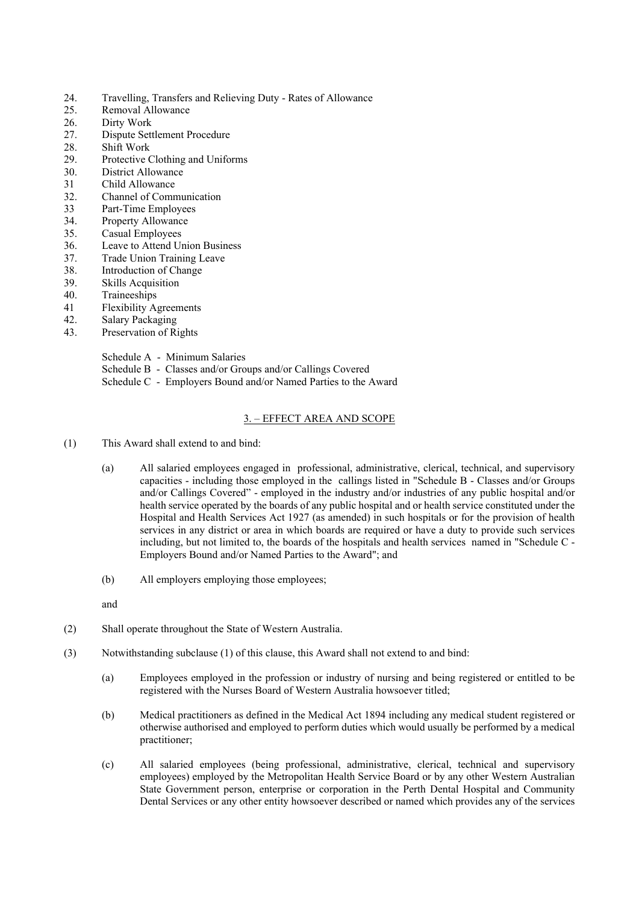24. Travelling, Transfers and Relieving Duty - Rates of Allowance
25. Removal Allowance
26. Dirty Work
27. Dispute Settlement Procedure
28. Shift Work
29. Protective Clothing and Uniforms
30. District Allowance
31 Child Allowance
32. Channel of Communication
33 Part-Time Employees
34. Property Allowance
35. Casual Employees
36. Leave to Attend Union Business
37. Trade Union Training Leave
38. Introduction of Change
39. Skills Acquisition
40. Traineeships
41 Flexibility Agreements
42. Salary Packaging
43. Preservation of Rights

Schedule A - Minimum Salaries
Schedule B - Classes and/or Groups and/or Callings Covered
Schedule C - Employers Bound and/or Named Parties to the Award

## 3. – EFFECT AREA AND SCOPE

(1) This Award shall extend to and bind:

(a) All salaried employees engaged in professional, administrative, clerical, technical, and supervisory capacities - including those employed in the callings listed in "Schedule B - Classes and/or Groups and/or Callings Covered" - employed in the industry and/or industries of any public hospital and/or health service operated by the boards of any public hospital and or health service constituted under the Hospital and Health Services Act 1927 (as amended) in such hospitals or for the provision of health services in any district or area in which boards are required or have a duty to provide such services including, but not limited to, the boards of the hospitals and health services named in "Schedule C - Employers Bound and/or Named Parties to the Award"; and

(b) All employers employing those employees;

and

(2) Shall operate throughout the State of Western Australia.

(3) Notwithstanding subclause (1) of this clause, this Award shall not extend to and bind:

(a) Employees employed in the profession or industry of nursing and being registered or entitled to be registered with the Nurses Board of Western Australia howsoever titled;

(b) Medical practitioners as defined in the Medical Act 1894 including any medical student registered or otherwise authorised and employed to perform duties which would usually be performed by a medical practitioner;

(c) All salaried employees (being professional, administrative, clerical, technical and supervisory employees) employed by the Metropolitan Health Service Board or by any other Western Australian State Government person, enterprise or corporation in the Perth Dental Hospital and Community Dental Services or any other entity howsoever described or named which provides any of the services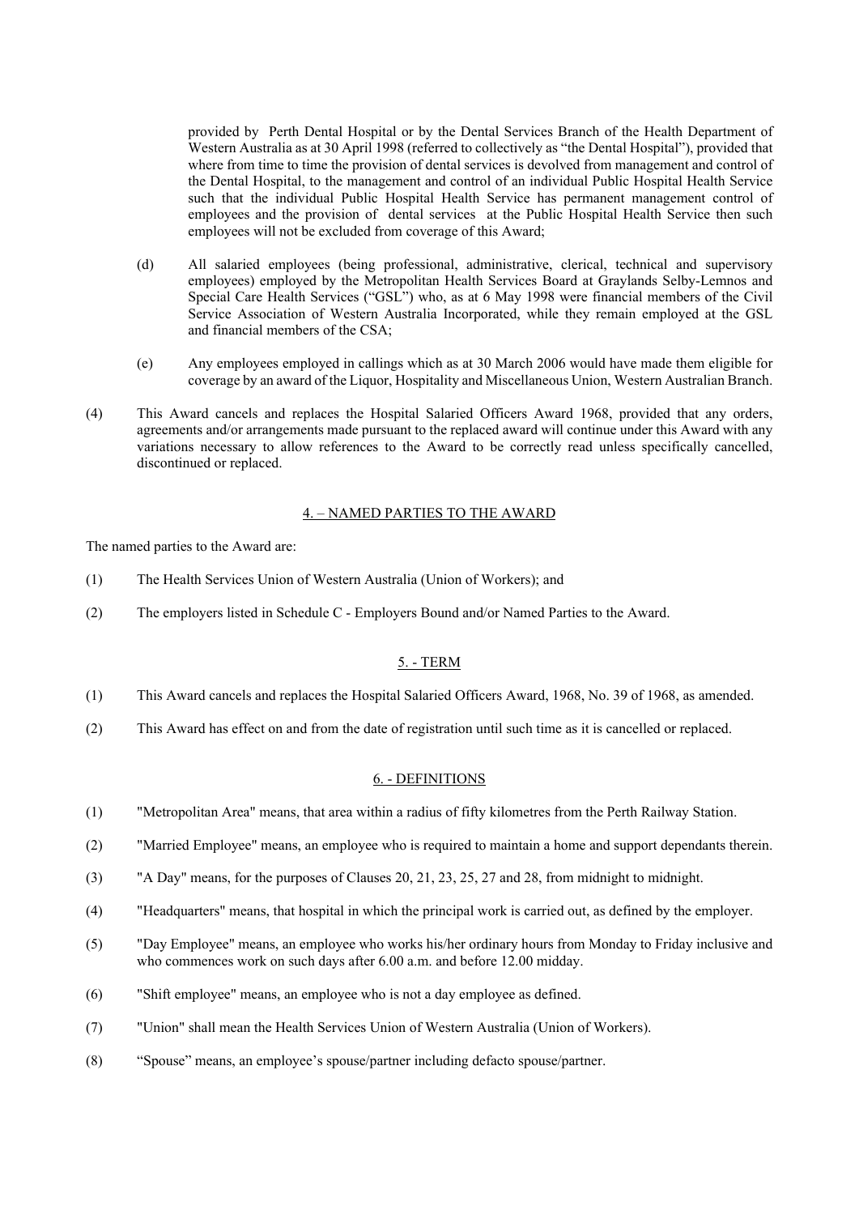provided by Perth Dental Hospital or by the Dental Services Branch of the Health Department of Western Australia as at 30 April 1998 (referred to collectively as "the Dental Hospital"), provided that where from time to time the provision of dental services is devolved from management and control of the Dental Hospital, to the management and control of an individual Public Hospital Health Service such that the individual Public Hospital Health Service has permanent management control of employees and the provision of dental services at the Public Hospital Health Service then such employees will not be excluded from coverage of this Award;

(d) All salaried employees (being professional, administrative, clerical, technical and supervisory employees) employed by the Metropolitan Health Services Board at Graylands Selby-Lemnos and Special Care Health Services ("GSL") who, as at 6 May 1998 were financial members of the Civil Service Association of Western Australia Incorporated, while they remain employed at the GSL and financial members of the CSA;

(e) Any employees employed in callings which as at 30 March 2006 would have made them eligible for coverage by an award of the Liquor, Hospitality and Miscellaneous Union, Western Australian Branch.

(4) This Award cancels and replaces the Hospital Salaried Officers Award 1968, provided that any orders, agreements and/or arrangements made pursuant to the replaced award will continue under this Award with any variations necessary to allow references to the Award to be correctly read unless specifically cancelled, discontinued or replaced.

## 4. – NAMED PARTIES TO THE AWARD

The named parties to the Award are:

(1) The Health Services Union of Western Australia (Union of Workers); and

(2) The employers listed in Schedule C - Employers Bound and/or Named Parties to the Award.

## 5. - TERM

(1) This Award cancels and replaces the Hospital Salaried Officers Award, 1968, No. 39 of 1968, as amended.

(2) This Award has effect on and from the date of registration until such time as it is cancelled or replaced.

## 6. - DEFINITIONS

(1) "Metropolitan Area" means, that area within a radius of fifty kilometres from the Perth Railway Station.

(2) "Married Employee" means, an employee who is required to maintain a home and support dependants therein.

(3) "A Day" means, for the purposes of Clauses 20, 21, 23, 25, 27 and 28, from midnight to midnight.

(4) "Headquarters" means, that hospital in which the principal work is carried out, as defined by the employer.

(5) "Day Employee" means, an employee who works his/her ordinary hours from Monday to Friday inclusive and who commences work on such days after 6.00 a.m. and before 12.00 midday.

(6) "Shift employee" means, an employee who is not a day employee as defined.

(7) "Union" shall mean the Health Services Union of Western Australia (Union of Workers).

(8) "Spouse" means, an employee's spouse/partner including defacto spouse/partner.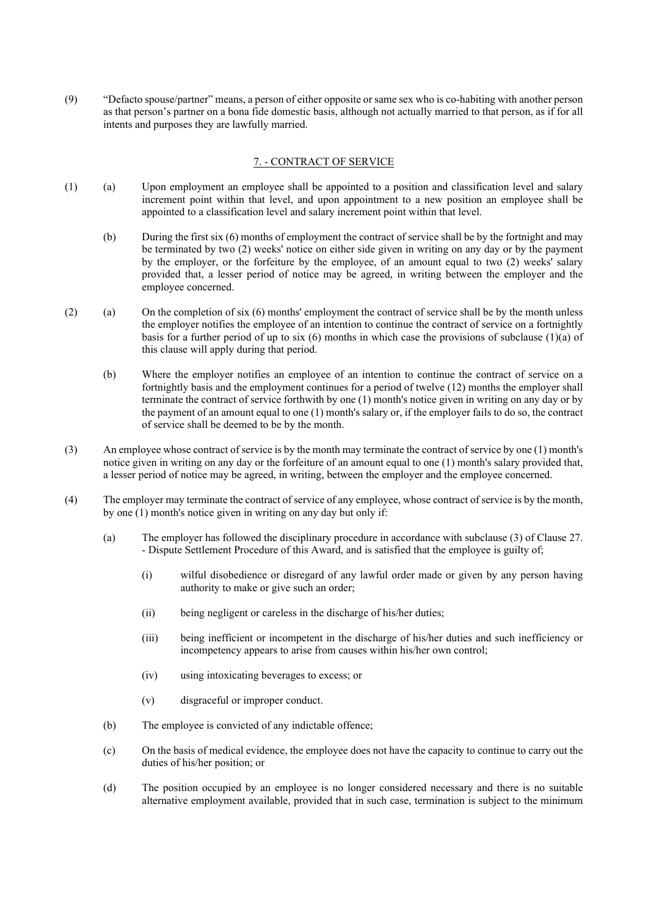(9) "Defacto spouse/partner" means, a person of either opposite or same sex who is co-habiting with another person as that person's partner on a bona fide domestic basis, although not actually married to that person, as if for all intents and purposes they are lawfully married.

## 7. - CONTRACT OF SERVICE

(1) (a) Upon employment an employee shall be appointed to a position and classification level and salary increment point within that level, and upon appointment to a new position an employee shall be appointed to a classification level and salary increment point within that level.

(b) During the first six (6) months of employment the contract of service shall be by the fortnight and may be terminated by two (2) weeks' notice on either side given in writing on any day or by the payment by the employer, or the forfeiture by the employee, of an amount equal to two (2) weeks' salary provided that, a lesser period of notice may be agreed, in writing between the employer and the employee concerned.

(2) (a) On the completion of six (6) months' employment the contract of service shall be by the month unless the employer notifies the employee of an intention to continue the contract of service on a fortnightly basis for a further period of up to six (6) months in which case the provisions of subclause (1)(a) of this clause will apply during that period.

(b) Where the employer notifies an employee of an intention to continue the contract of service on a fortnightly basis and the employment continues for a period of twelve (12) months the employer shall terminate the contract of service forthwith by one (1) month's notice given in writing on any day or by the payment of an amount equal to one (1) month's salary or, if the employer fails to do so, the contract of service shall be deemed to be by the month.

(3) An employee whose contract of service is by the month may terminate the contract of service by one (1) month's notice given in writing on any day or the forfeiture of an amount equal to one (1) month's salary provided that, a lesser period of notice may be agreed, in writing, between the employer and the employee concerned.

(4) The employer may terminate the contract of service of any employee, whose contract of service is by the month, by one (1) month's notice given in writing on any day but only if:

(a) The employer has followed the disciplinary procedure in accordance with subclause (3) of Clause 27. - Dispute Settlement Procedure of this Award, and is satisfied that the employee is guilty of;

(i) wilful disobedience or disregard of any lawful order made or given by any person having authority to make or give such an order;

(ii) being negligent or careless in the discharge of his/her duties;

(iii) being inefficient or incompetent in the discharge of his/her duties and such inefficiency or incompetency appears to arise from causes within his/her own control;

(iv) using intoxicating beverages to excess; or

(v) disgraceful or improper conduct.

(b) The employee is convicted of any indictable offence;

(c) On the basis of medical evidence, the employee does not have the capacity to continue to carry out the duties of his/her position; or

(d) The position occupied by an employee is no longer considered necessary and there is no suitable alternative employment available, provided that in such case, termination is subject to the minimum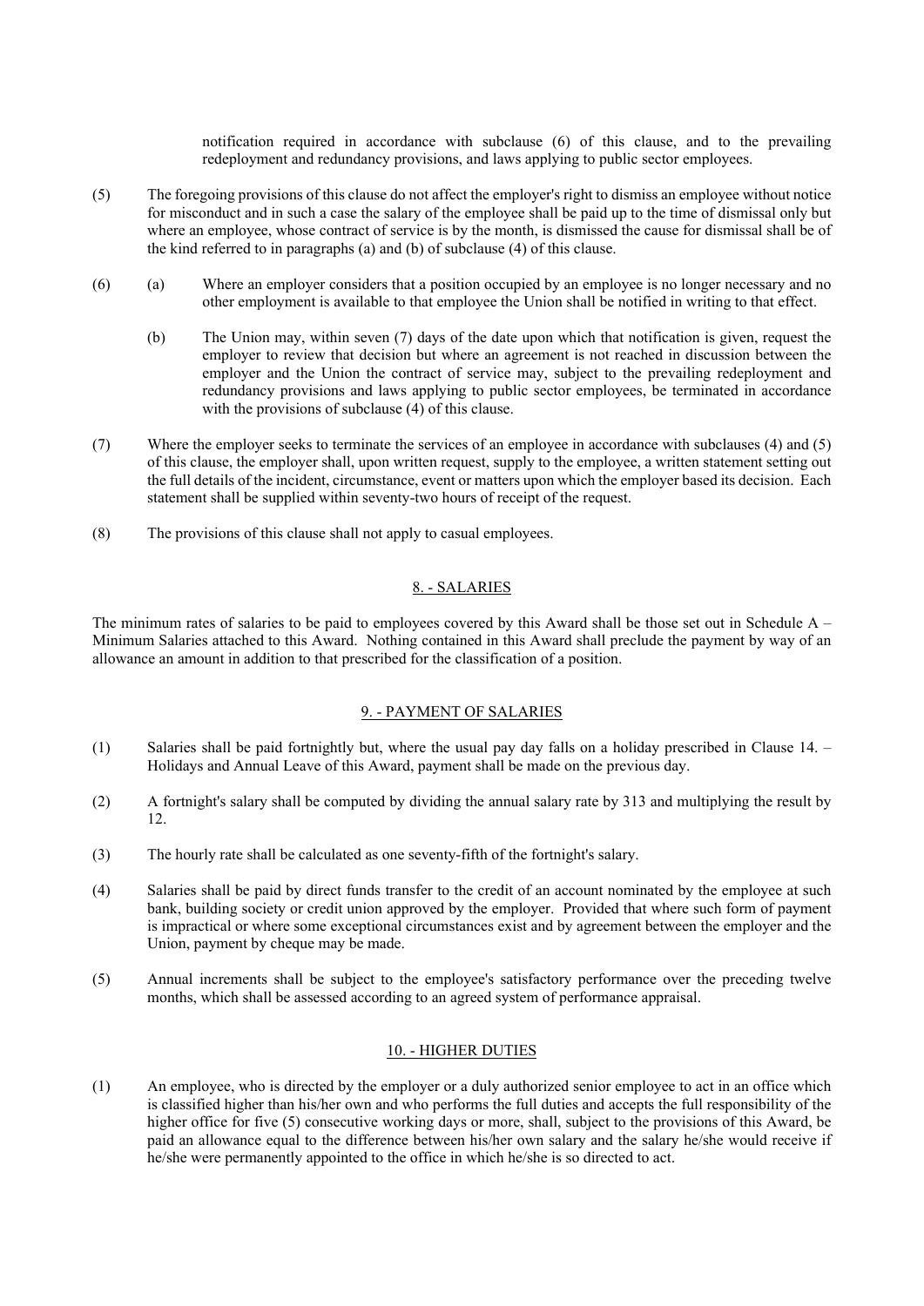notification required in accordance with subclause (6) of this clause, and to the prevailing redeployment and redundancy provisions, and laws applying to public sector employees.

(5) The foregoing provisions of this clause do not affect the employer's right to dismiss an employee without notice for misconduct and in such a case the salary of the employee shall be paid up to the time of dismissal only but where an employee, whose contract of service is by the month, is dismissed the cause for dismissal shall be of the kind referred to in paragraphs (a) and (b) of subclause (4) of this clause.

(6) (a) Where an employer considers that a position occupied by an employee is no longer necessary and no other employment is available to that employee the Union shall be notified in writing to that effect.

(b) The Union may, within seven (7) days of the date upon which that notification is given, request the employer to review that decision but where an agreement is not reached in discussion between the employer and the Union the contract of service may, subject to the prevailing redeployment and redundancy provisions and laws applying to public sector employees, be terminated in accordance with the provisions of subclause (4) of this clause.

(7) Where the employer seeks to terminate the services of an employee in accordance with subclauses (4) and (5) of this clause, the employer shall, upon written request, supply to the employee, a written statement setting out the full details of the incident, circumstance, event or matters upon which the employer based its decision. Each statement shall be supplied within seventy-two hours of receipt of the request.

(8) The provisions of this clause shall not apply to casual employees.

## 8. - SALARIES

The minimum rates of salaries to be paid to employees covered by this Award shall be those set out in Schedule A – Minimum Salaries attached to this Award. Nothing contained in this Award shall preclude the payment by way of an allowance an amount in addition to that prescribed for the classification of a position.

## 9. - PAYMENT OF SALARIES

(1) Salaries shall be paid fortnightly but, where the usual pay day falls on a holiday prescribed in Clause 14. – Holidays and Annual Leave of this Award, payment shall be made on the previous day.

(2) A fortnight's salary shall be computed by dividing the annual salary rate by 313 and multiplying the result by 12.

(3) The hourly rate shall be calculated as one seventy-fifth of the fortnight's salary.

(4) Salaries shall be paid by direct funds transfer to the credit of an account nominated by the employee at such bank, building society or credit union approved by the employer. Provided that where such form of payment is impractical or where some exceptional circumstances exist and by agreement between the employer and the Union, payment by cheque may be made.

(5) Annual increments shall be subject to the employee's satisfactory performance over the preceding twelve months, which shall be assessed according to an agreed system of performance appraisal.

## 10. - HIGHER DUTIES

(1) An employee, who is directed by the employer or a duly authorized senior employee to act in an office which is classified higher than his/her own and who performs the full duties and accepts the full responsibility of the higher office for five (5) consecutive working days or more, shall, subject to the provisions of this Award, be paid an allowance equal to the difference between his/her own salary and the salary he/she would receive if he/she were permanently appointed to the office in which he/she is so directed to act.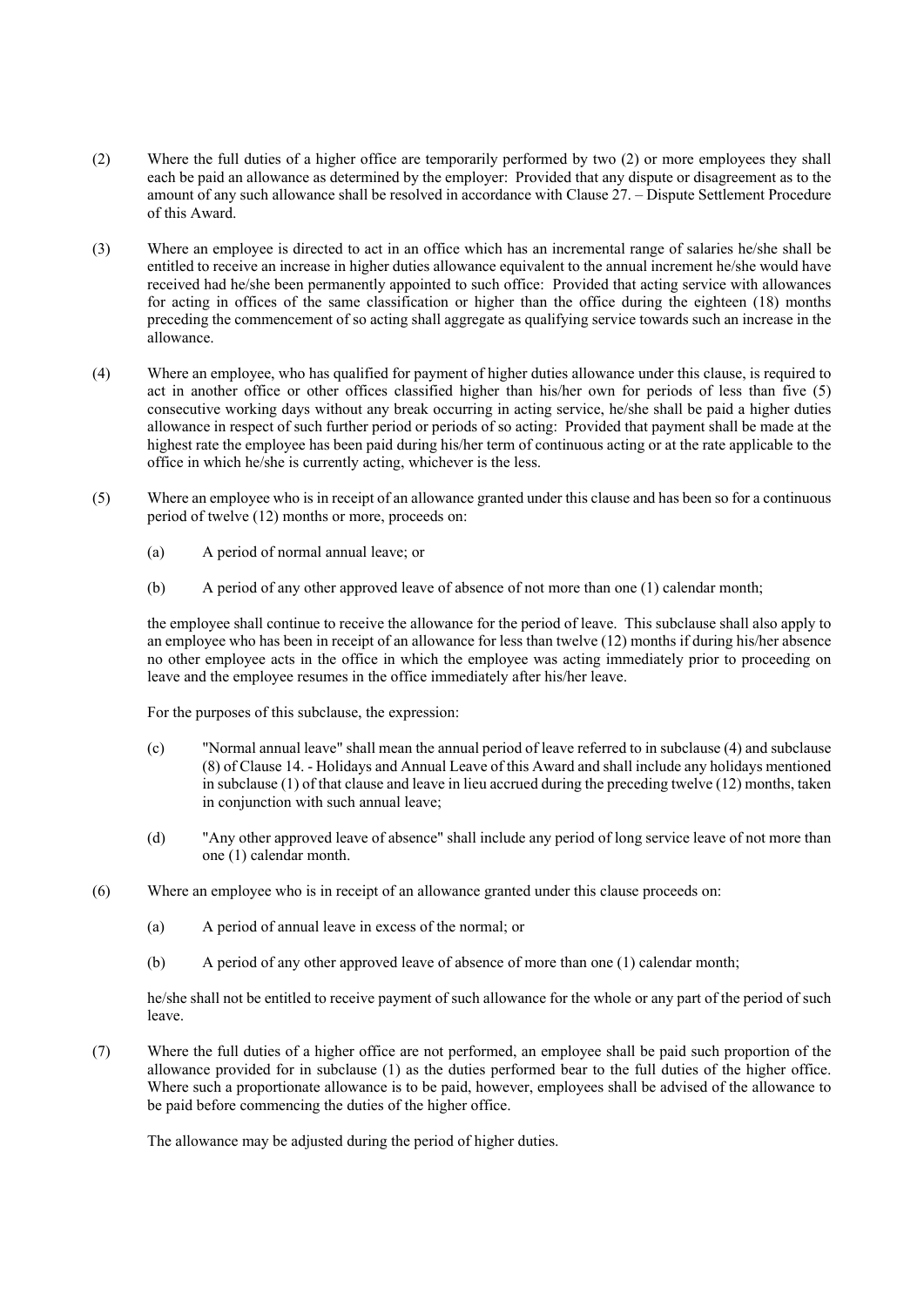(2) Where the full duties of a higher office are temporarily performed by two (2) or more employees they shall each be paid an allowance as determined by the employer: Provided that any dispute or disagreement as to the amount of any such allowance shall be resolved in accordance with Clause 27. – Dispute Settlement Procedure of this Award.

(3) Where an employee is directed to act in an office which has an incremental range of salaries he/she shall be entitled to receive an increase in higher duties allowance equivalent to the annual increment he/she would have received had he/she been permanently appointed to such office: Provided that acting service with allowances for acting in offices of the same classification or higher than the office during the eighteen (18) months preceding the commencement of so acting shall aggregate as qualifying service towards such an increase in the allowance.

(4) Where an employee, who has qualified for payment of higher duties allowance under this clause, is required to act in another office or other offices classified higher than his/her own for periods of less than five (5) consecutive working days without any break occurring in acting service, he/she shall be paid a higher duties allowance in respect of such further period or periods of so acting: Provided that payment shall be made at the highest rate the employee has been paid during his/her term of continuous acting or at the rate applicable to the office in which he/she is currently acting, whichever is the less.

(5) Where an employee who is in receipt of an allowance granted under this clause and has been so for a continuous period of twelve (12) months or more, proceeds on:

(a) A period of normal annual leave; or

(b) A period of any other approved leave of absence of not more than one (1) calendar month;

the employee shall continue to receive the allowance for the period of leave. This subclause shall also apply to an employee who has been in receipt of an allowance for less than twelve (12) months if during his/her absence no other employee acts in the office in which the employee was acting immediately prior to proceeding on leave and the employee resumes in the office immediately after his/her leave.

For the purposes of this subclause, the expression:

(c) "Normal annual leave" shall mean the annual period of leave referred to in subclause (4) and subclause (8) of Clause 14. - Holidays and Annual Leave of this Award and shall include any holidays mentioned in subclause (1) of that clause and leave in lieu accrued during the preceding twelve (12) months, taken in conjunction with such annual leave;

(d) "Any other approved leave of absence" shall include any period of long service leave of not more than one (1) calendar month.

(6) Where an employee who is in receipt of an allowance granted under this clause proceeds on:

(a) A period of annual leave in excess of the normal; or

(b) A period of any other approved leave of absence of more than one (1) calendar month;

he/she shall not be entitled to receive payment of such allowance for the whole or any part of the period of such leave.

(7) Where the full duties of a higher office are not performed, an employee shall be paid such proportion of the allowance provided for in subclause (1) as the duties performed bear to the full duties of the higher office. Where such a proportionate allowance is to be paid, however, employees shall be advised of the allowance to be paid before commencing the duties of the higher office.

The allowance may be adjusted during the period of higher duties.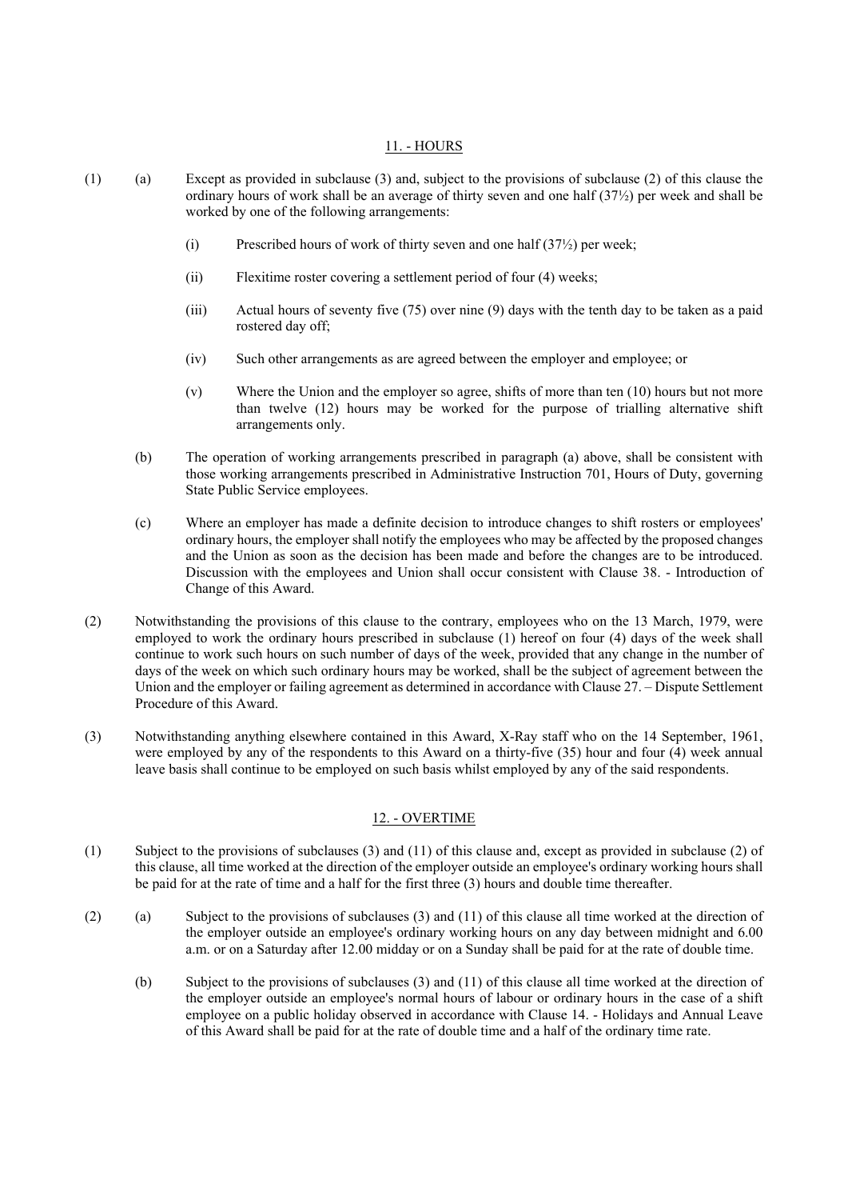## 11. - HOURS

(1) (a) Except as provided in subclause (3) and, subject to the provisions of subclause (2) of this clause the ordinary hours of work shall be an average of thirty seven and one half (37½) per week and shall be worked by one of the following arrangements:

(i) Prescribed hours of work of thirty seven and one half (37½) per week;

(ii) Flexitime roster covering a settlement period of four (4) weeks;

(iii) Actual hours of seventy five (75) over nine (9) days with the tenth day to be taken as a paid rostered day off;

(iv) Such other arrangements as are agreed between the employer and employee; or

(v) Where the Union and the employer so agree, shifts of more than ten (10) hours but not more than twelve (12) hours may be worked for the purpose of trialling alternative shift arrangements only.

(b) The operation of working arrangements prescribed in paragraph (a) above, shall be consistent with those working arrangements prescribed in Administrative Instruction 701, Hours of Duty, governing State Public Service employees.

(c) Where an employer has made a definite decision to introduce changes to shift rosters or employees' ordinary hours, the employer shall notify the employees who may be affected by the proposed changes and the Union as soon as the decision has been made and before the changes are to be introduced. Discussion with the employees and Union shall occur consistent with Clause 38. - Introduction of Change of this Award.

(2) Notwithstanding the provisions of this clause to the contrary, employees who on the 13 March, 1979, were employed to work the ordinary hours prescribed in subclause (1) hereof on four (4) days of the week shall continue to work such hours on such number of days of the week, provided that any change in the number of days of the week on which such ordinary hours may be worked, shall be the subject of agreement between the Union and the employer or failing agreement as determined in accordance with Clause 27. – Dispute Settlement Procedure of this Award.

(3) Notwithstanding anything elsewhere contained in this Award, X-Ray staff who on the 14 September, 1961, were employed by any of the respondents to this Award on a thirty-five (35) hour and four (4) week annual leave basis shall continue to be employed on such basis whilst employed by any of the said respondents.

## 12. - OVERTIME

(1) Subject to the provisions of subclauses (3) and (11) of this clause and, except as provided in subclause (2) of this clause, all time worked at the direction of the employer outside an employee's ordinary working hours shall be paid for at the rate of time and a half for the first three (3) hours and double time thereafter.

(2) (a) Subject to the provisions of subclauses (3) and (11) of this clause all time worked at the direction of the employer outside an employee's ordinary working hours on any day between midnight and 6.00 a.m. or on a Saturday after 12.00 midday or on a Sunday shall be paid for at the rate of double time.

(b) Subject to the provisions of subclauses (3) and (11) of this clause all time worked at the direction of the employer outside an employee's normal hours of labour or ordinary hours in the case of a shift employee on a public holiday observed in accordance with Clause 14. - Holidays and Annual Leave of this Award shall be paid for at the rate of double time and a half of the ordinary time rate.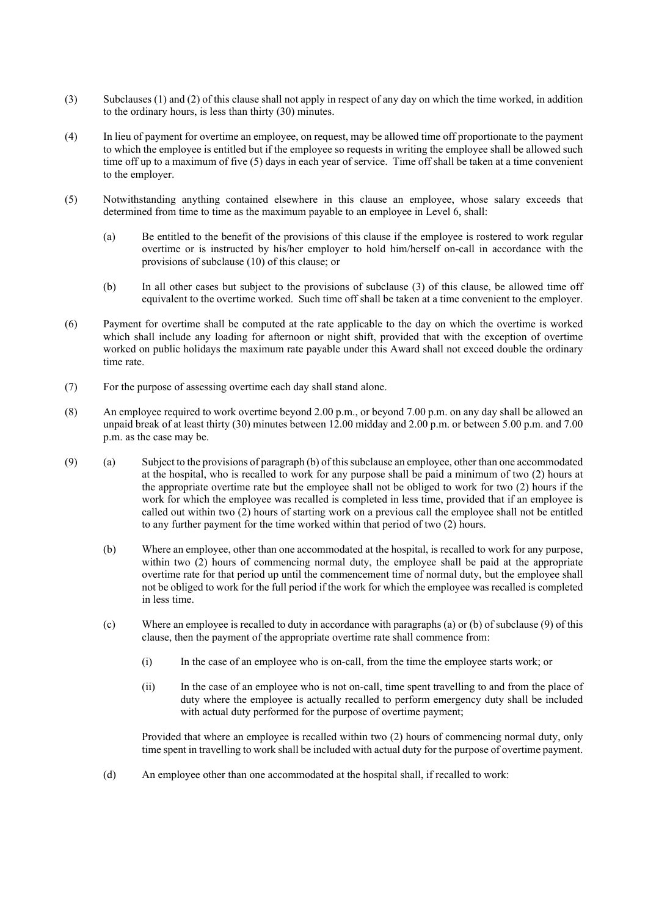(3) Subclauses (1) and (2) of this clause shall not apply in respect of any day on which the time worked, in addition to the ordinary hours, is less than thirty (30) minutes.

(4) In lieu of payment for overtime an employee, on request, may be allowed time off proportionate to the payment to which the employee is entitled but if the employee so requests in writing the employee shall be allowed such time off up to a maximum of five (5) days in each year of service. Time off shall be taken at a time convenient to the employer.

(5) Notwithstanding anything contained elsewhere in this clause an employee, whose salary exceeds that determined from time to time as the maximum payable to an employee in Level 6, shall:

(a) Be entitled to the benefit of the provisions of this clause if the employee is rostered to work regular overtime or is instructed by his/her employer to hold him/herself on-call in accordance with the provisions of subclause (10) of this clause; or

(b) In all other cases but subject to the provisions of subclause (3) of this clause, be allowed time off equivalent to the overtime worked. Such time off shall be taken at a time convenient to the employer.

(6) Payment for overtime shall be computed at the rate applicable to the day on which the overtime is worked which shall include any loading for afternoon or night shift, provided that with the exception of overtime worked on public holidays the maximum rate payable under this Award shall not exceed double the ordinary time rate.

(7) For the purpose of assessing overtime each day shall stand alone.

(8) An employee required to work overtime beyond 2.00 p.m., or beyond 7.00 p.m. on any day shall be allowed an unpaid break of at least thirty (30) minutes between 12.00 midday and 2.00 p.m. or between 5.00 p.m. and 7.00 p.m. as the case may be.

(9) (a) Subject to the provisions of paragraph (b) of this subclause an employee, other than one accommodated at the hospital, who is recalled to work for any purpose shall be paid a minimum of two (2) hours at the appropriate overtime rate but the employee shall not be obliged to work for two (2) hours if the work for which the employee was recalled is completed in less time, provided that if an employee is called out within two (2) hours of starting work on a previous call the employee shall not be entitled to any further payment for the time worked within that period of two (2) hours.

(b) Where an employee, other than one accommodated at the hospital, is recalled to work for any purpose, within two (2) hours of commencing normal duty, the employee shall be paid at the appropriate overtime rate for that period up until the commencement time of normal duty, but the employee shall not be obliged to work for the full period if the work for which the employee was recalled is completed in less time.

(c) Where an employee is recalled to duty in accordance with paragraphs (a) or (b) of subclause (9) of this clause, then the payment of the appropriate overtime rate shall commence from:

(i) In the case of an employee who is on-call, from the time the employee starts work; or

(ii) In the case of an employee who is not on-call, time spent travelling to and from the place of duty where the employee is actually recalled to perform emergency duty shall be included with actual duty performed for the purpose of overtime payment;

Provided that where an employee is recalled within two (2) hours of commencing normal duty, only time spent in travelling to work shall be included with actual duty for the purpose of overtime payment.

(d) An employee other than one accommodated at the hospital shall, if recalled to work: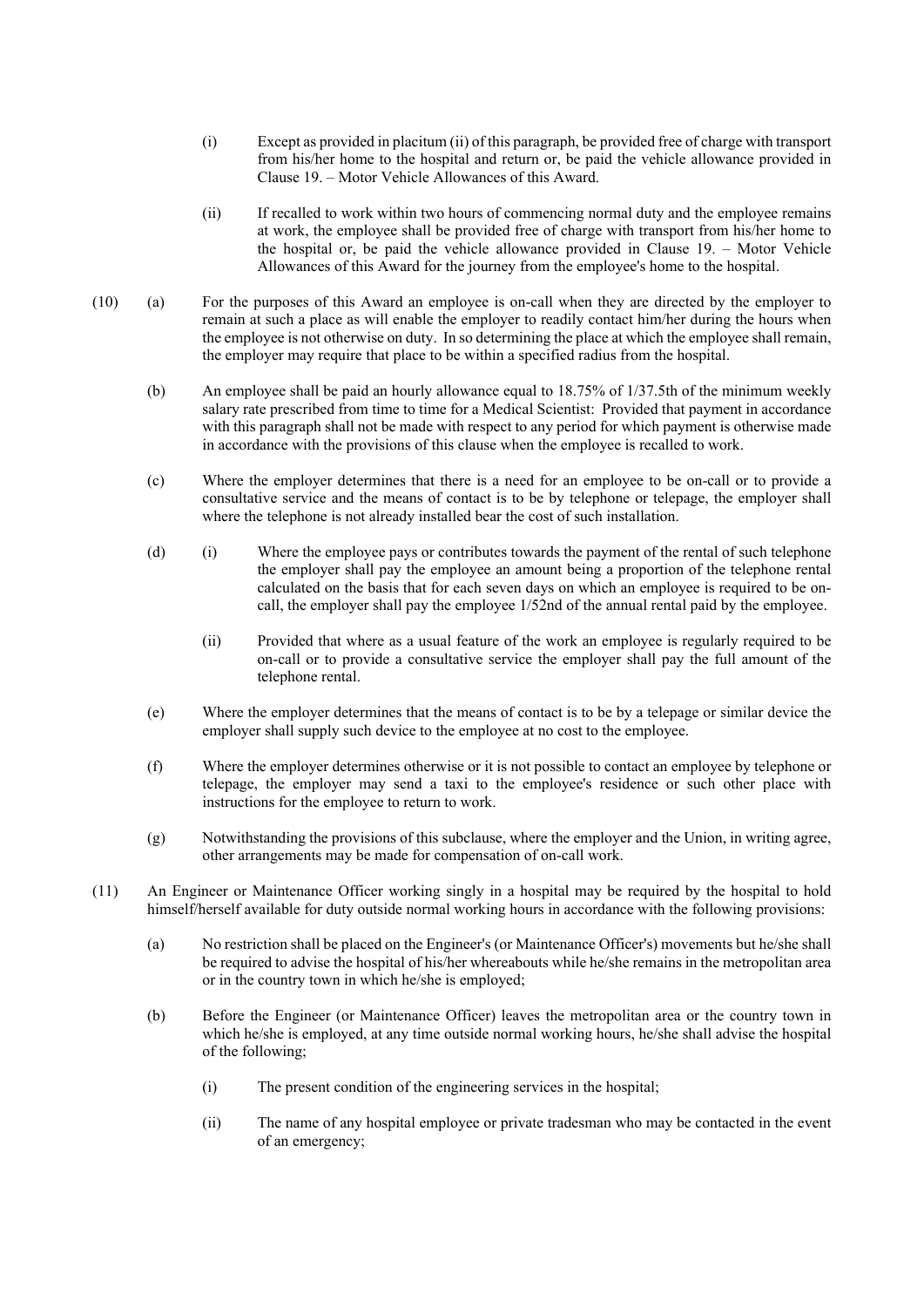(i) Except as provided in placitum (ii) of this paragraph, be provided free of charge with transport from his/her home to the hospital and return or, be paid the vehicle allowance provided in Clause 19. – Motor Vehicle Allowances of this Award.

(ii) If recalled to work within two hours of commencing normal duty and the employee remains at work, the employee shall be provided free of charge with transport from his/her home to the hospital or, be paid the vehicle allowance provided in Clause 19. – Motor Vehicle Allowances of this Award for the journey from the employee's home to the hospital.

(10) (a) For the purposes of this Award an employee is on-call when they are directed by the employer to remain at such a place as will enable the employer to readily contact him/her during the hours when the employee is not otherwise on duty. In so determining the place at which the employee shall remain, the employer may require that place to be within a specified radius from the hospital.

(b) An employee shall be paid an hourly allowance equal to 18.75% of 1/37.5th of the minimum weekly salary rate prescribed from time to time for a Medical Scientist: Provided that payment in accordance with this paragraph shall not be made with respect to any period for which payment is otherwise made in accordance with the provisions of this clause when the employee is recalled to work.

(c) Where the employer determines that there is a need for an employee to be on-call or to provide a consultative service and the means of contact is to be by telephone or telepage, the employer shall where the telephone is not already installed bear the cost of such installation.

(d) (i) Where the employee pays or contributes towards the payment of the rental of such telephone the employer shall pay the employee an amount being a proportion of the telephone rental calculated on the basis that for each seven days on which an employee is required to be on-call, the employer shall pay the employee 1/52nd of the annual rental paid by the employee.

(ii) Provided that where as a usual feature of the work an employee is regularly required to be on-call or to provide a consultative service the employer shall pay the full amount of the telephone rental.

(e) Where the employer determines that the means of contact is to be by a telepage or similar device the employer shall supply such device to the employee at no cost to the employee.

(f) Where the employer determines otherwise or it is not possible to contact an employee by telephone or telepage, the employer may send a taxi to the employee's residence or such other place with instructions for the employee to return to work.

(g) Notwithstanding the provisions of this subclause, where the employer and the Union, in writing agree, other arrangements may be made for compensation of on-call work.

(11) An Engineer or Maintenance Officer working singly in a hospital may be required by the hospital to hold himself/herself available for duty outside normal working hours in accordance with the following provisions:

(a) No restriction shall be placed on the Engineer's (or Maintenance Officer's) movements but he/she shall be required to advise the hospital of his/her whereabouts while he/she remains in the metropolitan area or in the country town in which he/she is employed;

(b) Before the Engineer (or Maintenance Officer) leaves the metropolitan area or the country town in which he/she is employed, at any time outside normal working hours, he/she shall advise the hospital of the following;

(i) The present condition of the engineering services in the hospital;

(ii) The name of any hospital employee or private tradesman who may be contacted in the event of an emergency;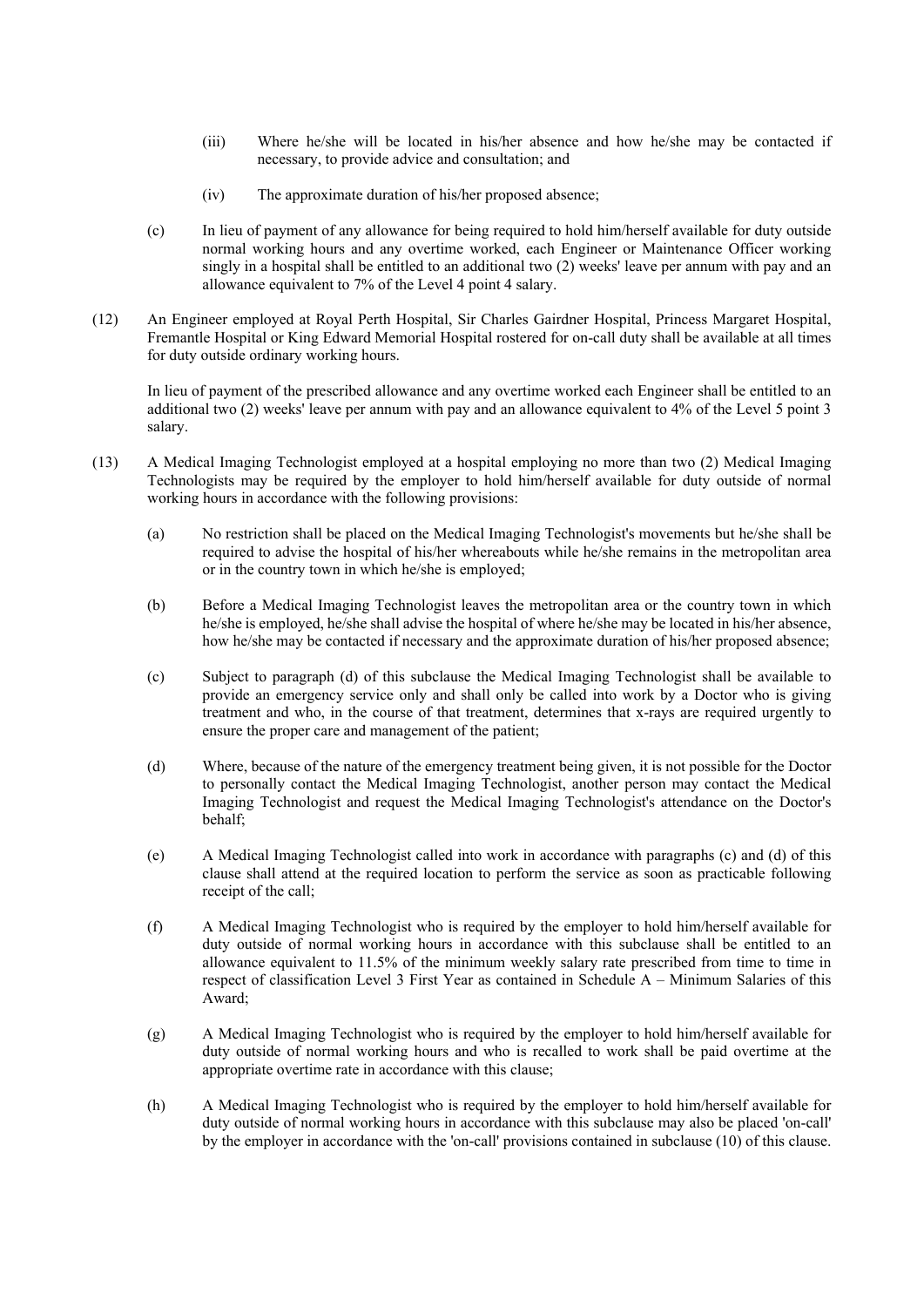(iii) Where he/she will be located in his/her absence and how he/she may be contacted if necessary, to provide advice and consultation; and

(iv) The approximate duration of his/her proposed absence;

(c) In lieu of payment of any allowance for being required to hold him/herself available for duty outside normal working hours and any overtime worked, each Engineer or Maintenance Officer working singly in a hospital shall be entitled to an additional two (2) weeks' leave per annum with pay and an allowance equivalent to 7% of the Level 4 point 4 salary.

(12) An Engineer employed at Royal Perth Hospital, Sir Charles Gairdner Hospital, Princess Margaret Hospital, Fremantle Hospital or King Edward Memorial Hospital rostered for on-call duty shall be available at all times for duty outside ordinary working hours.

In lieu of payment of the prescribed allowance and any overtime worked each Engineer shall be entitled to an additional two (2) weeks' leave per annum with pay and an allowance equivalent to 4% of the Level 5 point 3 salary.

(13) A Medical Imaging Technologist employed at a hospital employing no more than two (2) Medical Imaging Technologists may be required by the employer to hold him/herself available for duty outside of normal working hours in accordance with the following provisions:

(a) No restriction shall be placed on the Medical Imaging Technologist's movements but he/she shall be required to advise the hospital of his/her whereabouts while he/she remains in the metropolitan area or in the country town in which he/she is employed;

(b) Before a Medical Imaging Technologist leaves the metropolitan area or the country town in which he/she is employed, he/she shall advise the hospital of where he/she may be located in his/her absence, how he/she may be contacted if necessary and the approximate duration of his/her proposed absence;

(c) Subject to paragraph (d) of this subclause the Medical Imaging Technologist shall be available to provide an emergency service only and shall only be called into work by a Doctor who is giving treatment and who, in the course of that treatment, determines that x-rays are required urgently to ensure the proper care and management of the patient;

(d) Where, because of the nature of the emergency treatment being given, it is not possible for the Doctor to personally contact the Medical Imaging Technologist, another person may contact the Medical Imaging Technologist and request the Medical Imaging Technologist's attendance on the Doctor's behalf;

(e) A Medical Imaging Technologist called into work in accordance with paragraphs (c) and (d) of this clause shall attend at the required location to perform the service as soon as practicable following receipt of the call;

(f) A Medical Imaging Technologist who is required by the employer to hold him/herself available for duty outside of normal working hours in accordance with this subclause shall be entitled to an allowance equivalent to 11.5% of the minimum weekly salary rate prescribed from time to time in respect of classification Level 3 First Year as contained in Schedule A – Minimum Salaries of this Award;

(g) A Medical Imaging Technologist who is required by the employer to hold him/herself available for duty outside of normal working hours and who is recalled to work shall be paid overtime at the appropriate overtime rate in accordance with this clause;

(h) A Medical Imaging Technologist who is required by the employer to hold him/herself available for duty outside of normal working hours in accordance with this subclause may also be placed 'on-call' by the employer in accordance with the 'on-call' provisions contained in subclause (10) of this clause.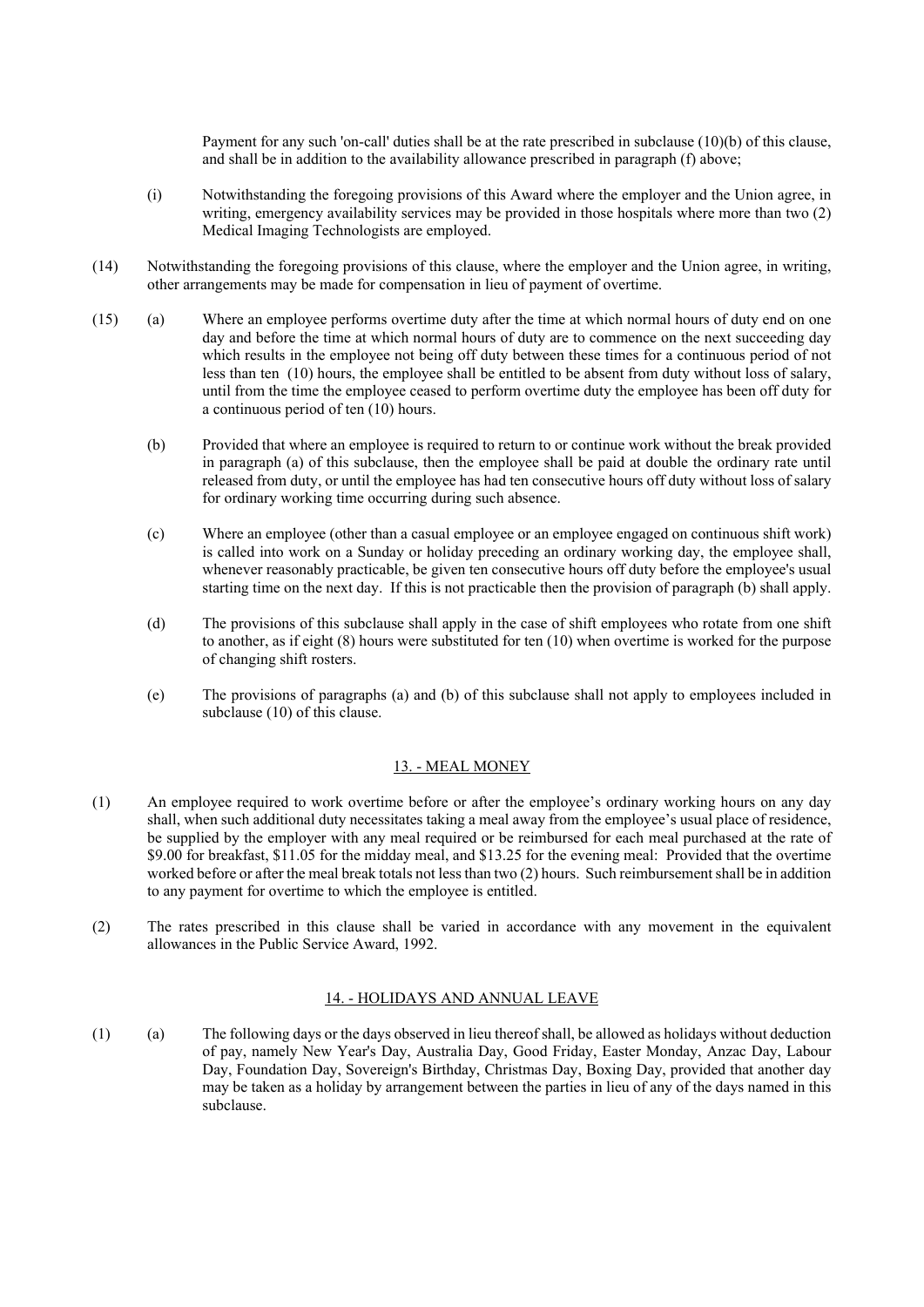Payment for any such 'on-call' duties shall be at the rate prescribed in subclause (10)(b) of this clause, and shall be in addition to the availability allowance prescribed in paragraph (f) above;

(i) Notwithstanding the foregoing provisions of this Award where the employer and the Union agree, in writing, emergency availability services may be provided in those hospitals where more than two (2) Medical Imaging Technologists are employed.

(14) Notwithstanding the foregoing provisions of this clause, where the employer and the Union agree, in writing, other arrangements may be made for compensation in lieu of payment of overtime.

(15) (a) Where an employee performs overtime duty after the time at which normal hours of duty end on one day and before the time at which normal hours of duty are to commence on the next succeeding day which results in the employee not being off duty between these times for a continuous period of not less than ten (10) hours, the employee shall be entitled to be absent from duty without loss of salary, until from the time the employee ceased to perform overtime duty the employee has been off duty for a continuous period of ten (10) hours.

(b) Provided that where an employee is required to return to or continue work without the break provided in paragraph (a) of this subclause, then the employee shall be paid at double the ordinary rate until released from duty, or until the employee has had ten consecutive hours off duty without loss of salary for ordinary working time occurring during such absence.

(c) Where an employee (other than a casual employee or an employee engaged on continuous shift work) is called into work on a Sunday or holiday preceding an ordinary working day, the employee shall, whenever reasonably practicable, be given ten consecutive hours off duty before the employee's usual starting time on the next day. If this is not practicable then the provision of paragraph (b) shall apply.

(d) The provisions of this subclause shall apply in the case of shift employees who rotate from one shift to another, as if eight (8) hours were substituted for ten (10) when overtime is worked for the purpose of changing shift rosters.

(e) The provisions of paragraphs (a) and (b) of this subclause shall not apply to employees included in subclause (10) of this clause.

## 13. - MEAL MONEY

(1) An employee required to work overtime before or after the employee's ordinary working hours on any day shall, when such additional duty necessitates taking a meal away from the employee's usual place of residence, be supplied by the employer with any meal required or be reimbursed for each meal purchased at the rate of $9.00 for breakfast, $11.05 for the midday meal, and $13.25 for the evening meal: Provided that the overtime worked before or after the meal break totals not less than two (2) hours. Such reimbursement shall be in addition to any payment for overtime to which the employee is entitled.

(2) The rates prescribed in this clause shall be varied in accordance with any movement in the equivalent allowances in the Public Service Award, 1992.

## 14. - HOLIDAYS AND ANNUAL LEAVE

(1) (a) The following days or the days observed in lieu thereof shall, be allowed as holidays without deduction of pay, namely New Year's Day, Australia Day, Good Friday, Easter Monday, Anzac Day, Labour Day, Foundation Day, Sovereign's Birthday, Christmas Day, Boxing Day, provided that another day may be taken as a holiday by arrangement between the parties in lieu of any of the days named in this subclause.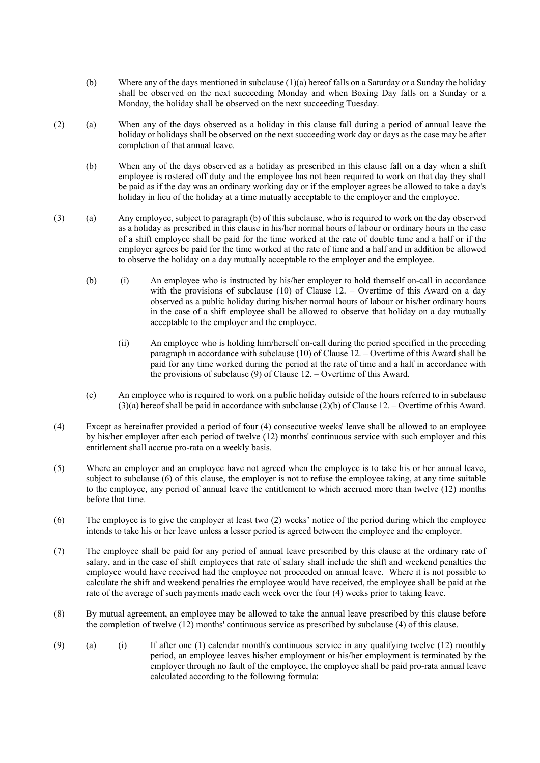(b) Where any of the days mentioned in subclause (1)(a) hereof falls on a Saturday or a Sunday the holiday shall be observed on the next succeeding Monday and when Boxing Day falls on a Sunday or a Monday, the holiday shall be observed on the next succeeding Tuesday.

(2) (a) When any of the days observed as a holiday in this clause fall during a period of annual leave the holiday or holidays shall be observed on the next succeeding work day or days as the case may be after completion of that annual leave.

(b) When any of the days observed as a holiday as prescribed in this clause fall on a day when a shift employee is rostered off duty and the employee has not been required to work on that day they shall be paid as if the day was an ordinary working day or if the employer agrees be allowed to take a day's holiday in lieu of the holiday at a time mutually acceptable to the employer and the employee.

(3) (a) Any employee, subject to paragraph (b) of this subclause, who is required to work on the day observed as a holiday as prescribed in this clause in his/her normal hours of labour or ordinary hours in the case of a shift employee shall be paid for the time worked at the rate of double time and a half or if the employer agrees be paid for the time worked at the rate of time and a half and in addition be allowed to observe the holiday on a day mutually acceptable to the employer and the employee.

(b) (i) An employee who is instructed by his/her employer to hold themself on-call in accordance with the provisions of subclause (10) of Clause 12. – Overtime of this Award on a day observed as a public holiday during his/her normal hours of labour or his/her ordinary hours in the case of a shift employee shall be allowed to observe that holiday on a day mutually acceptable to the employer and the employee.

(ii) An employee who is holding him/herself on-call during the period specified in the preceding paragraph in accordance with subclause (10) of Clause 12. – Overtime of this Award shall be paid for any time worked during the period at the rate of time and a half in accordance with the provisions of subclause (9) of Clause 12. – Overtime of this Award.

(c) An employee who is required to work on a public holiday outside of the hours referred to in subclause (3)(a) hereof shall be paid in accordance with subclause (2)(b) of Clause 12. – Overtime of this Award.

(4) Except as hereinafter provided a period of four (4) consecutive weeks' leave shall be allowed to an employee by his/her employer after each period of twelve (12) months' continuous service with such employer and this entitlement shall accrue pro-rata on a weekly basis.

(5) Where an employer and an employee have not agreed when the employee is to take his or her annual leave, subject to subclause (6) of this clause, the employer is not to refuse the employee taking, at any time suitable to the employee, any period of annual leave the entitlement to which accrued more than twelve (12) months before that time.

(6) The employee is to give the employer at least two (2) weeks' notice of the period during which the employee intends to take his or her leave unless a lesser period is agreed between the employee and the employer.

(7) The employee shall be paid for any period of annual leave prescribed by this clause at the ordinary rate of salary, and in the case of shift employees that rate of salary shall include the shift and weekend penalties the employee would have received had the employee not proceeded on annual leave. Where it is not possible to calculate the shift and weekend penalties the employee would have received, the employee shall be paid at the rate of the average of such payments made each week over the four (4) weeks prior to taking leave.

(8) By mutual agreement, an employee may be allowed to take the annual leave prescribed by this clause before the completion of twelve (12) months' continuous service as prescribed by subclause (4) of this clause.

(9) (a) (i) If after one (1) calendar month's continuous service in any qualifying twelve (12) monthly period, an employee leaves his/her employment or his/her employment is terminated by the employer through no fault of the employee, the employee shall be paid pro-rata annual leave calculated according to the following formula: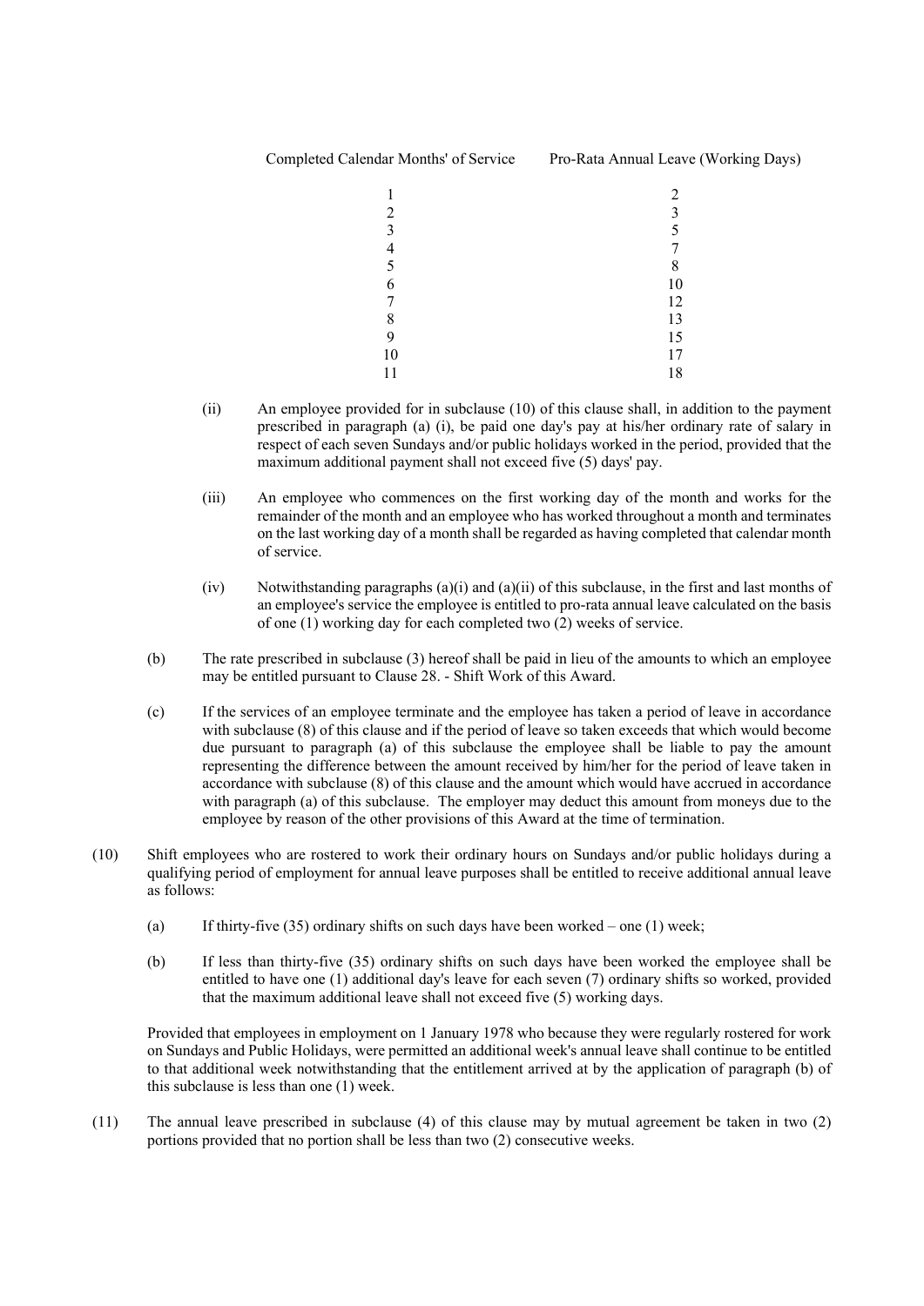| Completed Calendar Months' of Service | Pro-Rata Annual Leave (Working Days) |
|---|---|
| 1 | 2 |
| 2 | 3 |
| 3 | 5 |
| 4 | 7 |
| 5 | 8 |
| 6 | 10 |
| 7 | 12 |
| 8 | 13 |
| 9 | 15 |
| 10 | 17 |
| 11 | 18 |

(ii) An employee provided for in subclause (10) of this clause shall, in addition to the payment prescribed in paragraph (a) (i), be paid one day's pay at his/her ordinary rate of salary in respect of each seven Sundays and/or public holidays worked in the period, provided that the maximum additional payment shall not exceed five (5) days' pay.

(iii) An employee who commences on the first working day of the month and works for the remainder of the month and an employee who has worked throughout a month and terminates on the last working day of a month shall be regarded as having completed that calendar month of service.

(iv) Notwithstanding paragraphs (a)(i) and (a)(ii) of this subclause, in the first and last months of an employee's service the employee is entitled to pro-rata annual leave calculated on the basis of one (1) working day for each completed two (2) weeks of service.

(b) The rate prescribed in subclause (3) hereof shall be paid in lieu of the amounts to which an employee may be entitled pursuant to Clause 28. - Shift Work of this Award.

(c) If the services of an employee terminate and the employee has taken a period of leave in accordance with subclause (8) of this clause and if the period of leave so taken exceeds that which would become due pursuant to paragraph (a) of this subclause the employee shall be liable to pay the amount representing the difference between the amount received by him/her for the period of leave taken in accordance with subclause (8) of this clause and the amount which would have accrued in accordance with paragraph (a) of this subclause. The employer may deduct this amount from moneys due to the employee by reason of the other provisions of this Award at the time of termination.

(10) Shift employees who are rostered to work their ordinary hours on Sundays and/or public holidays during a qualifying period of employment for annual leave purposes shall be entitled to receive additional annual leave as follows:

(a) If thirty-five (35) ordinary shifts on such days have been worked – one (1) week;

(b) If less than thirty-five (35) ordinary shifts on such days have been worked the employee shall be entitled to have one (1) additional day's leave for each seven (7) ordinary shifts so worked, provided that the maximum additional leave shall not exceed five (5) working days.

Provided that employees in employment on 1 January 1978 who because they were regularly rostered for work on Sundays and Public Holidays, were permitted an additional week's annual leave shall continue to be entitled to that additional week notwithstanding that the entitlement arrived at by the application of paragraph (b) of this subclause is less than one (1) week.

(11) The annual leave prescribed in subclause (4) of this clause may by mutual agreement be taken in two (2) portions provided that no portion shall be less than two (2) consecutive weeks.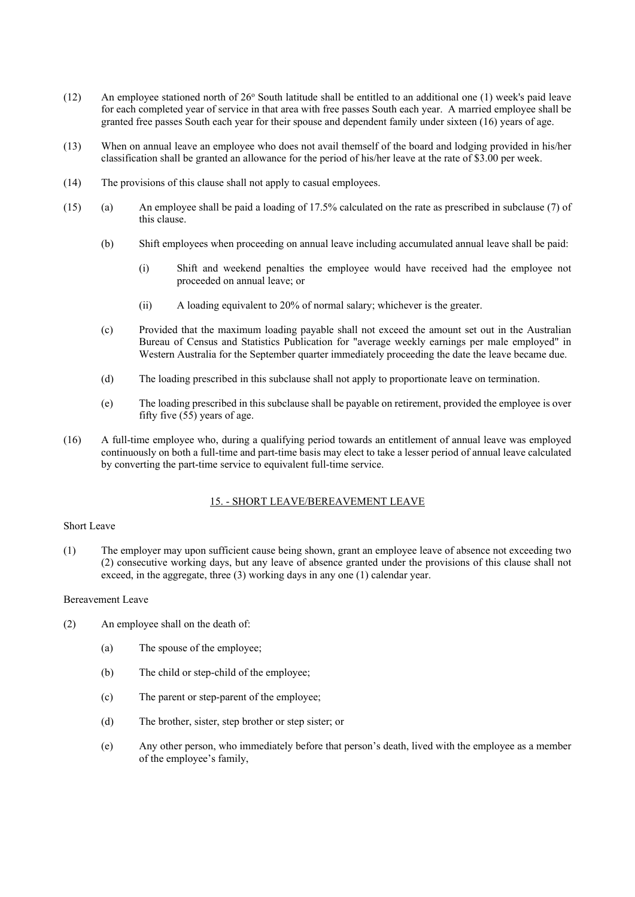(12) An employee stationed north of 26° South latitude shall be entitled to an additional one (1) week's paid leave for each completed year of service in that area with free passes South each year. A married employee shall be granted free passes South each year for their spouse and dependent family under sixteen (16) years of age.

(13) When on annual leave an employee who does not avail themself of the board and lodging provided in his/her classification shall be granted an allowance for the period of his/her leave at the rate of $3.00 per week.

(14) The provisions of this clause shall not apply to casual employees.

(15) (a) An employee shall be paid a loading of 17.5% calculated on the rate as prescribed in subclause (7) of this clause.

(b) Shift employees when proceeding on annual leave including accumulated annual leave shall be paid:

(i) Shift and weekend penalties the employee would have received had the employee not proceeded on annual leave; or

(ii) A loading equivalent to 20% of normal salary; whichever is the greater.

(c) Provided that the maximum loading payable shall not exceed the amount set out in the Australian Bureau of Census and Statistics Publication for "average weekly earnings per male employed" in Western Australia for the September quarter immediately proceeding the date the leave became due.

(d) The loading prescribed in this subclause shall not apply to proportionate leave on termination.

(e) The loading prescribed in this subclause shall be payable on retirement, provided the employee is over fifty five (55) years of age.

(16) A full-time employee who, during a qualifying period towards an entitlement of annual leave was employed continuously on both a full-time and part-time basis may elect to take a lesser period of annual leave calculated by converting the part-time service to equivalent full-time service.

## 15. - SHORT LEAVE/BEREAVEMENT LEAVE

Short Leave

(1) The employer may upon sufficient cause being shown, grant an employee leave of absence not exceeding two (2) consecutive working days, but any leave of absence granted under the provisions of this clause shall not exceed, in the aggregate, three (3) working days in any one (1) calendar year.

Bereavement Leave

(2) An employee shall on the death of:

(a) The spouse of the employee;

(b) The child or step-child of the employee;

(c) The parent or step-parent of the employee;

(d) The brother, sister, step brother or step sister; or

(e) Any other person, who immediately before that person's death, lived with the employee as a member of the employee's family,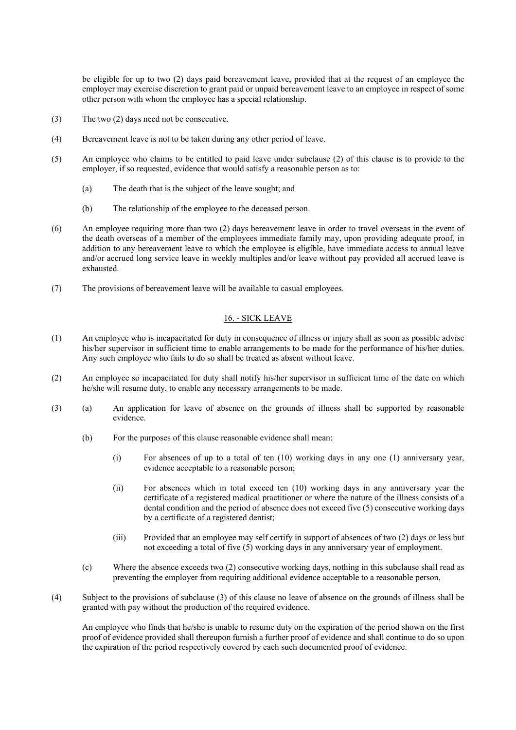be eligible for up to two (2) days paid bereavement leave, provided that at the request of an employee the employer may exercise discretion to grant paid or unpaid bereavement leave to an employee in respect of some other person with whom the employee has a special relationship.

(3) The two (2) days need not be consecutive.

(4) Bereavement leave is not to be taken during any other period of leave.

(5) An employee who claims to be entitled to paid leave under subclause (2) of this clause is to provide to the employer, if so requested, evidence that would satisfy a reasonable person as to:

  (a) The death that is the subject of the leave sought; and

  (b) The relationship of the employee to the deceased person.

(6) An employee requiring more than two (2) days bereavement leave in order to travel overseas in the event of the death overseas of a member of the employees immediate family may, upon providing adequate proof, in addition to any bereavement leave to which the employee is eligible, have immediate access to annual leave and/or accrued long service leave in weekly multiples and/or leave without pay provided all accrued leave is exhausted.

(7) The provisions of bereavement leave will be available to casual employees.

## 16. - SICK LEAVE

(1) An employee who is incapacitated for duty in consequence of illness or injury shall as soon as possible advise his/her supervisor in sufficient time to enable arrangements to be made for the performance of his/her duties. Any such employee who fails to do so shall be treated as absent without leave.

(2) An employee so incapacitated for duty shall notify his/her supervisor in sufficient time of the date on which he/she will resume duty, to enable any necessary arrangements to be made.

(3) (a) An application for leave of absence on the grounds of illness shall be supported by reasonable evidence.

  (b) For the purposes of this clause reasonable evidence shall mean:

    (i) For absences of up to a total of ten (10) working days in any one (1) anniversary year, evidence acceptable to a reasonable person;

    (ii) For absences which in total exceed ten (10) working days in any anniversary year the certificate of a registered medical practitioner or where the nature of the illness consists of a dental condition and the period of absence does not exceed five (5) consecutive working days by a certificate of a registered dentist;

    (iii) Provided that an employee may self certify in support of absences of two (2) days or less but not exceeding a total of five (5) working days in any anniversary year of employment.

  (c) Where the absence exceeds two (2) consecutive working days, nothing in this subclause shall read as preventing the employer from requiring additional evidence acceptable to a reasonable person,

(4) Subject to the provisions of subclause (3) of this clause no leave of absence on the grounds of illness shall be granted with pay without the production of the required evidence.

An employee who finds that he/she is unable to resume duty on the expiration of the period shown on the first proof of evidence provided shall thereupon furnish a further proof of evidence and shall continue to do so upon the expiration of the period respectively covered by each such documented proof of evidence.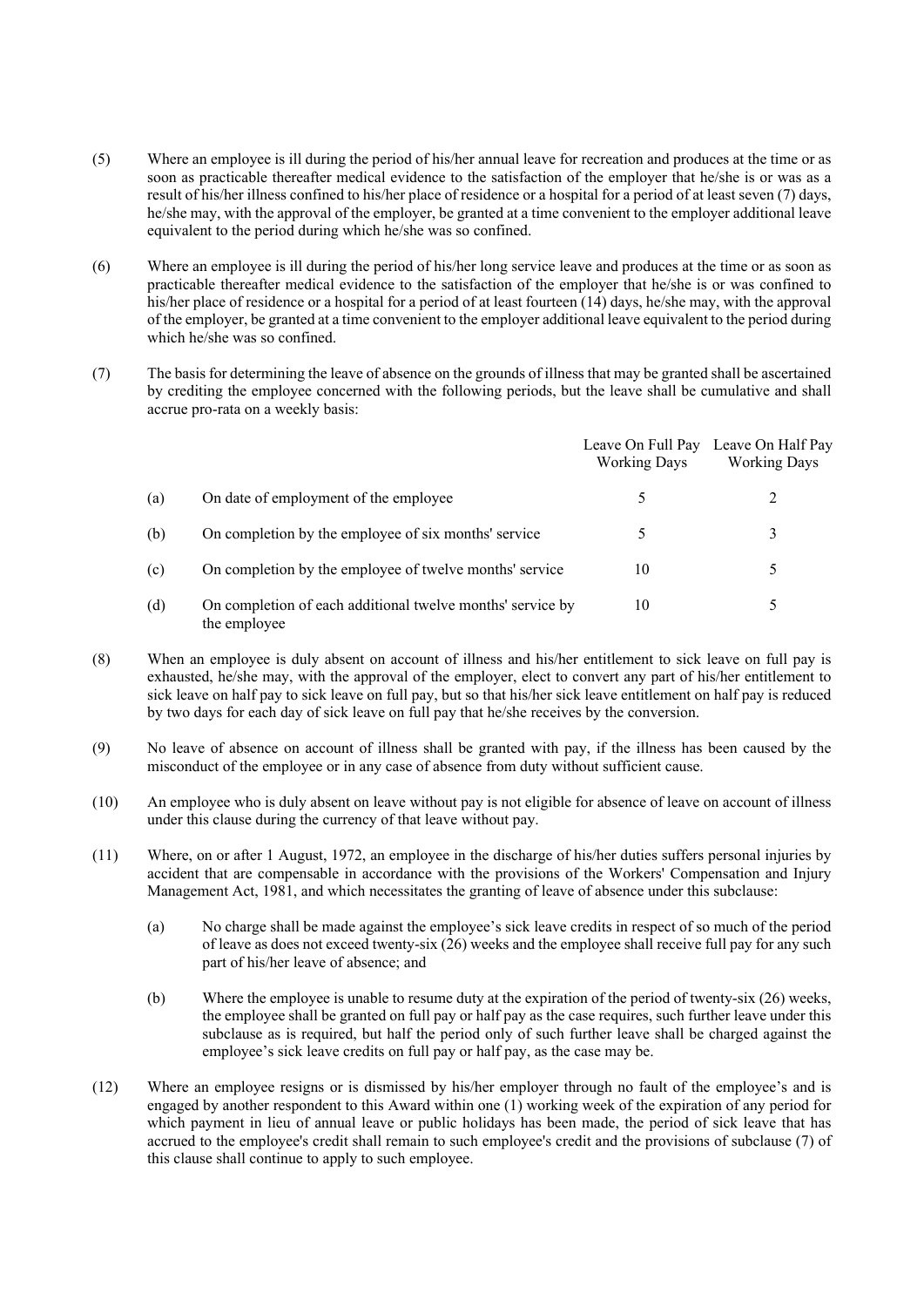(5) Where an employee is ill during the period of his/her annual leave for recreation and produces at the time or as soon as practicable thereafter medical evidence to the satisfaction of the employer that he/she is or was as a result of his/her illness confined to his/her place of residence or a hospital for a period of at least seven (7) days, he/she may, with the approval of the employer, be granted at a time convenient to the employer additional leave equivalent to the period during which he/she was so confined.

(6) Where an employee is ill during the period of his/her long service leave and produces at the time or as soon as practicable thereafter medical evidence to the satisfaction of the employer that he/she is or was confined to his/her place of residence or a hospital for a period of at least fourteen (14) days, he/she may, with the approval of the employer, be granted at a time convenient to the employer additional leave equivalent to the period during which he/she was so confined.

(7) The basis for determining the leave of absence on the grounds of illness that may be granted shall be ascertained by crediting the employee concerned with the following periods, but the leave shall be cumulative and shall accrue pro-rata on a weekly basis:

| | | Leave On Full Pay Working Days | Leave On Half Pay Working Days |
|---|---|---|---|
| (a) | On date of employment of the employee | 5 | 2 |
| (b) | On completion by the employee of six months' service | 5 | 3 |
| (c) | On completion by the employee of twelve months' service | 10 | 5 |
| (d) | On completion of each additional twelve months' service by the employee | 10 | 5 |

(8) When an employee is duly absent on account of illness and his/her entitlement to sick leave on full pay is exhausted, he/she may, with the approval of the employer, elect to convert any part of his/her entitlement to sick leave on half pay to sick leave on full pay, but so that his/her sick leave entitlement on half pay is reduced by two days for each day of sick leave on full pay that he/she receives by the conversion.

(9) No leave of absence on account of illness shall be granted with pay, if the illness has been caused by the misconduct of the employee or in any case of absence from duty without sufficient cause.

(10) An employee who is duly absent on leave without pay is not eligible for absence of leave on account of illness under this clause during the currency of that leave without pay.

(11) Where, on or after 1 August, 1972, an employee in the discharge of his/her duties suffers personal injuries by accident that are compensable in accordance with the provisions of the Workers' Compensation and Injury Management Act, 1981, and which necessitates the granting of leave of absence under this subclause:

   (a) No charge shall be made against the employee's sick leave credits in respect of so much of the period of leave as does not exceed twenty-six (26) weeks and the employee shall receive full pay for any such part of his/her leave of absence; and

   (b) Where the employee is unable to resume duty at the expiration of the period of twenty-six (26) weeks, the employee shall be granted on full pay or half pay as the case requires, such further leave under this subclause as is required, but half the period only of such further leave shall be charged against the employee's sick leave credits on full pay or half pay, as the case may be.

(12) Where an employee resigns or is dismissed by his/her employer through no fault of the employee's and is engaged by another respondent to this Award within one (1) working week of the expiration of any period for which payment in lieu of annual leave or public holidays has been made, the period of sick leave that has accrued to the employee's credit shall remain to such employee's credit and the provisions of subclause (7) of this clause shall continue to apply to such employee.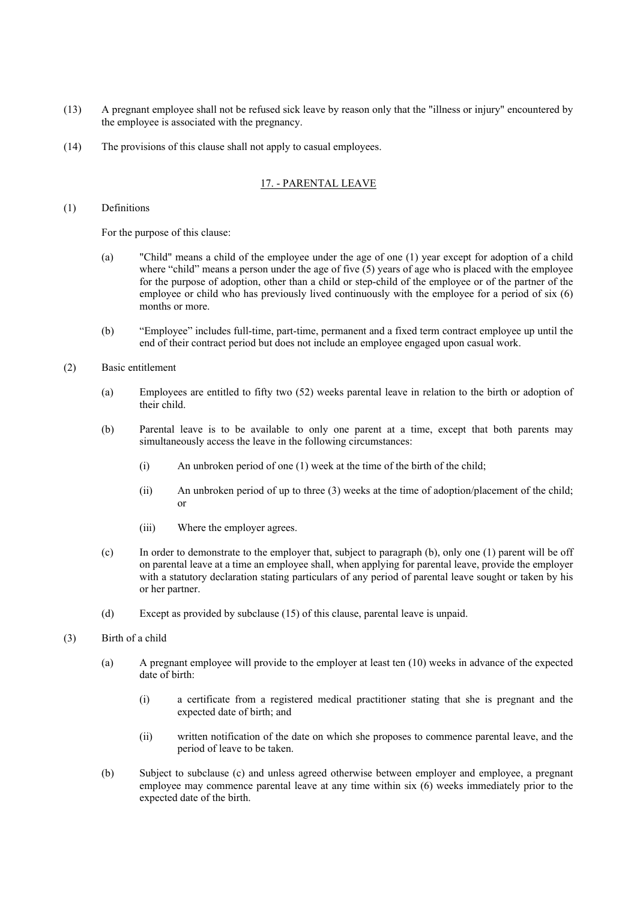(13) A pregnant employee shall not be refused sick leave by reason only that the "illness or injury" encountered by the employee is associated with the pregnancy.

(14) The provisions of this clause shall not apply to casual employees.

## 17. - PARENTAL LEAVE

(1) Definitions

For the purpose of this clause:

(a) "Child" means a child of the employee under the age of one (1) year except for adoption of a child where “child” means a person under the age of five (5) years of age who is placed with the employee for the purpose of adoption, other than a child or step-child of the employee or of the partner of the employee or child who has previously lived continuously with the employee for a period of six (6) months or more.

(b) “Employee” includes full-time, part-time, permanent and a fixed term contract employee up until the end of their contract period but does not include an employee engaged upon casual work.

(2) Basic entitlement

(a) Employees are entitled to fifty two (52) weeks parental leave in relation to the birth or adoption of their child.

(b) Parental leave is to be available to only one parent at a time, except that both parents may simultaneously access the leave in the following circumstances:

(i) An unbroken period of one (1) week at the time of the birth of the child;

(ii) An unbroken period of up to three (3) weeks at the time of adoption/placement of the child; or

(iii) Where the employer agrees.

(c) In order to demonstrate to the employer that, subject to paragraph (b), only one (1) parent will be off on parental leave at a time an employee shall, when applying for parental leave, provide the employer with a statutory declaration stating particulars of any period of parental leave sought or taken by his or her partner.

(d) Except as provided by subclause (15) of this clause, parental leave is unpaid.

(3) Birth of a child

(a) A pregnant employee will provide to the employer at least ten (10) weeks in advance of the expected date of birth:

(i) a certificate from a registered medical practitioner stating that she is pregnant and the expected date of birth; and

(ii) written notification of the date on which she proposes to commence parental leave, and the period of leave to be taken.

(b) Subject to subclause (c) and unless agreed otherwise between employer and employee, a pregnant employee may commence parental leave at any time within six (6) weeks immediately prior to the expected date of the birth.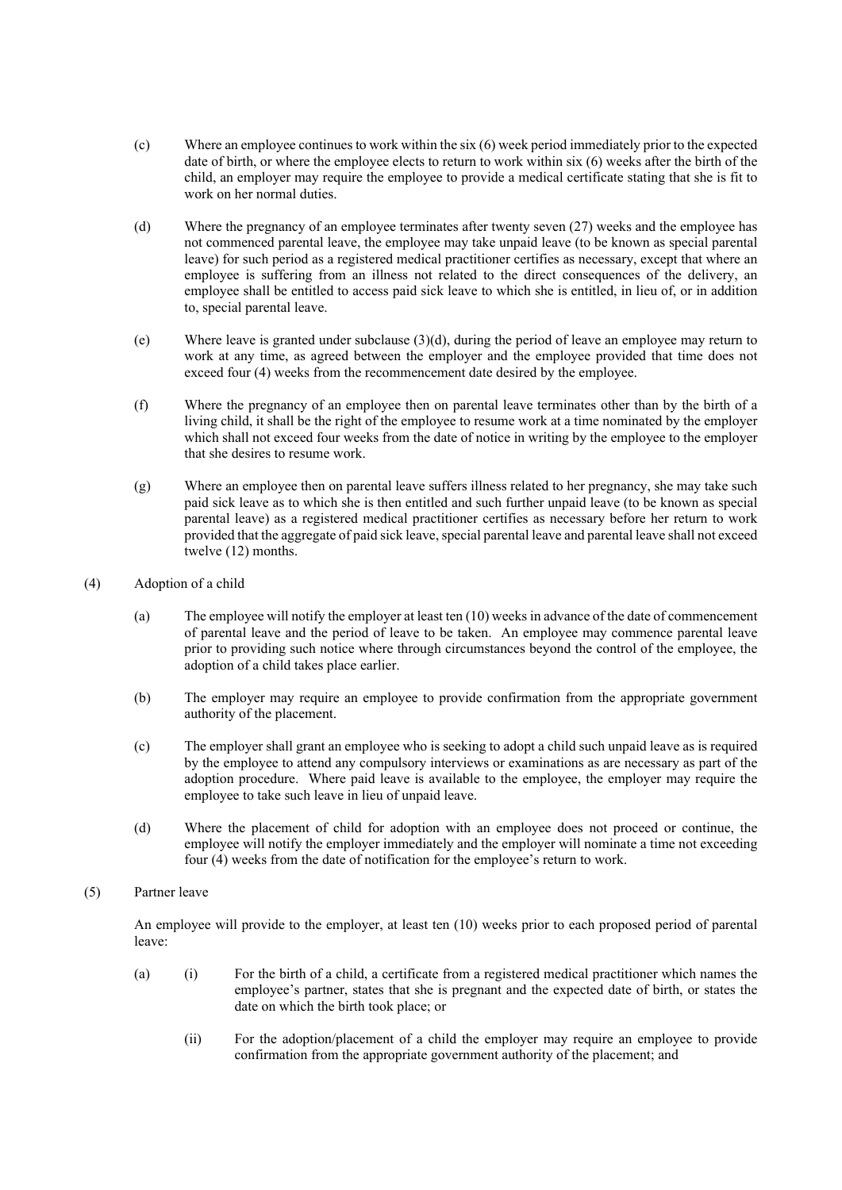(c) Where an employee continues to work within the six (6) week period immediately prior to the expected date of birth, or where the employee elects to return to work within six (6) weeks after the birth of the child, an employer may require the employee to provide a medical certificate stating that she is fit to work on her normal duties.

(d) Where the pregnancy of an employee terminates after twenty seven (27) weeks and the employee has not commenced parental leave, the employee may take unpaid leave (to be known as special parental leave) for such period as a registered medical practitioner certifies as necessary, except that where an employee is suffering from an illness not related to the direct consequences of the delivery, an employee shall be entitled to access paid sick leave to which she is entitled, in lieu of, or in addition to, special parental leave.

(e) Where leave is granted under subclause (3)(d), during the period of leave an employee may return to work at any time, as agreed between the employer and the employee provided that time does not exceed four (4) weeks from the recommencement date desired by the employee.

(f) Where the pregnancy of an employee then on parental leave terminates other than by the birth of a living child, it shall be the right of the employee to resume work at a time nominated by the employer which shall not exceed four weeks from the date of notice in writing by the employee to the employer that she desires to resume work.

(g) Where an employee then on parental leave suffers illness related to her pregnancy, she may take such paid sick leave as to which she is then entitled and such further unpaid leave (to be known as special parental leave) as a registered medical practitioner certifies as necessary before her return to work provided that the aggregate of paid sick leave, special parental leave and parental leave shall not exceed twelve (12) months.

(4) Adoption of a child

(a) The employee will notify the employer at least ten (10) weeks in advance of the date of commencement of parental leave and the period of leave to be taken. An employee may commence parental leave prior to providing such notice where through circumstances beyond the control of the employee, the adoption of a child takes place earlier.

(b) The employer may require an employee to provide confirmation from the appropriate government authority of the placement.

(c) The employer shall grant an employee who is seeking to adopt a child such unpaid leave as is required by the employee to attend any compulsory interviews or examinations as are necessary as part of the adoption procedure. Where paid leave is available to the employee, the employer may require the employee to take such leave in lieu of unpaid leave.

(d) Where the placement of child for adoption with an employee does not proceed or continue, the employee will notify the employer immediately and the employer will nominate a time not exceeding four (4) weeks from the date of notification for the employee's return to work.

(5) Partner leave

An employee will provide to the employer, at least ten (10) weeks prior to each proposed period of parental leave:

(a) (i) For the birth of a child, a certificate from a registered medical practitioner which names the employee's partner, states that she is pregnant and the expected date of birth, or states the date on which the birth took place; or

(ii) For the adoption/placement of a child the employer may require an employee to provide confirmation from the appropriate government authority of the placement; and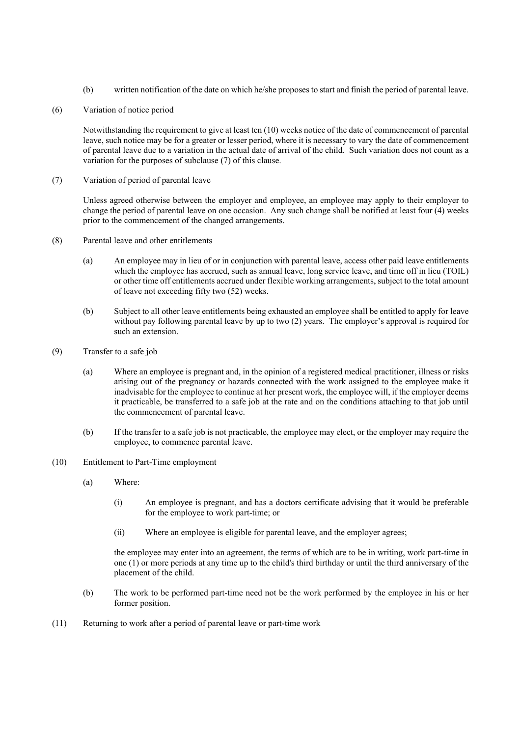(b) written notification of the date on which he/she proposes to start and finish the period of parental leave.

(6) Variation of notice period

Notwithstanding the requirement to give at least ten (10) weeks notice of the date of commencement of parental leave, such notice may be for a greater or lesser period, where it is necessary to vary the date of commencement of parental leave due to a variation in the actual date of arrival of the child. Such variation does not count as a variation for the purposes of subclause (7) of this clause.

(7) Variation of period of parental leave

Unless agreed otherwise between the employer and employee, an employee may apply to their employer to change the period of parental leave on one occasion. Any such change shall be notified at least four (4) weeks prior to the commencement of the changed arrangements.

(8) Parental leave and other entitlements

(a) An employee may in lieu of or in conjunction with parental leave, access other paid leave entitlements which the employee has accrued, such as annual leave, long service leave, and time off in lieu (TOIL) or other time off entitlements accrued under flexible working arrangements, subject to the total amount of leave not exceeding fifty two (52) weeks.

(b) Subject to all other leave entitlements being exhausted an employee shall be entitled to apply for leave without pay following parental leave by up to two (2) years. The employer's approval is required for such an extension.

(9) Transfer to a safe job

(a) Where an employee is pregnant and, in the opinion of a registered medical practitioner, illness or risks arising out of the pregnancy or hazards connected with the work assigned to the employee make it inadvisable for the employee to continue at her present work, the employee will, if the employer deems it practicable, be transferred to a safe job at the rate and on the conditions attaching to that job until the commencement of parental leave.

(b) If the transfer to a safe job is not practicable, the employee may elect, or the employer may require the employee, to commence parental leave.

(10) Entitlement to Part-Time employment

(a) Where:

(i) An employee is pregnant, and has a doctors certificate advising that it would be preferable for the employee to work part-time; or

(ii) Where an employee is eligible for parental leave, and the employer agrees;

the employee may enter into an agreement, the terms of which are to be in writing, work part-time in one (1) or more periods at any time up to the child's third birthday or until the third anniversary of the placement of the child.

(b) The work to be performed part-time need not be the work performed by the employee in his or her former position.

(11) Returning to work after a period of parental leave or part-time work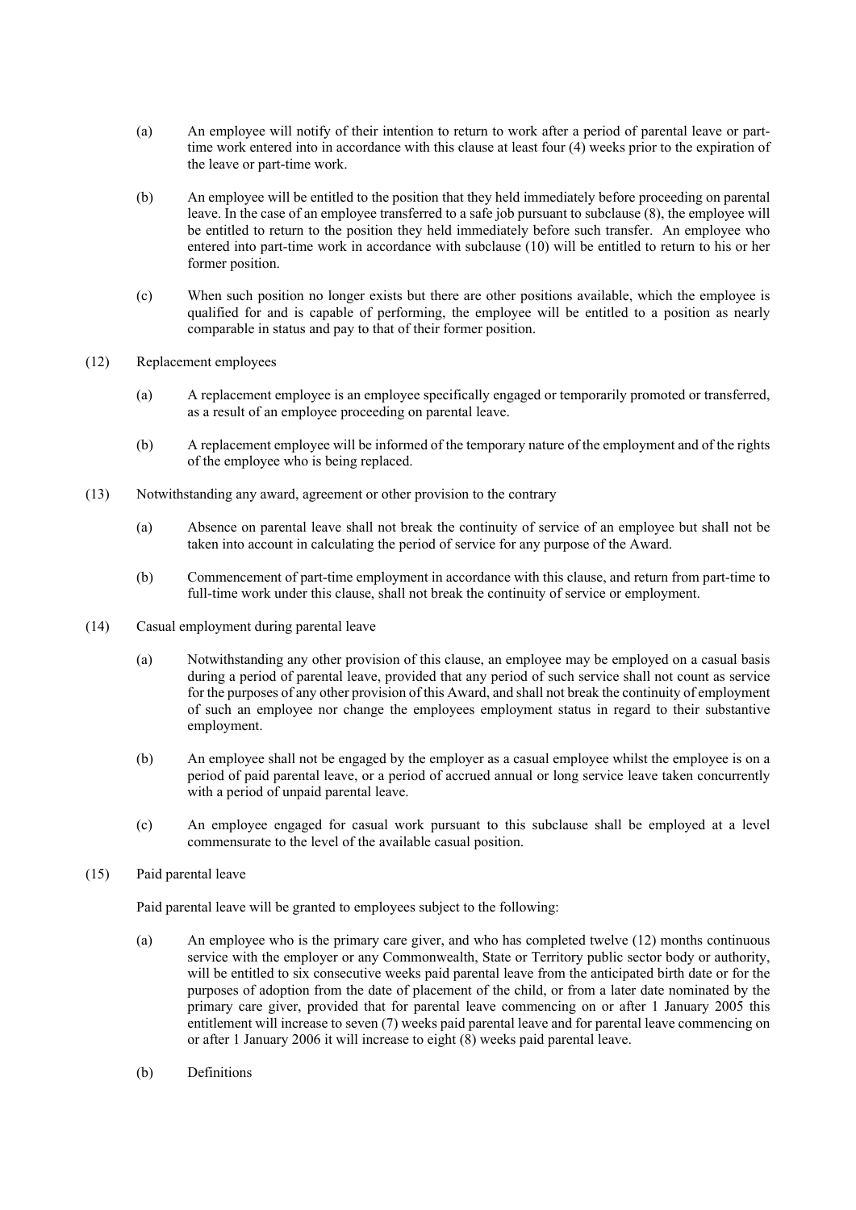(a) An employee will notify of their intention to return to work after a period of parental leave or part-time work entered into in accordance with this clause at least four (4) weeks prior to the expiration of the leave or part-time work.

(b) An employee will be entitled to the position that they held immediately before proceeding on parental leave. In the case of an employee transferred to a safe job pursuant to subclause (8), the employee will be entitled to return to the position they held immediately before such transfer. An employee who entered into part-time work in accordance with subclause (10) will be entitled to return to his or her former position.

(c) When such position no longer exists but there are other positions available, which the employee is qualified for and is capable of performing, the employee will be entitled to a position as nearly comparable in status and pay to that of their former position.

(12) Replacement employees

(a) A replacement employee is an employee specifically engaged or temporarily promoted or transferred, as a result of an employee proceeding on parental leave.

(b) A replacement employee will be informed of the temporary nature of the employment and of the rights of the employee who is being replaced.

(13) Notwithstanding any award, agreement or other provision to the contrary

(a) Absence on parental leave shall not break the continuity of service of an employee but shall not be taken into account in calculating the period of service for any purpose of the Award.

(b) Commencement of part-time employment in accordance with this clause, and return from part-time to full-time work under this clause, shall not break the continuity of service or employment.

(14) Casual employment during parental leave

(a) Notwithstanding any other provision of this clause, an employee may be employed on a casual basis during a period of parental leave, provided that any period of such service shall not count as service for the purposes of any other provision of this Award, and shall not break the continuity of employment of such an employee nor change the employees employment status in regard to their substantive employment.

(b) An employee shall not be engaged by the employer as a casual employee whilst the employee is on a period of paid parental leave, or a period of accrued annual or long service leave taken concurrently with a period of unpaid parental leave.

(c) An employee engaged for casual work pursuant to this subclause shall be employed at a level commensurate to the level of the available casual position.

(15) Paid parental leave

Paid parental leave will be granted to employees subject to the following:

(a) An employee who is the primary care giver, and who has completed twelve (12) months continuous service with the employer or any Commonwealth, State or Territory public sector body or authority, will be entitled to six consecutive weeks paid parental leave from the anticipated birth date or for the purposes of adoption from the date of placement of the child, or from a later date nominated by the primary care giver, provided that for parental leave commencing on or after 1 January 2005 this entitlement will increase to seven (7) weeks paid parental leave and for parental leave commencing on or after 1 January 2006 it will increase to eight (8) weeks paid parental leave.

(b) Definitions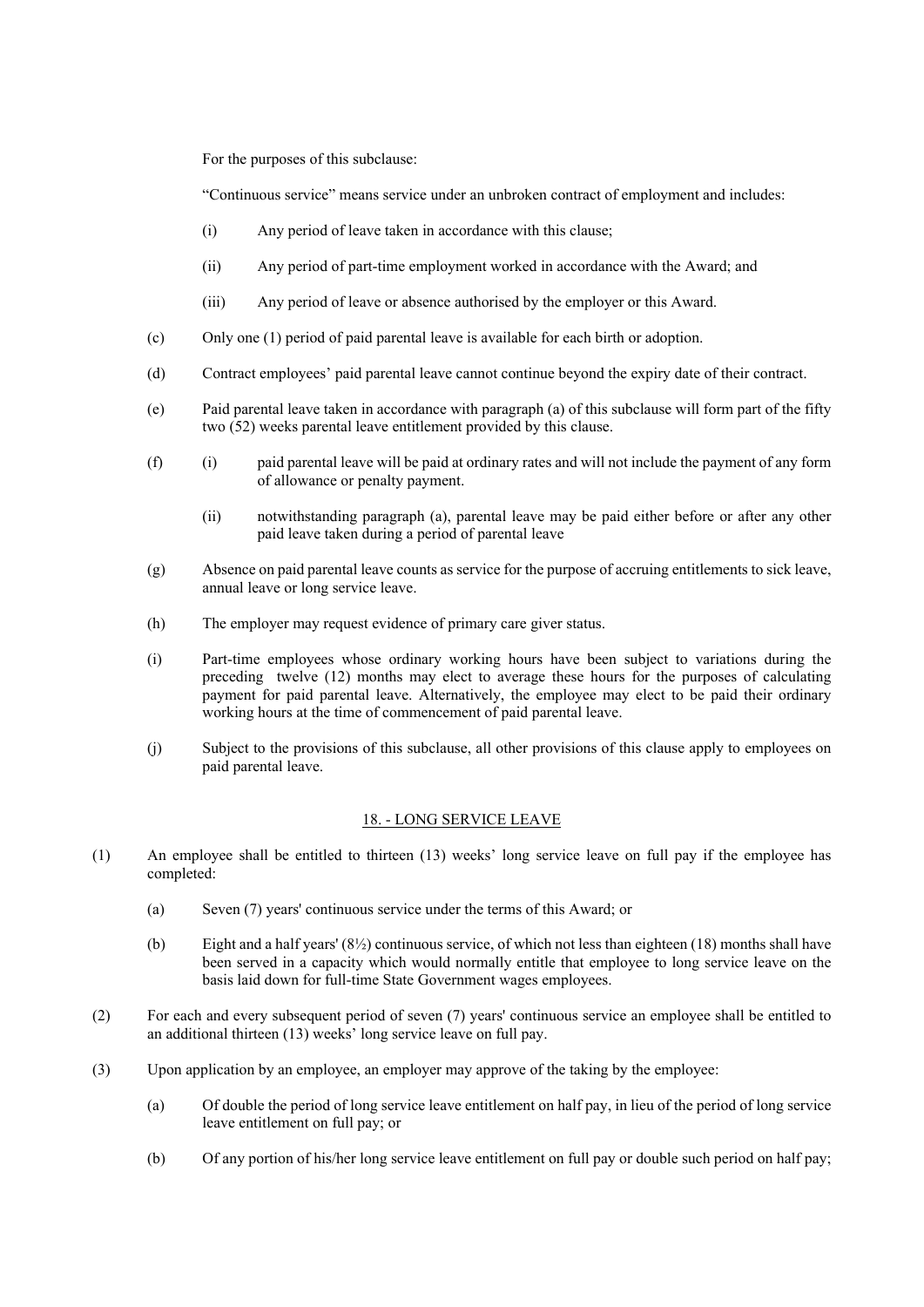For the purposes of this subclause:

"Continuous service" means service under an unbroken contract of employment and includes:

(i) Any period of leave taken in accordance with this clause;

(ii) Any period of part-time employment worked in accordance with the Award; and

(iii) Any period of leave or absence authorised by the employer or this Award.

(c) Only one (1) period of paid parental leave is available for each birth or adoption.

(d) Contract employees' paid parental leave cannot continue beyond the expiry date of their contract.

(e) Paid parental leave taken in accordance with paragraph (a) of this subclause will form part of the fifty two (52) weeks parental leave entitlement provided by this clause.

(f) (i) paid parental leave will be paid at ordinary rates and will not include the payment of any form of allowance or penalty payment.

(ii) notwithstanding paragraph (a), parental leave may be paid either before or after any other paid leave taken during a period of parental leave

(g) Absence on paid parental leave counts as service for the purpose of accruing entitlements to sick leave, annual leave or long service leave.

(h) The employer may request evidence of primary care giver status.

(i) Part-time employees whose ordinary working hours have been subject to variations during the preceding twelve (12) months may elect to average these hours for the purposes of calculating payment for paid parental leave. Alternatively, the employee may elect to be paid their ordinary working hours at the time of commencement of paid parental leave.

(j) Subject to the provisions of this subclause, all other provisions of this clause apply to employees on paid parental leave.

## 18. - LONG SERVICE LEAVE

(1) An employee shall be entitled to thirteen (13) weeks' long service leave on full pay if the employee has completed:

(a) Seven (7) years' continuous service under the terms of this Award; or

(b) Eight and a half years' (8½) continuous service, of which not less than eighteen (18) months shall have been served in a capacity which would normally entitle that employee to long service leave on the basis laid down for full-time State Government wages employees.

(2) For each and every subsequent period of seven (7) years' continuous service an employee shall be entitled to an additional thirteen (13) weeks' long service leave on full pay.

(3) Upon application by an employee, an employer may approve of the taking by the employee:

(a) Of double the period of long service leave entitlement on half pay, in lieu of the period of long service leave entitlement on full pay; or

(b) Of any portion of his/her long service leave entitlement on full pay or double such period on half pay;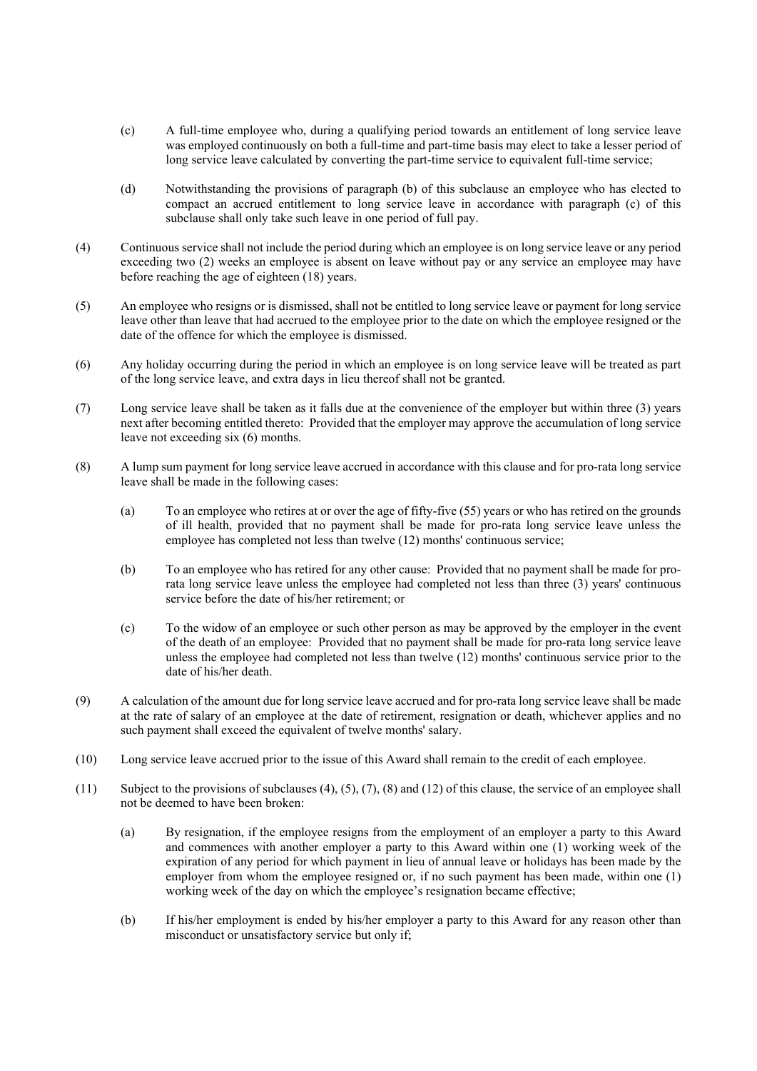(c) A full-time employee who, during a qualifying period towards an entitlement of long service leave was employed continuously on both a full-time and part-time basis may elect to take a lesser period of long service leave calculated by converting the part-time service to equivalent full-time service;

(d) Notwithstanding the provisions of paragraph (b) of this subclause an employee who has elected to compact an accrued entitlement to long service leave in accordance with paragraph (c) of this subclause shall only take such leave in one period of full pay.

(4) Continuous service shall not include the period during which an employee is on long service leave or any period exceeding two (2) weeks an employee is absent on leave without pay or any service an employee may have before reaching the age of eighteen (18) years.

(5) An employee who resigns or is dismissed, shall not be entitled to long service leave or payment for long service leave other than leave that had accrued to the employee prior to the date on which the employee resigned or the date of the offence for which the employee is dismissed.

(6) Any holiday occurring during the period in which an employee is on long service leave will be treated as part of the long service leave, and extra days in lieu thereof shall not be granted.

(7) Long service leave shall be taken as it falls due at the convenience of the employer but within three (3) years next after becoming entitled thereto: Provided that the employer may approve the accumulation of long service leave not exceeding six (6) months.

(8) A lump sum payment for long service leave accrued in accordance with this clause and for pro-rata long service leave shall be made in the following cases:

(a) To an employee who retires at or over the age of fifty-five (55) years or who has retired on the grounds of ill health, provided that no payment shall be made for pro-rata long service leave unless the employee has completed not less than twelve (12) months' continuous service;

(b) To an employee who has retired for any other cause: Provided that no payment shall be made for pro-rata long service leave unless the employee had completed not less than three (3) years' continuous service before the date of his/her retirement; or

(c) To the widow of an employee or such other person as may be approved by the employer in the event of the death of an employee: Provided that no payment shall be made for pro-rata long service leave unless the employee had completed not less than twelve (12) months' continuous service prior to the date of his/her death.

(9) A calculation of the amount due for long service leave accrued and for pro-rata long service leave shall be made at the rate of salary of an employee at the date of retirement, resignation or death, whichever applies and no such payment shall exceed the equivalent of twelve months' salary.

(10) Long service leave accrued prior to the issue of this Award shall remain to the credit of each employee.

(11) Subject to the provisions of subclauses (4), (5), (7), (8) and (12) of this clause, the service of an employee shall not be deemed to have been broken:

(a) By resignation, if the employee resigns from the employment of an employer a party to this Award and commences with another employer a party to this Award within one (1) working week of the expiration of any period for which payment in lieu of annual leave or holidays has been made by the employer from whom the employee resigned or, if no such payment has been made, within one (1) working week of the day on which the employee's resignation became effective;

(b) If his/her employment is ended by his/her employer a party to this Award for any reason other than misconduct or unsatisfactory service but only if;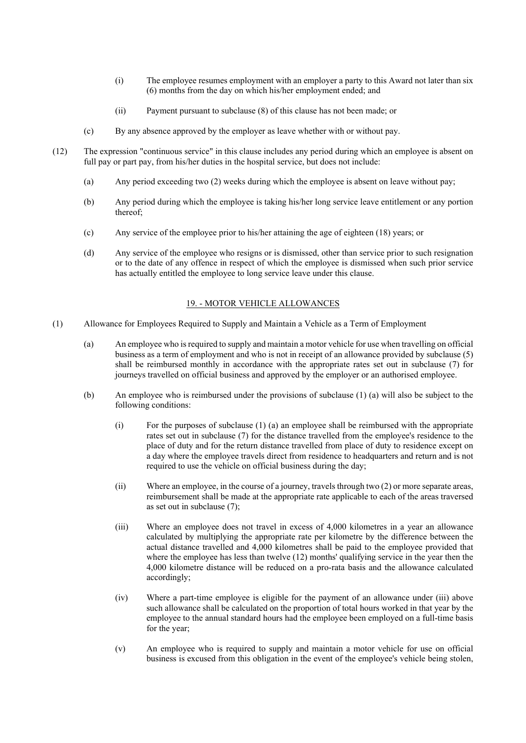(i) The employee resumes employment with an employer a party to this Award not later than six (6) months from the day on which his/her employment ended; and

(ii) Payment pursuant to subclause (8) of this clause has not been made; or

(c) By any absence approved by the employer as leave whether with or without pay.

(12) The expression "continuous service" in this clause includes any period during which an employee is absent on full pay or part pay, from his/her duties in the hospital service, but does not include:

(a) Any period exceeding two (2) weeks during which the employee is absent on leave without pay;

(b) Any period during which the employee is taking his/her long service leave entitlement or any portion thereof;

(c) Any service of the employee prior to his/her attaining the age of eighteen (18) years; or

(d) Any service of the employee who resigns or is dismissed, other than service prior to such resignation or to the date of any offence in respect of which the employee is dismissed when such prior service has actually entitled the employee to long service leave under this clause.

## 19. - MOTOR VEHICLE ALLOWANCES

(1) Allowance for Employees Required to Supply and Maintain a Vehicle as a Term of Employment

(a) An employee who is required to supply and maintain a motor vehicle for use when travelling on official business as a term of employment and who is not in receipt of an allowance provided by subclause (5) shall be reimbursed monthly in accordance with the appropriate rates set out in subclause (7) for journeys travelled on official business and approved by the employer or an authorised employee.

(b) An employee who is reimbursed under the provisions of subclause (1) (a) will also be subject to the following conditions:

(i) For the purposes of subclause (1) (a) an employee shall be reimbursed with the appropriate rates set out in subclause (7) for the distance travelled from the employee's residence to the place of duty and for the return distance travelled from place of duty to residence except on a day where the employee travels direct from residence to headquarters and return and is not required to use the vehicle on official business during the day;

(ii) Where an employee, in the course of a journey, travels through two (2) or more separate areas, reimbursement shall be made at the appropriate rate applicable to each of the areas traversed as set out in subclause (7);

(iii) Where an employee does not travel in excess of 4,000 kilometres in a year an allowance calculated by multiplying the appropriate rate per kilometre by the difference between the actual distance travelled and 4,000 kilometres shall be paid to the employee provided that where the employee has less than twelve (12) months' qualifying service in the year then the 4,000 kilometre distance will be reduced on a pro-rata basis and the allowance calculated accordingly;

(iv) Where a part-time employee is eligible for the payment of an allowance under (iii) above such allowance shall be calculated on the proportion of total hours worked in that year by the employee to the annual standard hours had the employee been employed on a full-time basis for the year;

(v) An employee who is required to supply and maintain a motor vehicle for use on official business is excused from this obligation in the event of the employee's vehicle being stolen,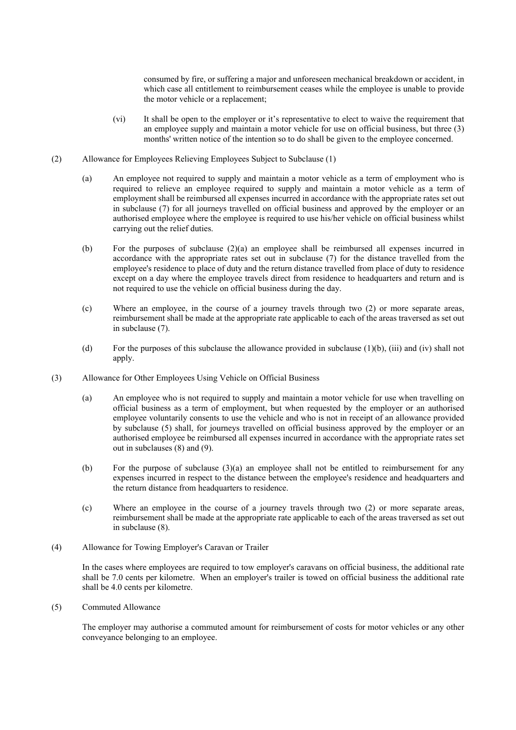consumed by fire, or suffering a major and unforeseen mechanical breakdown or accident, in which case all entitlement to reimbursement ceases while the employee is unable to provide the motor vehicle or a replacement;

(vi) It shall be open to the employer or it's representative to elect to waive the requirement that an employee supply and maintain a motor vehicle for use on official business, but three (3) months' written notice of the intention so to do shall be given to the employee concerned.

(2) Allowance for Employees Relieving Employees Subject to Subclause (1)

(a) An employee not required to supply and maintain a motor vehicle as a term of employment who is required to relieve an employee required to supply and maintain a motor vehicle as a term of employment shall be reimbursed all expenses incurred in accordance with the appropriate rates set out in subclause (7) for all journeys travelled on official business and approved by the employer or an authorised employee where the employee is required to use his/her vehicle on official business whilst carrying out the relief duties.

(b) For the purposes of subclause (2)(a) an employee shall be reimbursed all expenses incurred in accordance with the appropriate rates set out in subclause (7) for the distance travelled from the employee's residence to place of duty and the return distance travelled from place of duty to residence except on a day where the employee travels direct from residence to headquarters and return and is not required to use the vehicle on official business during the day.

(c) Where an employee, in the course of a journey travels through two (2) or more separate areas, reimbursement shall be made at the appropriate rate applicable to each of the areas traversed as set out in subclause (7).

(d) For the purposes of this subclause the allowance provided in subclause (1)(b), (iii) and (iv) shall not apply.

(3) Allowance for Other Employees Using Vehicle on Official Business

(a) An employee who is not required to supply and maintain a motor vehicle for use when travelling on official business as a term of employment, but when requested by the employer or an authorised employee voluntarily consents to use the vehicle and who is not in receipt of an allowance provided by subclause (5) shall, for journeys travelled on official business approved by the employer or an authorised employee be reimbursed all expenses incurred in accordance with the appropriate rates set out in subclauses (8) and (9).

(b) For the purpose of subclause (3)(a) an employee shall not be entitled to reimbursement for any expenses incurred in respect to the distance between the employee's residence and headquarters and the return distance from headquarters to residence.

(c) Where an employee in the course of a journey travels through two (2) or more separate areas, reimbursement shall be made at the appropriate rate applicable to each of the areas traversed as set out in subclause (8).

(4) Allowance for Towing Employer's Caravan or Trailer

In the cases where employees are required to tow employer's caravans on official business, the additional rate shall be 7.0 cents per kilometre. When an employer's trailer is towed on official business the additional rate shall be 4.0 cents per kilometre.

(5) Commuted Allowance

The employer may authorise a commuted amount for reimbursement of costs for motor vehicles or any other conveyance belonging to an employee.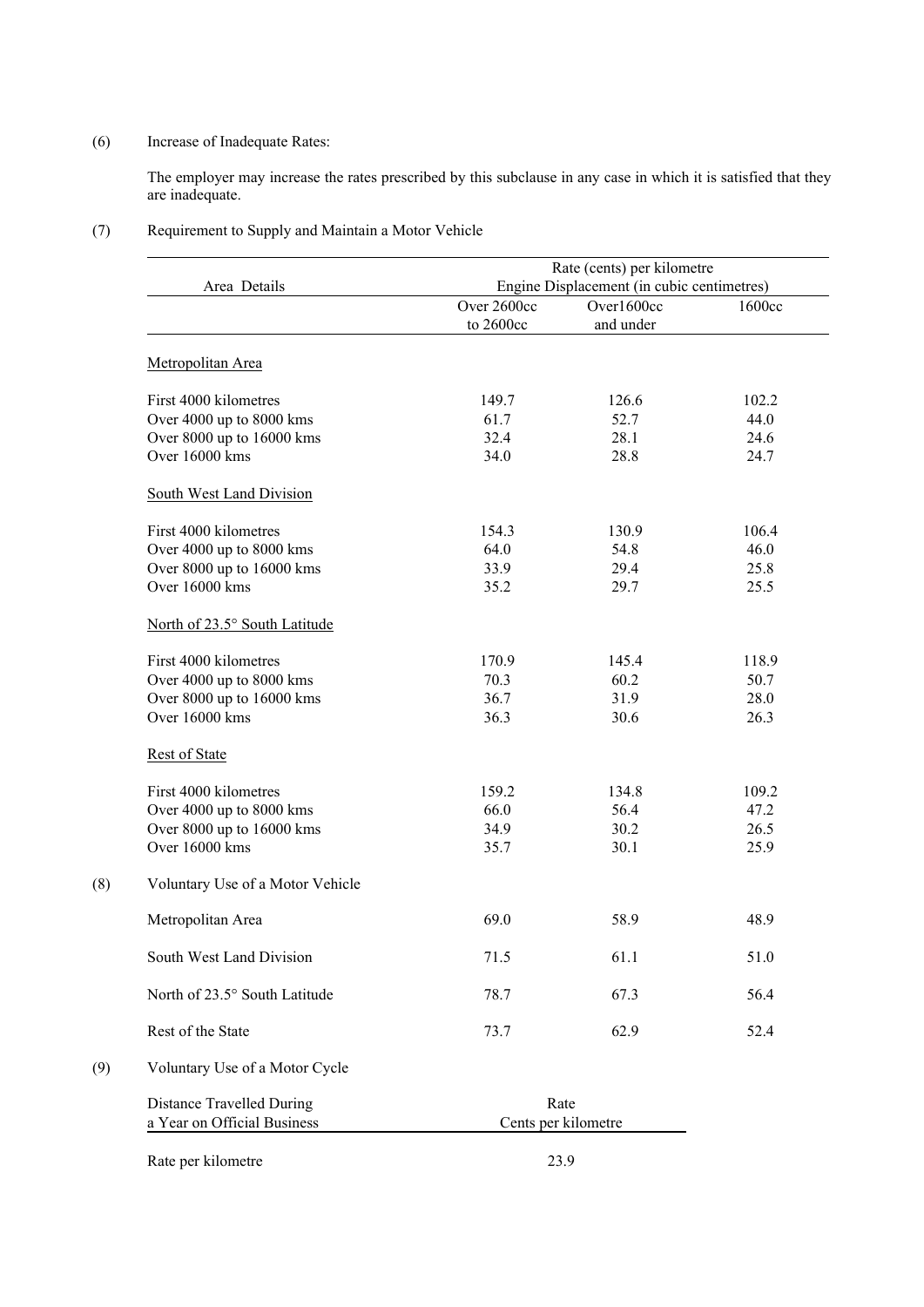(6) Increase of Inadequate Rates:

The employer may increase the rates prescribed by this subclause in any case in which it is satisfied that they are inadequate.

(7) Requirement to Supply and Maintain a Motor Vehicle

| Area Details | Rate (cents) per kilometre Engine Displacement (in cubic centimetres) | | |
|---|---|---|---|
| | Over 2600cc to 2600cc | Over1600cc and under | 1600cc |
| Metropolitan Area | | | |
| First 4000 kilometres | 149.7 | 126.6 | 102.2 |
| Over 4000 up to 8000 kms | 61.7 | 52.7 | 44.0 |
| Over 8000 up to 16000 kms | 32.4 | 28.1 | 24.6 |
| Over 16000 kms | 34.0 | 28.8 | 24.7 |
| South West Land Division | | | |
| First 4000 kilometres | 154.3 | 130.9 | 106.4 |
| Over 4000 up to 8000 kms | 64.0 | 54.8 | 46.0 |
| Over 8000 up to 16000 kms | 33.9 | 29.4 | 25.8 |
| Over 16000 kms | 35.2 | 29.7 | 25.5 |
| North of 23.5° South Latitude | | | |
| First 4000 kilometres | 170.9 | 145.4 | 118.9 |
| Over 4000 up to 8000 kms | 70.3 | 60.2 | 50.7 |
| Over 8000 up to 16000 kms | 36.7 | 31.9 | 28.0 |
| Over 16000 kms | 36.3 | 30.6 | 26.3 |
| Rest of State | | | |
| First 4000 kilometres | 159.2 | 134.8 | 109.2 |
| Over 4000 up to 8000 kms | 66.0 | 56.4 | 47.2 |
| Over 8000 up to 16000 kms | 34.9 | 30.2 | 26.5 |
| Over 16000 kms | 35.7 | 30.1 | 25.9 |

(8) Voluntary Use of a Motor Vehicle

| | | | |
|---|---|---|---|
| Metropolitan Area | 69.0 | 58.9 | 48.9 |
| South West Land Division | 71.5 | 61.1 | 51.0 |
| North of 23.5° South Latitude | 78.7 | 67.3 | 56.4 |
| Rest of the State | 73.7 | 62.9 | 52.4 |

(9) Voluntary Use of a Motor Cycle

| Distance Travelled During a Year on Official Business | Rate Cents per kilometre |
|---|---|
| Rate per kilometre | 23.9 |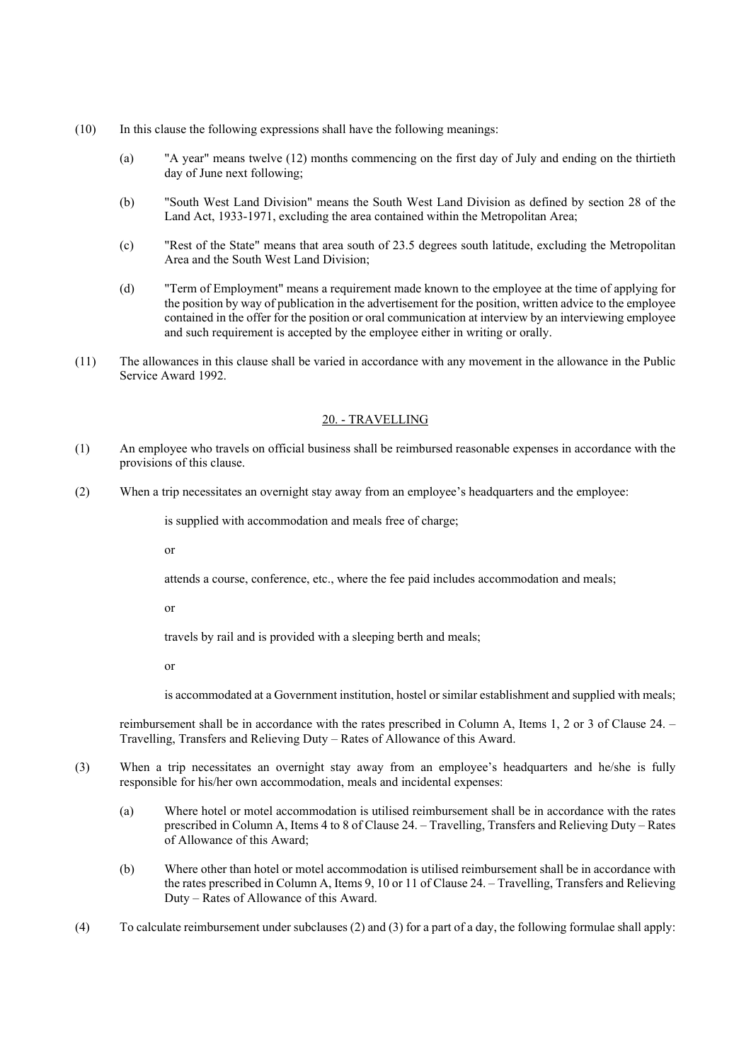(10) In this clause the following expressions shall have the following meanings:

  (a) "A year" means twelve (12) months commencing on the first day of July and ending on the thirtieth day of June next following;

  (b) "South West Land Division" means the South West Land Division as defined by section 28 of the Land Act, 1933-1971, excluding the area contained within the Metropolitan Area;

  (c) "Rest of the State" means that area south of 23.5 degrees south latitude, excluding the Metropolitan Area and the South West Land Division;

  (d) "Term of Employment" means a requirement made known to the employee at the time of applying for the position by way of publication in the advertisement for the position, written advice to the employee contained in the offer for the position or oral communication at interview by an interviewing employee and such requirement is accepted by the employee either in writing or orally.

(11) The allowances in this clause shall be varied in accordance with any movement in the allowance in the Public Service Award 1992.

## 20. - TRAVELLING

(1) An employee who travels on official business shall be reimbursed reasonable expenses in accordance with the provisions of this clause.

(2) When a trip necessitates an overnight stay away from an employee's headquarters and the employee:

  is supplied with accommodation and meals free of charge;

  or

  attends a course, conference, etc., where the fee paid includes accommodation and meals;

  or

  travels by rail and is provided with a sleeping berth and meals;

  or

  is accommodated at a Government institution, hostel or similar establishment and supplied with meals;

  reimbursement shall be in accordance with the rates prescribed in Column A, Items 1, 2 or 3 of Clause 24. – Travelling, Transfers and Relieving Duty – Rates of Allowance of this Award.

(3) When a trip necessitates an overnight stay away from an employee's headquarters and he/she is fully responsible for his/her own accommodation, meals and incidental expenses:

  (a) Where hotel or motel accommodation is utilised reimbursement shall be in accordance with the rates prescribed in Column A, Items 4 to 8 of Clause 24. – Travelling, Transfers and Relieving Duty – Rates of Allowance of this Award;

  (b) Where other than hotel or motel accommodation is utilised reimbursement shall be in accordance with the rates prescribed in Column A, Items 9, 10 or 11 of Clause 24. – Travelling, Transfers and Relieving Duty – Rates of Allowance of this Award.

(4) To calculate reimbursement under subclauses (2) and (3) for a part of a day, the following formulae shall apply: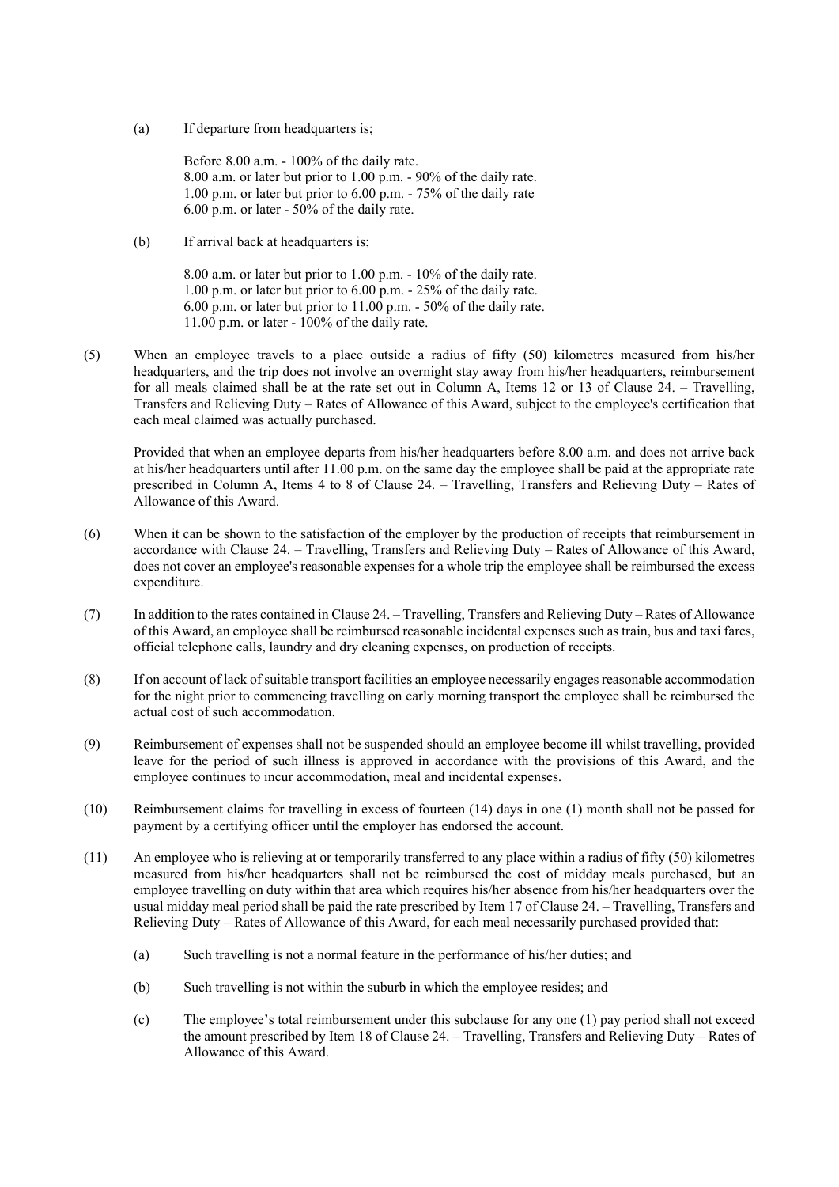(a) If departure from headquarters is;

Before 8.00 a.m. - 100% of the daily rate.
8.00 a.m. or later but prior to 1.00 p.m. - 90% of the daily rate.
1.00 p.m. or later but prior to 6.00 p.m. - 75% of the daily rate
6.00 p.m. or later - 50% of the daily rate.

(b) If arrival back at headquarters is;

8.00 a.m. or later but prior to 1.00 p.m. - 10% of the daily rate.
1.00 p.m. or later but prior to 6.00 p.m. - 25% of the daily rate.
6.00 p.m. or later but prior to 11.00 p.m. - 50% of the daily rate.
11.00 p.m. or later - 100% of the daily rate.

(5) When an employee travels to a place outside a radius of fifty (50) kilometres measured from his/her headquarters, and the trip does not involve an overnight stay away from his/her headquarters, reimbursement for all meals claimed shall be at the rate set out in Column A, Items 12 or 13 of Clause 24. – Travelling, Transfers and Relieving Duty – Rates of Allowance of this Award, subject to the employee's certification that each meal claimed was actually purchased.

Provided that when an employee departs from his/her headquarters before 8.00 a.m. and does not arrive back at his/her headquarters until after 11.00 p.m. on the same day the employee shall be paid at the appropriate rate prescribed in Column A, Items 4 to 8 of Clause 24. – Travelling, Transfers and Relieving Duty – Rates of Allowance of this Award.

(6) When it can be shown to the satisfaction of the employer by the production of receipts that reimbursement in accordance with Clause 24. – Travelling, Transfers and Relieving Duty – Rates of Allowance of this Award, does not cover an employee's reasonable expenses for a whole trip the employee shall be reimbursed the excess expenditure.

(7) In addition to the rates contained in Clause 24. – Travelling, Transfers and Relieving Duty – Rates of Allowance of this Award, an employee shall be reimbursed reasonable incidental expenses such as train, bus and taxi fares, official telephone calls, laundry and dry cleaning expenses, on production of receipts.

(8) If on account of lack of suitable transport facilities an employee necessarily engages reasonable accommodation for the night prior to commencing travelling on early morning transport the employee shall be reimbursed the actual cost of such accommodation.

(9) Reimbursement of expenses shall not be suspended should an employee become ill whilst travelling, provided leave for the period of such illness is approved in accordance with the provisions of this Award, and the employee continues to incur accommodation, meal and incidental expenses.

(10) Reimbursement claims for travelling in excess of fourteen (14) days in one (1) month shall not be passed for payment by a certifying officer until the employer has endorsed the account.

(11) An employee who is relieving at or temporarily transferred to any place within a radius of fifty (50) kilometres measured from his/her headquarters shall not be reimbursed the cost of midday meals purchased, but an employee travelling on duty within that area which requires his/her absence from his/her headquarters over the usual midday meal period shall be paid the rate prescribed by Item 17 of Clause 24. – Travelling, Transfers and Relieving Duty – Rates of Allowance of this Award, for each meal necessarily purchased provided that:

(a) Such travelling is not a normal feature in the performance of his/her duties; and

(b) Such travelling is not within the suburb in which the employee resides; and

(c) The employee's total reimbursement under this subclause for any one (1) pay period shall not exceed the amount prescribed by Item 18 of Clause 24. – Travelling, Transfers and Relieving Duty – Rates of Allowance of this Award.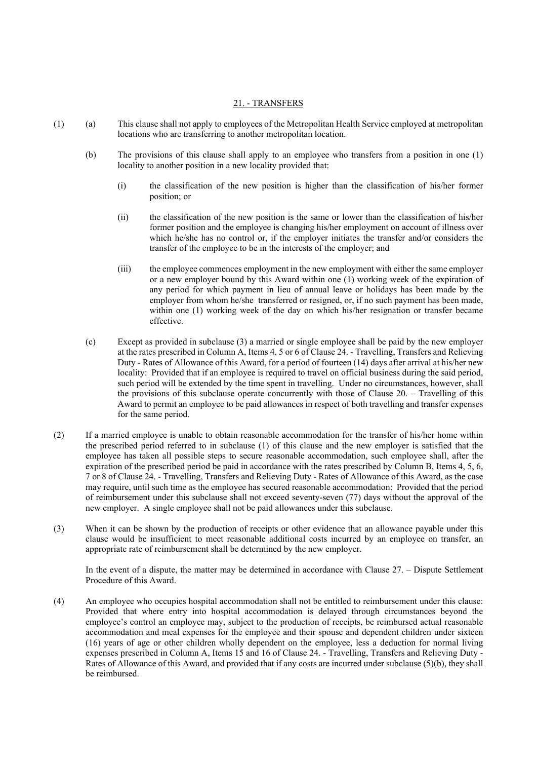## 21. - TRANSFERS

(1) (a) This clause shall not apply to employees of the Metropolitan Health Service employed at metropolitan locations who are transferring to another metropolitan location.

(b) The provisions of this clause shall apply to an employee who transfers from a position in one (1) locality to another position in a new locality provided that:

(i) the classification of the new position is higher than the classification of his/her former position; or

(ii) the classification of the new position is the same or lower than the classification of his/her former position and the employee is changing his/her employment on account of illness over which he/she has no control or, if the employer initiates the transfer and/or considers the transfer of the employee to be in the interests of the employer; and

(iii) the employee commences employment in the new employment with either the same employer or a new employer bound by this Award within one (1) working week of the expiration of any period for which payment in lieu of annual leave or holidays has been made by the employer from whom he/she transferred or resigned, or, if no such payment has been made, within one (1) working week of the day on which his/her resignation or transfer became effective.

(c) Except as provided in subclause (3) a married or single employee shall be paid by the new employer at the rates prescribed in Column A, Items 4, 5 or 6 of Clause 24. - Travelling, Transfers and Relieving Duty - Rates of Allowance of this Award, for a period of fourteen (14) days after arrival at his/her new locality: Provided that if an employee is required to travel on official business during the said period, such period will be extended by the time spent in travelling. Under no circumstances, however, shall the provisions of this subclause operate concurrently with those of Clause 20. – Travelling of this Award to permit an employee to be paid allowances in respect of both travelling and transfer expenses for the same period.

(2) If a married employee is unable to obtain reasonable accommodation for the transfer of his/her home within the prescribed period referred to in subclause (1) of this clause and the new employer is satisfied that the employee has taken all possible steps to secure reasonable accommodation, such employee shall, after the expiration of the prescribed period be paid in accordance with the rates prescribed by Column B, Items 4, 5, 6, 7 or 8 of Clause 24. - Travelling, Transfers and Relieving Duty - Rates of Allowance of this Award, as the case may require, until such time as the employee has secured reasonable accommodation: Provided that the period of reimbursement under this subclause shall not exceed seventy-seven (77) days without the approval of the new employer. A single employee shall not be paid allowances under this subclause.

(3) When it can be shown by the production of receipts or other evidence that an allowance payable under this clause would be insufficient to meet reasonable additional costs incurred by an employee on transfer, an appropriate rate of reimbursement shall be determined by the new employer.

In the event of a dispute, the matter may be determined in accordance with Clause 27. – Dispute Settlement Procedure of this Award.

(4) An employee who occupies hospital accommodation shall not be entitled to reimbursement under this clause: Provided that where entry into hospital accommodation is delayed through circumstances beyond the employee's control an employee may, subject to the production of receipts, be reimbursed actual reasonable accommodation and meal expenses for the employee and their spouse and dependent children under sixteen (16) years of age or other children wholly dependent on the employee, less a deduction for normal living expenses prescribed in Column A, Items 15 and 16 of Clause 24. - Travelling, Transfers and Relieving Duty - Rates of Allowance of this Award, and provided that if any costs are incurred under subclause (5)(b), they shall be reimbursed.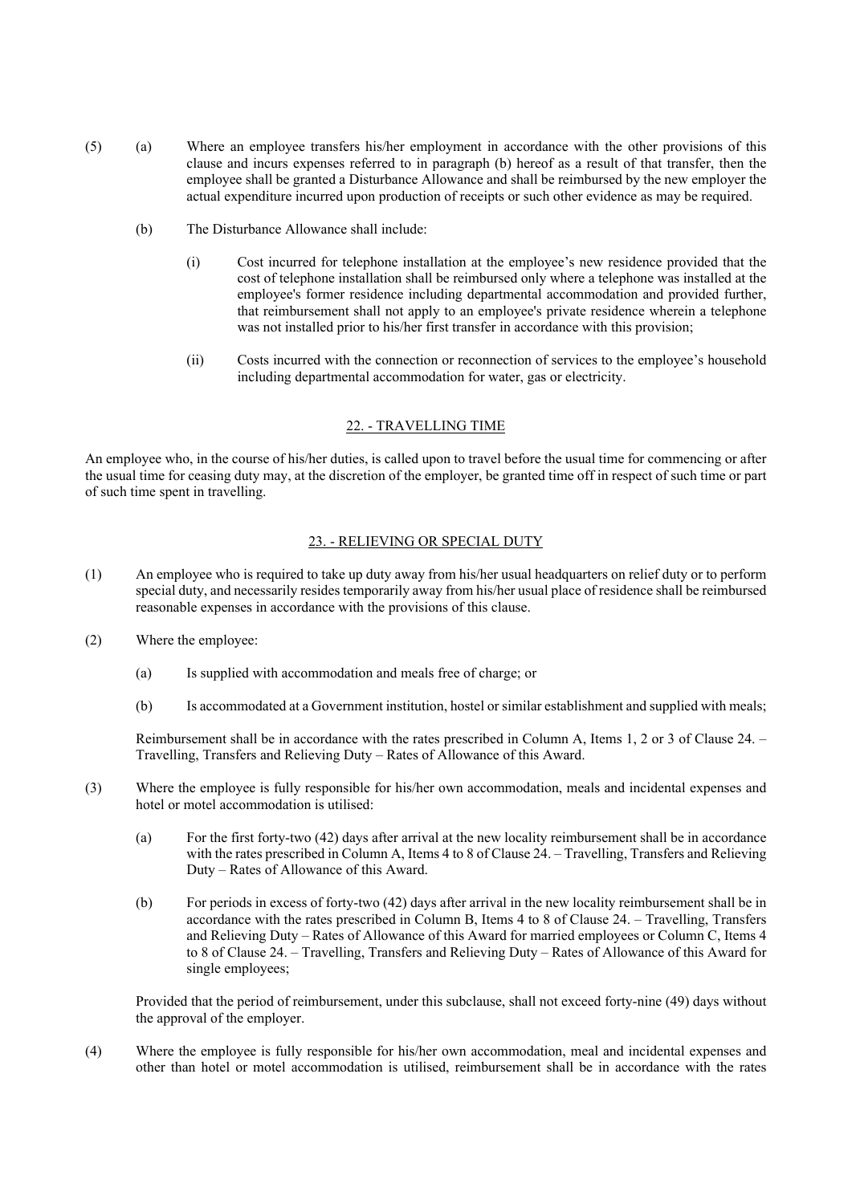(5) (a) Where an employee transfers his/her employment in accordance with the other provisions of this clause and incurs expenses referred to in paragraph (b) hereof as a result of that transfer, then the employee shall be granted a Disturbance Allowance and shall be reimbursed by the new employer the actual expenditure incurred upon production of receipts or such other evidence as may be required.

(b) The Disturbance Allowance shall include:

(i) Cost incurred for telephone installation at the employee's new residence provided that the cost of telephone installation shall be reimbursed only where a telephone was installed at the employee's former residence including departmental accommodation and provided further, that reimbursement shall not apply to an employee's private residence wherein a telephone was not installed prior to his/her first transfer in accordance with this provision;

(ii) Costs incurred with the connection or reconnection of services to the employee's household including departmental accommodation for water, gas or electricity.

## 22. - TRAVELLING TIME

An employee who, in the course of his/her duties, is called upon to travel before the usual time for commencing or after the usual time for ceasing duty may, at the discretion of the employer, be granted time off in respect of such time or part of such time spent in travelling.

## 23. - RELIEVING OR SPECIAL DUTY

(1) An employee who is required to take up duty away from his/her usual headquarters on relief duty or to perform special duty, and necessarily resides temporarily away from his/her usual place of residence shall be reimbursed reasonable expenses in accordance with the provisions of this clause.

(2) Where the employee:

(a) Is supplied with accommodation and meals free of charge; or

(b) Is accommodated at a Government institution, hostel or similar establishment and supplied with meals;

Reimbursement shall be in accordance with the rates prescribed in Column A, Items 1, 2 or 3 of Clause 24. – Travelling, Transfers and Relieving Duty – Rates of Allowance of this Award.

(3) Where the employee is fully responsible for his/her own accommodation, meals and incidental expenses and hotel or motel accommodation is utilised:

(a) For the first forty-two (42) days after arrival at the new locality reimbursement shall be in accordance with the rates prescribed in Column A, Items 4 to 8 of Clause 24. – Travelling, Transfers and Relieving Duty – Rates of Allowance of this Award.

(b) For periods in excess of forty-two (42) days after arrival in the new locality reimbursement shall be in accordance with the rates prescribed in Column B, Items 4 to 8 of Clause 24. – Travelling, Transfers and Relieving Duty – Rates of Allowance of this Award for married employees or Column C, Items 4 to 8 of Clause 24. – Travelling, Transfers and Relieving Duty – Rates of Allowance of this Award for single employees;

Provided that the period of reimbursement, under this subclause, shall not exceed forty-nine (49) days without the approval of the employer.

(4) Where the employee is fully responsible for his/her own accommodation, meal and incidental expenses and other than hotel or motel accommodation is utilised, reimbursement shall be in accordance with the rates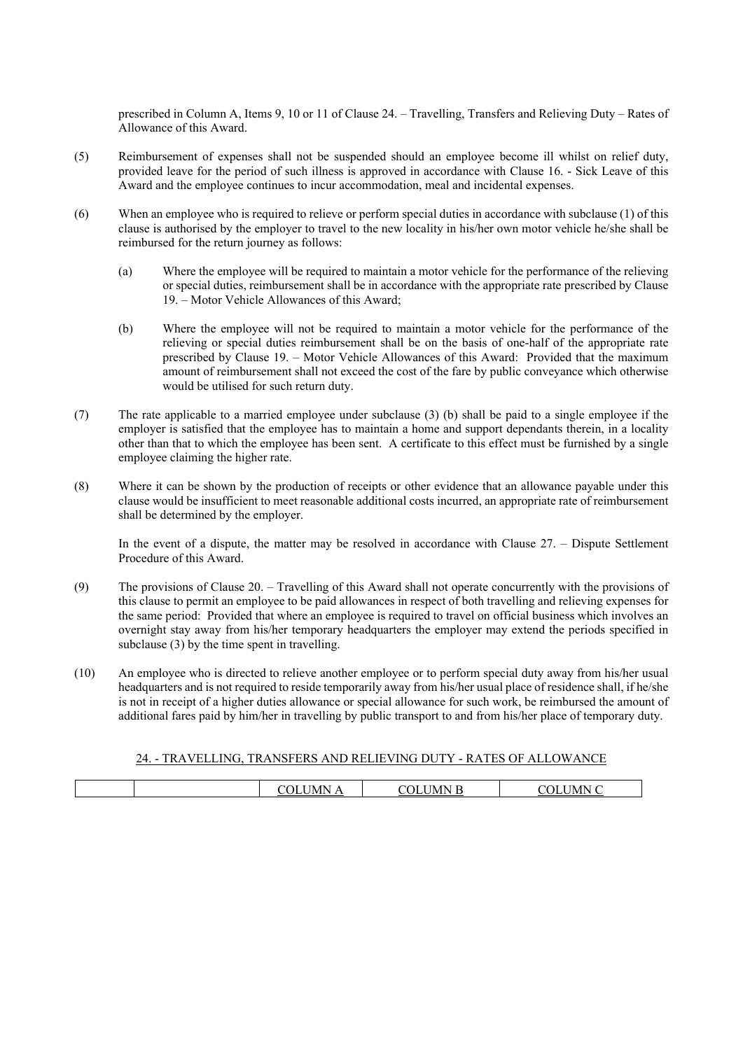prescribed in Column A, Items 9, 10 or 11 of Clause 24. – Travelling, Transfers and Relieving Duty – Rates of Allowance of this Award.

(5) Reimbursement of expenses shall not be suspended should an employee become ill whilst on relief duty, provided leave for the period of such illness is approved in accordance with Clause 16. - Sick Leave of this Award and the employee continues to incur accommodation, meal and incidental expenses.

(6) When an employee who is required to relieve or perform special duties in accordance with subclause (1) of this clause is authorised by the employer to travel to the new locality in his/her own motor vehicle he/she shall be reimbursed for the return journey as follows:

   (a) Where the employee will be required to maintain a motor vehicle for the performance of the relieving or special duties, reimbursement shall be in accordance with the appropriate rate prescribed by Clause 19. – Motor Vehicle Allowances of this Award;

   (b) Where the employee will not be required to maintain a motor vehicle for the performance of the relieving or special duties reimbursement shall be on the basis of one-half of the appropriate rate prescribed by Clause 19. – Motor Vehicle Allowances of this Award: Provided that the maximum amount of reimbursement shall not exceed the cost of the fare by public conveyance which otherwise would be utilised for such return duty.

(7) The rate applicable to a married employee under subclause (3) (b) shall be paid to a single employee if the employer is satisfied that the employee has to maintain a home and support dependants therein, in a locality other than that to which the employee has been sent. A certificate to this effect must be furnished by a single employee claiming the higher rate.

(8) Where it can be shown by the production of receipts or other evidence that an allowance payable under this clause would be insufficient to meet reasonable additional costs incurred, an appropriate rate of reimbursement shall be determined by the employer.

   In the event of a dispute, the matter may be resolved in accordance with Clause 27. – Dispute Settlement Procedure of this Award.

(9) The provisions of Clause 20. – Travelling of this Award shall not operate concurrently with the provisions of this clause to permit an employee to be paid allowances in respect of both travelling and relieving expenses for the same period: Provided that where an employee is required to travel on official business which involves an overnight stay away from his/her temporary headquarters the employer may extend the periods specified in subclause (3) by the time spent in travelling.

(10) An employee who is directed to relieve another employee or to perform special duty away from his/her usual headquarters and is not required to reside temporarily away from his/her usual place of residence shall, if he/she is not in receipt of a higher duties allowance or special allowance for such work, be reimbursed the amount of additional fares paid by him/her in travelling by public transport to and from his/her place of temporary duty.

## 24. - TRAVELLING, TRANSFERS AND RELIEVING DUTY - RATES OF ALLOWANCE

| | | COLUMN A | COLUMN B | COLUMN C |
|---|---|---|---|---|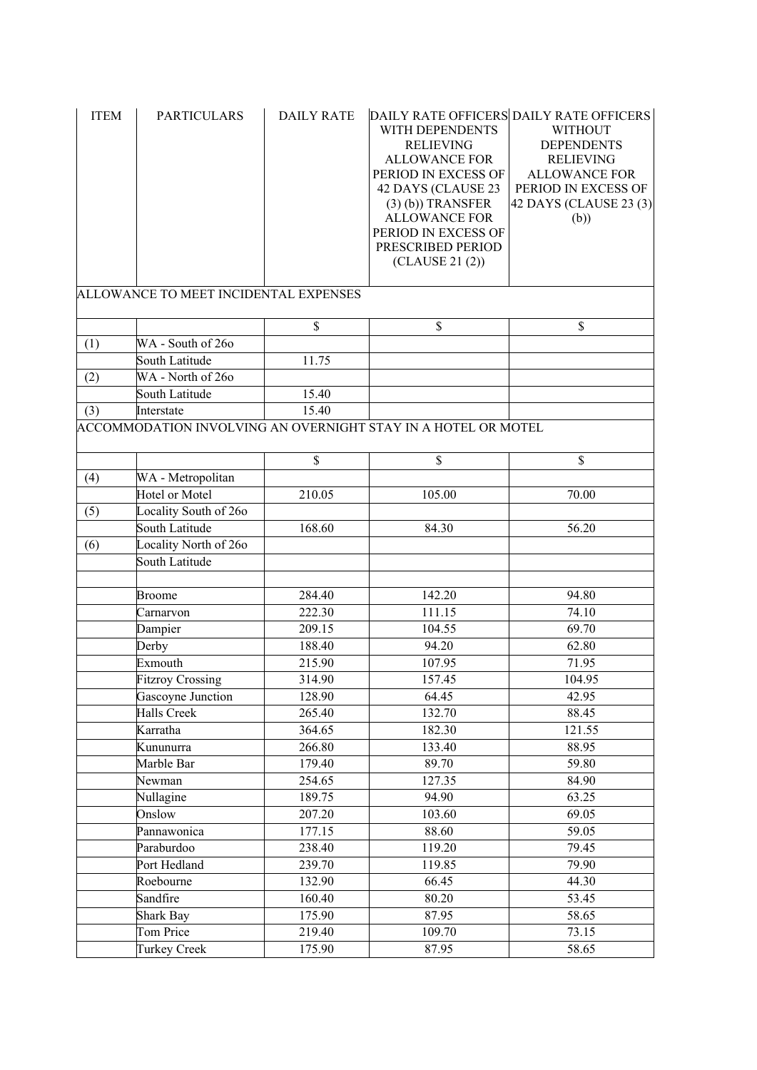| ITEM | PARTICULARS | DAILY RATE | DAILY RATE OFFICERS WITH DEPENDENTS RELIEVING ALLOWANCE FOR PERIOD IN EXCESS OF 42 DAYS (CLAUSE 23 (3) (b)) TRANSFER ALLOWANCE FOR PERIOD IN EXCESS OF PRESCRIBED PERIOD (CLAUSE 21 (2)) | DAILY RATE OFFICERS WITHOUT DEPENDENTS RELIEVING ALLOWANCE FOR PERIOD IN EXCESS OF 42 DAYS (CLAUSE 23 (3) (b)) |
|---|---|---|---|---|
| ALLOWANCE TO MEET INCIDENTAL EXPENSES | | | | |
| | | $ | $ | $ |
| (1) | WA - South of 26o | | | |
| | South Latitude | 11.75 | | |
| (2) | WA - North of 26o | | | |
| | South Latitude | 15.40 | | |
| (3) | Interstate | 15.40 | | |
| ACCOMMODATION INVOLVING AN OVERNIGHT STAY IN A HOTEL OR MOTEL | | | | |
| | | $ | $ | $ |
| (4) | WA - Metropolitan | | | |
| | Hotel or Motel | 210.05 | 105.00 | 70.00 |
| (5) | Locality South of 26o | | | |
| | South Latitude | 168.60 | 84.30 | 56.20 |
| (6) | Locality North of 26o | | | |
| | South Latitude | | | |
| | | | | |
| | Broome | 284.40 | 142.20 | 94.80 |
| | Carnarvon | 222.30 | 111.15 | 74.10 |
| | Dampier | 209.15 | 104.55 | 69.70 |
| | Derby | 188.40 | 94.20 | 62.80 |
| | Exmouth | 215.90 | 107.95 | 71.95 |
| | Fitzroy Crossing | 314.90 | 157.45 | 104.95 |
| | Gascoyne Junction | 128.90 | 64.45 | 42.95 |
| | Halls Creek | 265.40 | 132.70 | 88.45 |
| | Karratha | 364.65 | 182.30 | 121.55 |
| | Kununurra | 266.80 | 133.40 | 88.95 |
| | Marble Bar | 179.40 | 89.70 | 59.80 |
| | Newman | 254.65 | 127.35 | 84.90 |
| | Nullagine | 189.75 | 94.90 | 63.25 |
| | Onslow | 207.20 | 103.60 | 69.05 |
| | Pannawonica | 177.15 | 88.60 | 59.05 |
| | Paraburdoo | 238.40 | 119.20 | 79.45 |
| | Port Hedland | 239.70 | 119.85 | 79.90 |
| | Roebourne | 132.90 | 66.45 | 44.30 |
| | Sandfire | 160.40 | 80.20 | 53.45 |
| | Shark Bay | 175.90 | 87.95 | 58.65 |
| | Tom Price | 219.40 | 109.70 | 73.15 |
| | Turkey Creek | 175.90 | 87.95 | 58.65 |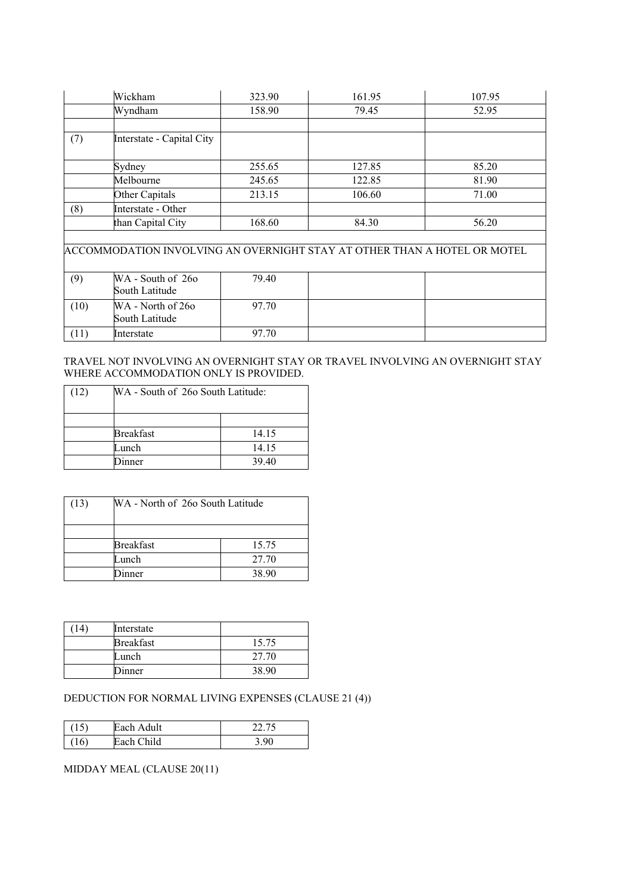| | | | | |
|---|---|---|---|---|
| | Wickham | 323.90 | 161.95 | 107.95 |
| | Wyndham | 158.90 | 79.45 | 52.95 |
| | | | | |
| (7) | Interstate - Capital City | | | |
| | Sydney | 255.65 | 127.85 | 85.20 |
| | Melbourne | 245.65 | 122.85 | 81.90 |
| | Other Capitals | 213.15 | 106.60 | 71.00 |
| (8) | Interstate - Other | | | |
| | than Capital City | 168.60 | 84.30 | 56.20 |

ACCOMMODATION INVOLVING AN OVERNIGHT STAY AT OTHER THAN A HOTEL OR MOTEL

| | | | | |
|---|---|---|---|---|
| (9) | WA - South of 26o South Latitude | 79.40 | | |
| (10) | WA - North of 26o South Latitude | 97.70 | | |
| (11) | Interstate | 97.70 | | |

TRAVEL NOT INVOLVING AN OVERNIGHT STAY OR TRAVEL INVOLVING AN OVERNIGHT STAY WHERE ACCOMMODATION ONLY IS PROVIDED.

| (12) | WA - South of 26o South Latitude: | |
|---|---|---|
| | | |
| | Breakfast | 14.15 |
| | Lunch | 14.15 |
| | Dinner | 39.40 |

| (13) | WA - North of 26o South Latitude | |
|---|---|---|
| | | |
| | Breakfast | 15.75 |
| | Lunch | 27.70 |
| | Dinner | 38.90 |

| (14) | Interstate | |
|---|---|---|
| | Breakfast | 15.75 |
| | Lunch | 27.70 |
| | Dinner | 38.90 |

DEDUCTION FOR NORMAL LIVING EXPENSES (CLAUSE 21 (4))

| (15) | Each Adult | 22.75 |
|---|---|---|
| (16) | Each Child | 3.90 |

MIDDAY MEAL (CLAUSE 20(11)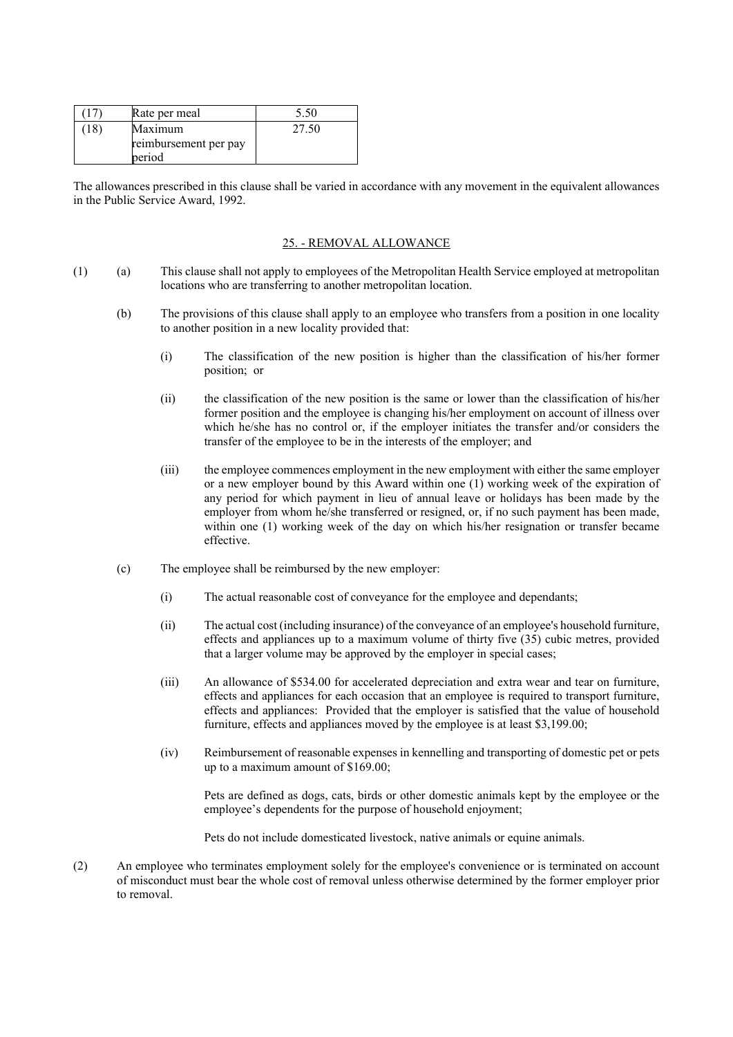| (17) | Rate per meal | 5.50 |
|---|---|---|
| (18) | Maximum reimbursement per pay period | 27.50 |

The allowances prescribed in this clause shall be varied in accordance with any movement in the equivalent allowances in the Public Service Award, 1992.

## 25. - REMOVAL ALLOWANCE

(1) (a) This clause shall not apply to employees of the Metropolitan Health Service employed at metropolitan locations who are transferring to another metropolitan location.

(b) The provisions of this clause shall apply to an employee who transfers from a position in one locality to another position in a new locality provided that:

(i) The classification of the new position is higher than the classification of his/her former position; or

(ii) the classification of the new position is the same or lower than the classification of his/her former position and the employee is changing his/her employment on account of illness over which he/she has no control or, if the employer initiates the transfer and/or considers the transfer of the employee to be in the interests of the employer; and

(iii) the employee commences employment in the new employment with either the same employer or a new employer bound by this Award within one (1) working week of the expiration of any period for which payment in lieu of annual leave or holidays has been made by the employer from whom he/she transferred or resigned, or, if no such payment has been made, within one (1) working week of the day on which his/her resignation or transfer became effective.

(c) The employee shall be reimbursed by the new employer:

(i) The actual reasonable cost of conveyance for the employee and dependants;

(ii) The actual cost (including insurance) of the conveyance of an employee's household furniture, effects and appliances up to a maximum volume of thirty five (35) cubic metres, provided that a larger volume may be approved by the employer in special cases;

(iii) An allowance of $534.00 for accelerated depreciation and extra wear and tear on furniture, effects and appliances for each occasion that an employee is required to transport furniture, effects and appliances: Provided that the employer is satisfied that the value of household furniture, effects and appliances moved by the employee is at least $3,199.00;

(iv) Reimbursement of reasonable expenses in kennelling and transporting of domestic pet or pets up to a maximum amount of $169.00;

Pets are defined as dogs, cats, birds or other domestic animals kept by the employee or the employee's dependents for the purpose of household enjoyment;

Pets do not include domesticated livestock, native animals or equine animals.

(2) An employee who terminates employment solely for the employee's convenience or is terminated on account of misconduct must bear the whole cost of removal unless otherwise determined by the former employer prior to removal.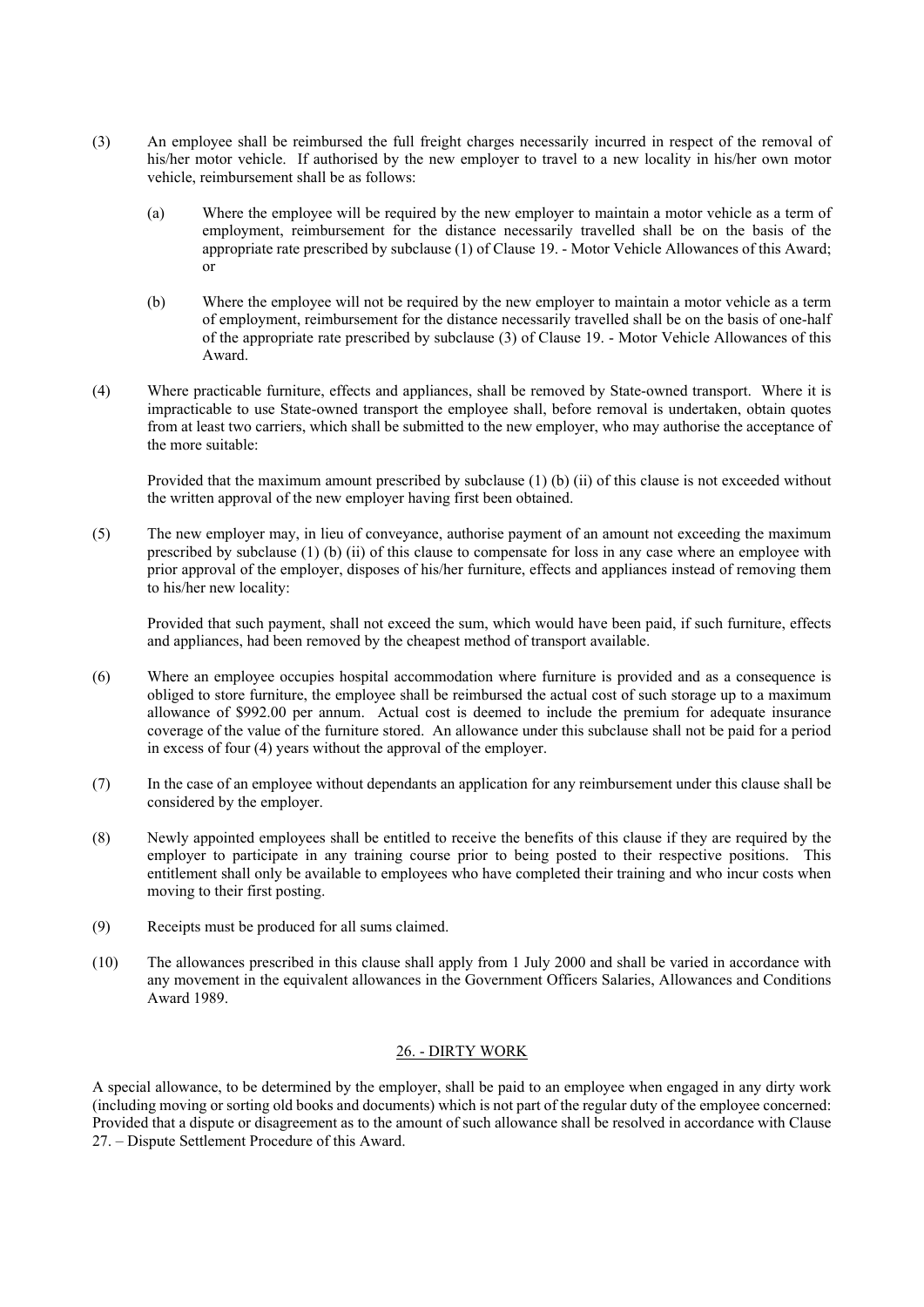(3) An employee shall be reimbursed the full freight charges necessarily incurred in respect of the removal of his/her motor vehicle. If authorised by the new employer to travel to a new locality in his/her own motor vehicle, reimbursement shall be as follows:

(a) Where the employee will be required by the new employer to maintain a motor vehicle as a term of employment, reimbursement for the distance necessarily travelled shall be on the basis of the appropriate rate prescribed by subclause (1) of Clause 19. - Motor Vehicle Allowances of this Award; or

(b) Where the employee will not be required by the new employer to maintain a motor vehicle as a term of employment, reimbursement for the distance necessarily travelled shall be on the basis of one-half of the appropriate rate prescribed by subclause (3) of Clause 19. - Motor Vehicle Allowances of this Award.

(4) Where practicable furniture, effects and appliances, shall be removed by State-owned transport. Where it is impracticable to use State-owned transport the employee shall, before removal is undertaken, obtain quotes from at least two carriers, which shall be submitted to the new employer, who may authorise the acceptance of the more suitable:

Provided that the maximum amount prescribed by subclause (1) (b) (ii) of this clause is not exceeded without the written approval of the new employer having first been obtained.

(5) The new employer may, in lieu of conveyance, authorise payment of an amount not exceeding the maximum prescribed by subclause (1) (b) (ii) of this clause to compensate for loss in any case where an employee with prior approval of the employer, disposes of his/her furniture, effects and appliances instead of removing them to his/her new locality:

Provided that such payment, shall not exceed the sum, which would have been paid, if such furniture, effects and appliances, had been removed by the cheapest method of transport available.

(6) Where an employee occupies hospital accommodation where furniture is provided and as a consequence is obliged to store furniture, the employee shall be reimbursed the actual cost of such storage up to a maximum allowance of $992.00 per annum. Actual cost is deemed to include the premium for adequate insurance coverage of the value of the furniture stored. An allowance under this subclause shall not be paid for a period in excess of four (4) years without the approval of the employer.

(7) In the case of an employee without dependants an application for any reimbursement under this clause shall be considered by the employer.

(8) Newly appointed employees shall be entitled to receive the benefits of this clause if they are required by the employer to participate in any training course prior to being posted to their respective positions. This entitlement shall only be available to employees who have completed their training and who incur costs when moving to their first posting.

(9) Receipts must be produced for all sums claimed.

(10) The allowances prescribed in this clause shall apply from 1 July 2000 and shall be varied in accordance with any movement in the equivalent allowances in the Government Officers Salaries, Allowances and Conditions Award 1989.

## 26. - DIRTY WORK

A special allowance, to be determined by the employer, shall be paid to an employee when engaged in any dirty work (including moving or sorting old books and documents) which is not part of the regular duty of the employee concerned: Provided that a dispute or disagreement as to the amount of such allowance shall be resolved in accordance with Clause 27. – Dispute Settlement Procedure of this Award.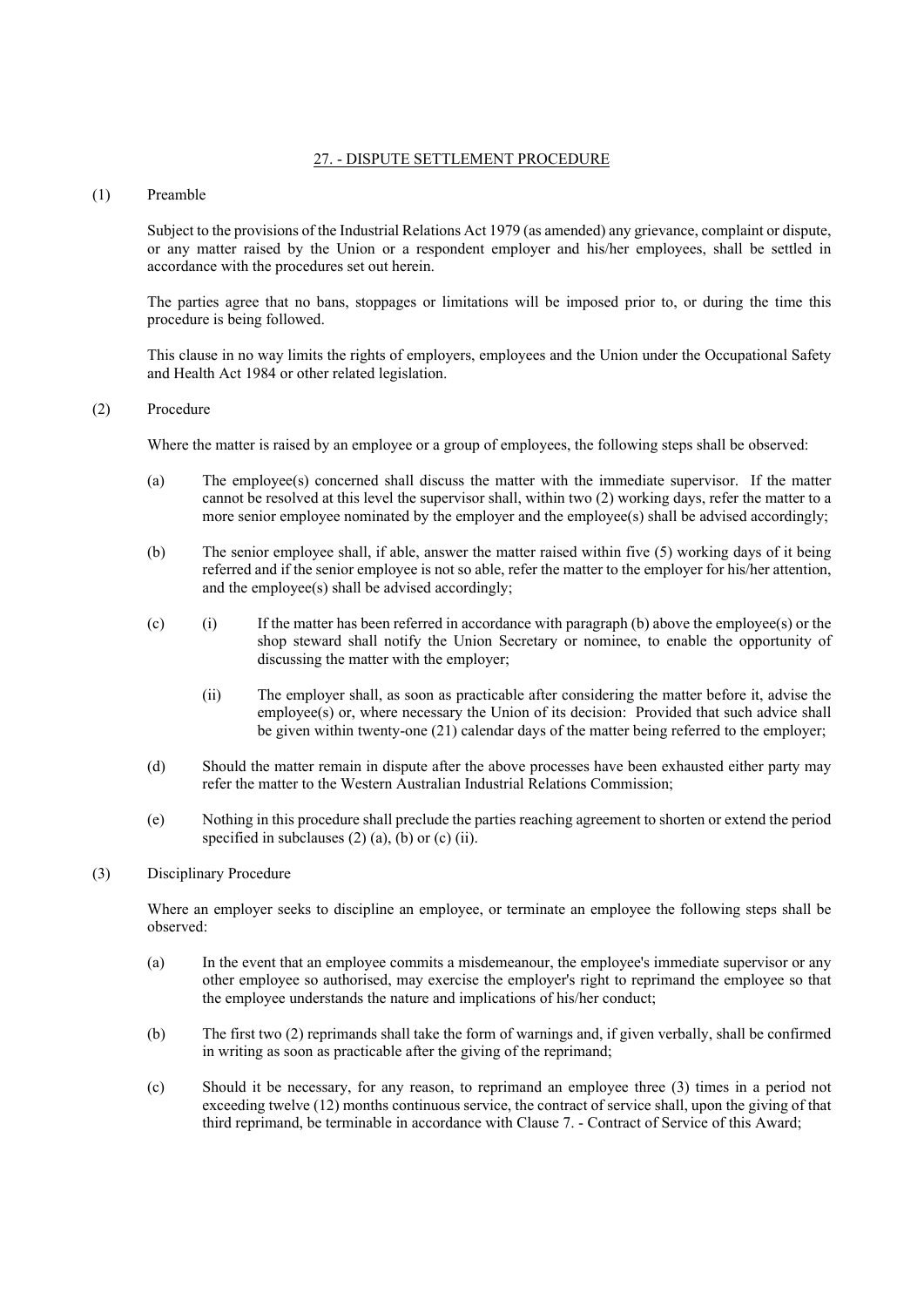## 27. - DISPUTE SETTLEMENT PROCEDURE

(1) Preamble

Subject to the provisions of the Industrial Relations Act 1979 (as amended) any grievance, complaint or dispute, or any matter raised by the Union or a respondent employer and his/her employees, shall be settled in accordance with the procedures set out herein.

The parties agree that no bans, stoppages or limitations will be imposed prior to, or during the time this procedure is being followed.

This clause in no way limits the rights of employers, employees and the Union under the Occupational Safety and Health Act 1984 or other related legislation.

(2) Procedure

Where the matter is raised by an employee or a group of employees, the following steps shall be observed:

(a) The employee(s) concerned shall discuss the matter with the immediate supervisor. If the matter cannot be resolved at this level the supervisor shall, within two (2) working days, refer the matter to a more senior employee nominated by the employer and the employee(s) shall be advised accordingly;

(b) The senior employee shall, if able, answer the matter raised within five (5) working days of it being referred and if the senior employee is not so able, refer the matter to the employer for his/her attention, and the employee(s) shall be advised accordingly;

(c) (i) If the matter has been referred in accordance with paragraph (b) above the employee(s) or the shop steward shall notify the Union Secretary or nominee, to enable the opportunity of discussing the matter with the employer;

(ii) The employer shall, as soon as practicable after considering the matter before it, advise the employee(s) or, where necessary the Union of its decision: Provided that such advice shall be given within twenty-one (21) calendar days of the matter being referred to the employer;

(d) Should the matter remain in dispute after the above processes have been exhausted either party may refer the matter to the Western Australian Industrial Relations Commission;

(e) Nothing in this procedure shall preclude the parties reaching agreement to shorten or extend the period specified in subclauses (2) (a), (b) or (c) (ii).

(3) Disciplinary Procedure

Where an employer seeks to discipline an employee, or terminate an employee the following steps shall be observed:

(a) In the event that an employee commits a misdemeanour, the employee's immediate supervisor or any other employee so authorised, may exercise the employer's right to reprimand the employee so that the employee understands the nature and implications of his/her conduct;

(b) The first two (2) reprimands shall take the form of warnings and, if given verbally, shall be confirmed in writing as soon as practicable after the giving of the reprimand;

(c) Should it be necessary, for any reason, to reprimand an employee three (3) times in a period not exceeding twelve (12) months continuous service, the contract of service shall, upon the giving of that third reprimand, be terminable in accordance with Clause 7. - Contract of Service of this Award;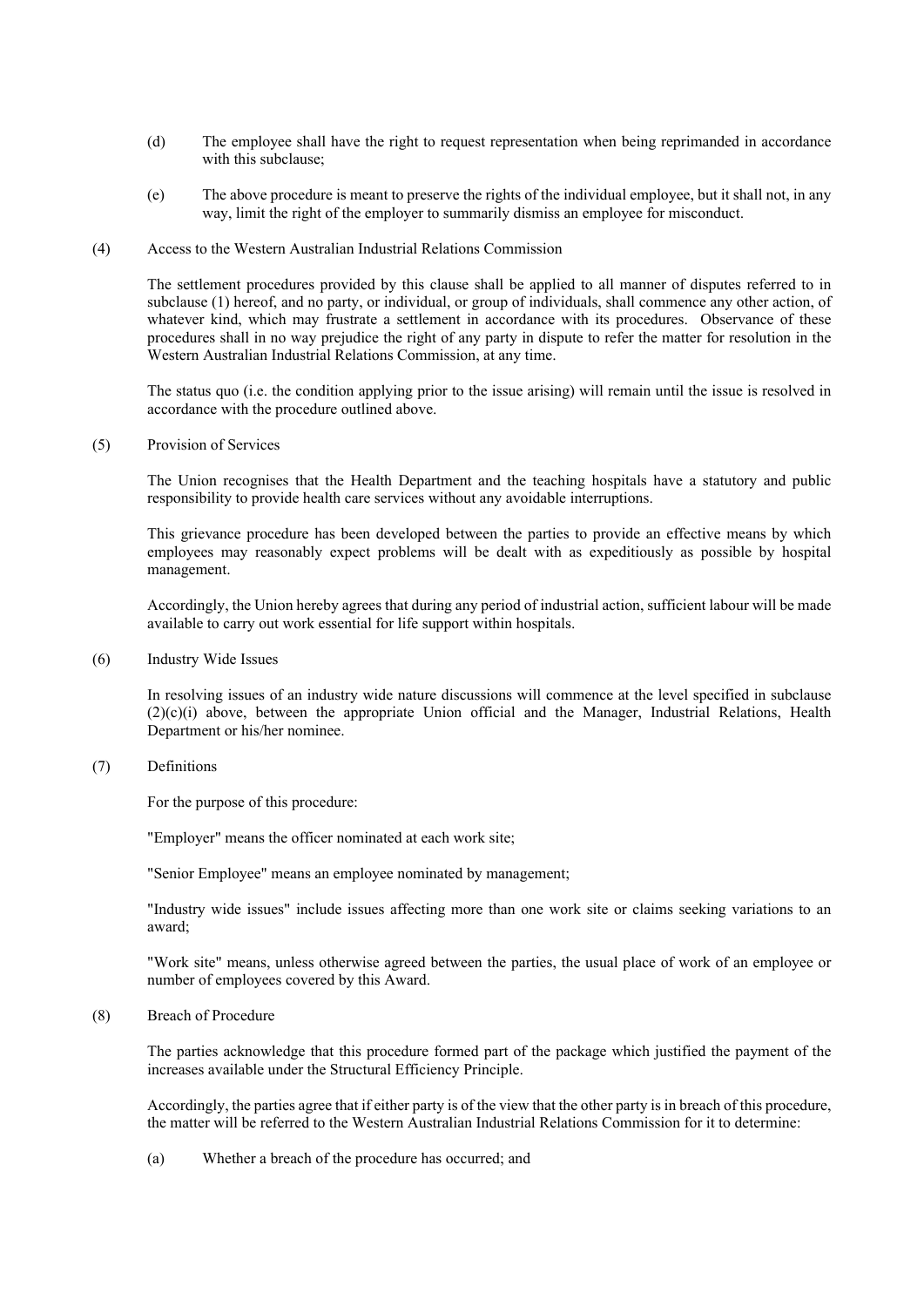(d) The employee shall have the right to request representation when being reprimanded in accordance with this subclause;

(e) The above procedure is meant to preserve the rights of the individual employee, but it shall not, in any way, limit the right of the employer to summarily dismiss an employee for misconduct.

(4) Access to the Western Australian Industrial Relations Commission

The settlement procedures provided by this clause shall be applied to all manner of disputes referred to in subclause (1) hereof, and no party, or individual, or group of individuals, shall commence any other action, of whatever kind, which may frustrate a settlement in accordance with its procedures. Observance of these procedures shall in no way prejudice the right of any party in dispute to refer the matter for resolution in the Western Australian Industrial Relations Commission, at any time.

The status quo (i.e. the condition applying prior to the issue arising) will remain until the issue is resolved in accordance with the procedure outlined above.

(5) Provision of Services

The Union recognises that the Health Department and the teaching hospitals have a statutory and public responsibility to provide health care services without any avoidable interruptions.

This grievance procedure has been developed between the parties to provide an effective means by which employees may reasonably expect problems will be dealt with as expeditiously as possible by hospital management.

Accordingly, the Union hereby agrees that during any period of industrial action, sufficient labour will be made available to carry out work essential for life support within hospitals.

(6) Industry Wide Issues

In resolving issues of an industry wide nature discussions will commence at the level specified in subclause (2)(c)(i) above, between the appropriate Union official and the Manager, Industrial Relations, Health Department or his/her nominee.

(7) Definitions

For the purpose of this procedure:

"Employer" means the officer nominated at each work site;

"Senior Employee" means an employee nominated by management;

"Industry wide issues" include issues affecting more than one work site or claims seeking variations to an award;

"Work site" means, unless otherwise agreed between the parties, the usual place of work of an employee or number of employees covered by this Award.

(8) Breach of Procedure

The parties acknowledge that this procedure formed part of the package which justified the payment of the increases available under the Structural Efficiency Principle.

Accordingly, the parties agree that if either party is of the view that the other party is in breach of this procedure, the matter will be referred to the Western Australian Industrial Relations Commission for it to determine:

(a) Whether a breach of the procedure has occurred; and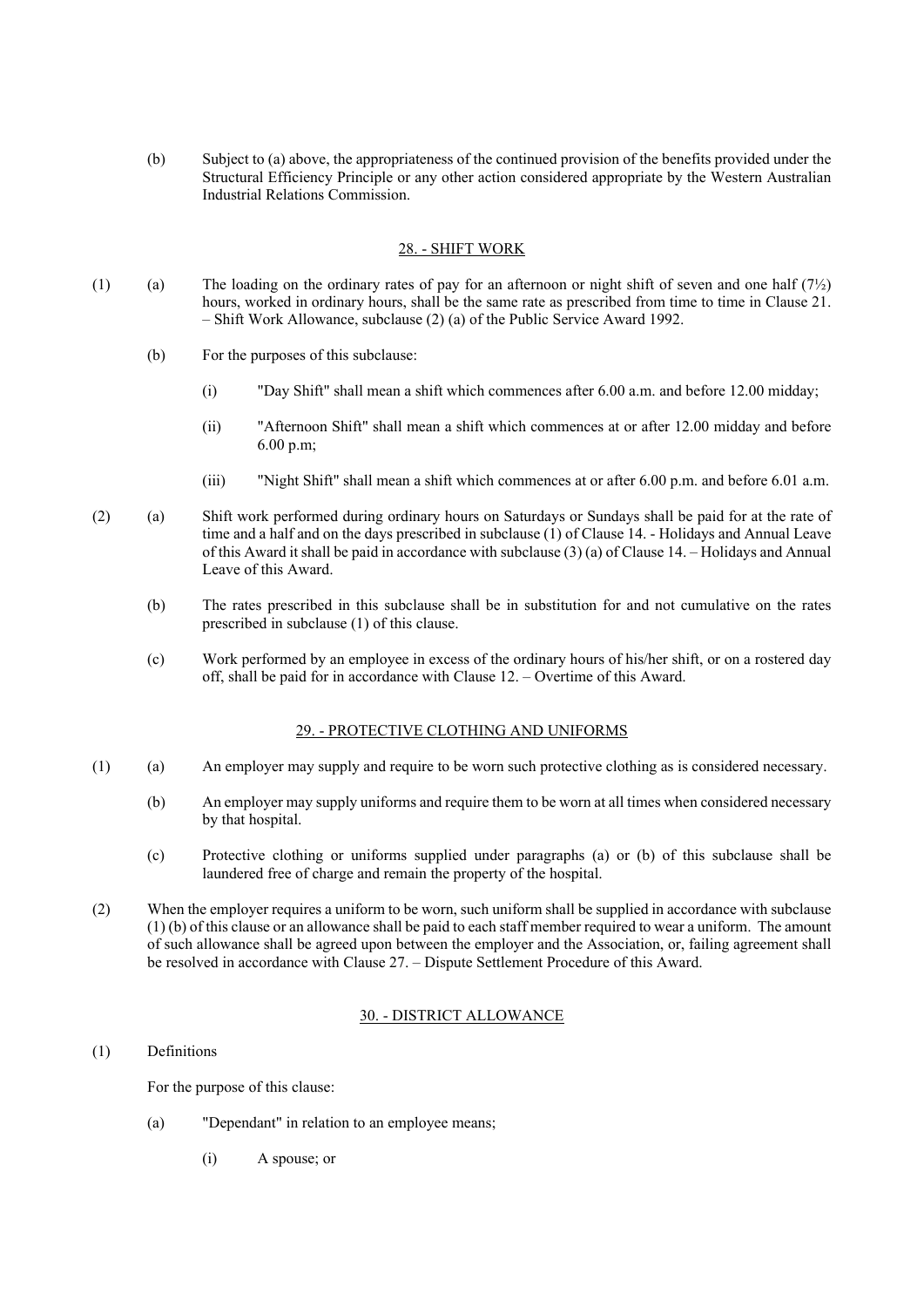(b) Subject to (a) above, the appropriateness of the continued provision of the benefits provided under the Structural Efficiency Principle or any other action considered appropriate by the Western Australian Industrial Relations Commission.

## 28. - SHIFT WORK

(1) (a) The loading on the ordinary rates of pay for an afternoon or night shift of seven and one half (7½) hours, worked in ordinary hours, shall be the same rate as prescribed from time to time in Clause 21. – Shift Work Allowance, subclause (2) (a) of the Public Service Award 1992.

(b) For the purposes of this subclause:

(i) "Day Shift" shall mean a shift which commences after 6.00 a.m. and before 12.00 midday;

(ii) "Afternoon Shift" shall mean a shift which commences at or after 12.00 midday and before 6.00 p.m;

(iii) "Night Shift" shall mean a shift which commences at or after 6.00 p.m. and before 6.01 a.m.

(2) (a) Shift work performed during ordinary hours on Saturdays or Sundays shall be paid for at the rate of time and a half and on the days prescribed in subclause (1) of Clause 14. - Holidays and Annual Leave of this Award it shall be paid in accordance with subclause (3) (a) of Clause 14. – Holidays and Annual Leave of this Award.

(b) The rates prescribed in this subclause shall be in substitution for and not cumulative on the rates prescribed in subclause (1) of this clause.

(c) Work performed by an employee in excess of the ordinary hours of his/her shift, or on a rostered day off, shall be paid for in accordance with Clause 12. – Overtime of this Award.

## 29. - PROTECTIVE CLOTHING AND UNIFORMS

(1) (a) An employer may supply and require to be worn such protective clothing as is considered necessary.

(b) An employer may supply uniforms and require them to be worn at all times when considered necessary by that hospital.

(c) Protective clothing or uniforms supplied under paragraphs (a) or (b) of this subclause shall be laundered free of charge and remain the property of the hospital.

(2) When the employer requires a uniform to be worn, such uniform shall be supplied in accordance with subclause (1) (b) of this clause or an allowance shall be paid to each staff member required to wear a uniform. The amount of such allowance shall be agreed upon between the employer and the Association, or, failing agreement shall be resolved in accordance with Clause 27. – Dispute Settlement Procedure of this Award.

## 30. - DISTRICT ALLOWANCE

(1) Definitions

For the purpose of this clause:

(a) "Dependant" in relation to an employee means;

(i) A spouse; or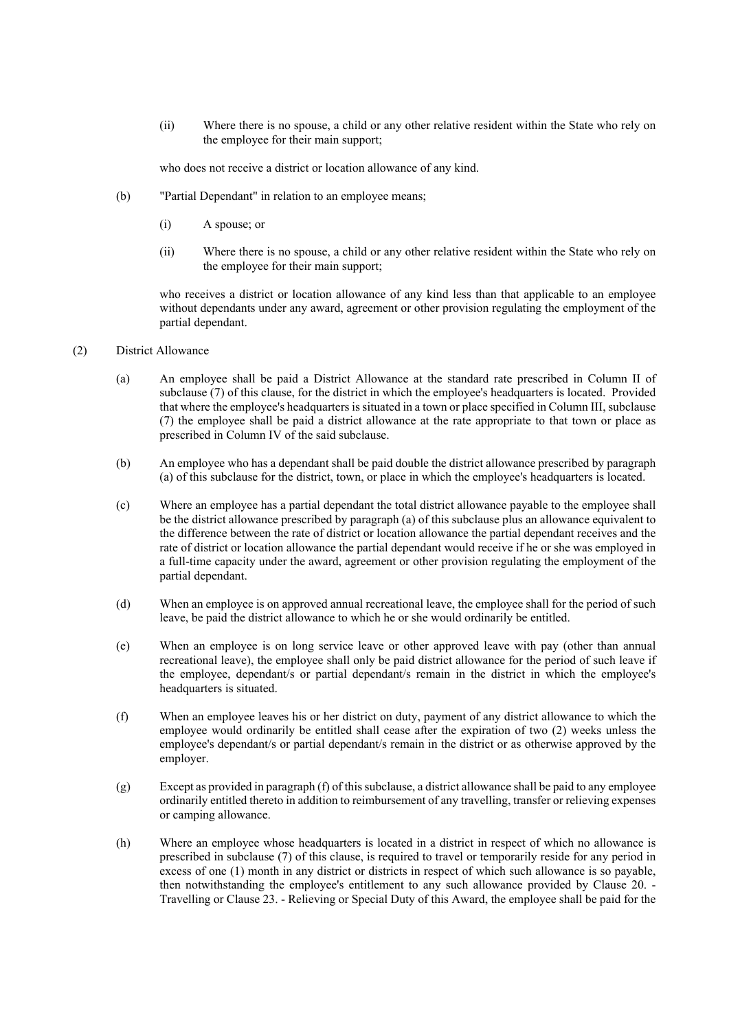(ii) Where there is no spouse, a child or any other relative resident within the State who rely on the employee for their main support;

who does not receive a district or location allowance of any kind.

(b) "Partial Dependant" in relation to an employee means;

(i) A spouse; or

(ii) Where there is no spouse, a child or any other relative resident within the State who rely on the employee for their main support;

who receives a district or location allowance of any kind less than that applicable to an employee without dependants under any award, agreement or other provision regulating the employment of the partial dependant.

(2) District Allowance

(a) An employee shall be paid a District Allowance at the standard rate prescribed in Column II of subclause (7) of this clause, for the district in which the employee's headquarters is located. Provided that where the employee's headquarters is situated in a town or place specified in Column III, subclause (7) the employee shall be paid a district allowance at the rate appropriate to that town or place as prescribed in Column IV of the said subclause.

(b) An employee who has a dependant shall be paid double the district allowance prescribed by paragraph (a) of this subclause for the district, town, or place in which the employee's headquarters is located.

(c) Where an employee has a partial dependant the total district allowance payable to the employee shall be the district allowance prescribed by paragraph (a) of this subclause plus an allowance equivalent to the difference between the rate of district or location allowance the partial dependant receives and the rate of district or location allowance the partial dependant would receive if he or she was employed in a full-time capacity under the award, agreement or other provision regulating the employment of the partial dependant.

(d) When an employee is on approved annual recreational leave, the employee shall for the period of such leave, be paid the district allowance to which he or she would ordinarily be entitled.

(e) When an employee is on long service leave or other approved leave with pay (other than annual recreational leave), the employee shall only be paid district allowance for the period of such leave if the employee, dependant/s or partial dependant/s remain in the district in which the employee's headquarters is situated.

(f) When an employee leaves his or her district on duty, payment of any district allowance to which the employee would ordinarily be entitled shall cease after the expiration of two (2) weeks unless the employee's dependant/s or partial dependant/s remain in the district or as otherwise approved by the employer.

(g) Except as provided in paragraph (f) of this subclause, a district allowance shall be paid to any employee ordinarily entitled thereto in addition to reimbursement of any travelling, transfer or relieving expenses or camping allowance.

(h) Where an employee whose headquarters is located in a district in respect of which no allowance is prescribed in subclause (7) of this clause, is required to travel or temporarily reside for any period in excess of one (1) month in any district or districts in respect of which such allowance is so payable, then notwithstanding the employee's entitlement to any such allowance provided by Clause 20. - Travelling or Clause 23. - Relieving or Special Duty of this Award, the employee shall be paid for the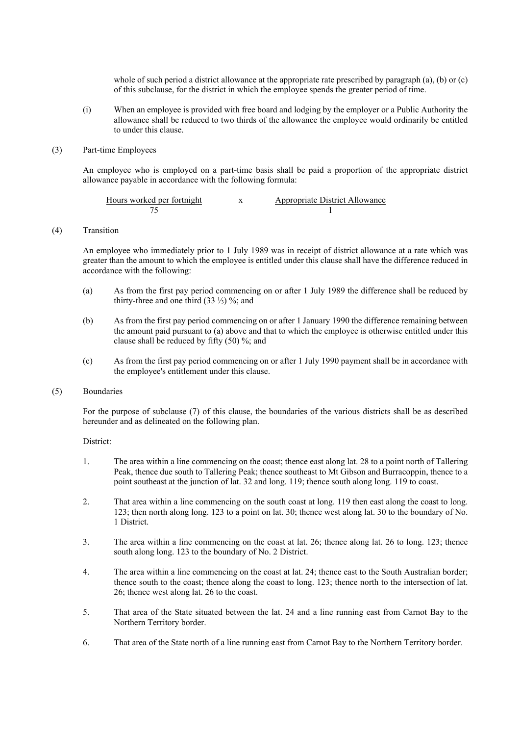whole of such period a district allowance at the appropriate rate prescribed by paragraph (a), (b) or (c) of this subclause, for the district in which the employee spends the greater period of time.

(i) When an employee is provided with free board and lodging by the employer or a Public Authority the allowance shall be reduced to two thirds of the allowance the employee would ordinarily be entitled to under this clause.

(3) Part-time Employees

An employee who is employed on a part-time basis shall be paid a proportion of the appropriate district allowance payable in accordance with the following formula:

$$\frac{\text{Hours worked per fortnight}}{75} \quad \text{x} \quad \frac{\text{Appropriate District Allowance}}{1}$$

(4) Transition

An employee who immediately prior to 1 July 1989 was in receipt of district allowance at a rate which was greater than the amount to which the employee is entitled under this clause shall have the difference reduced in accordance with the following:

(a) As from the first pay period commencing on or after 1 July 1989 the difference shall be reduced by thirty-three and one third (33 ⅓) %; and

(b) As from the first pay period commencing on or after 1 January 1990 the difference remaining between the amount paid pursuant to (a) above and that to which the employee is otherwise entitled under this clause shall be reduced by fifty (50) %; and

(c) As from the first pay period commencing on or after 1 July 1990 payment shall be in accordance with the employee's entitlement under this clause.

(5) Boundaries

For the purpose of subclause (7) of this clause, the boundaries of the various districts shall be as described hereunder and as delineated on the following plan.

District:

1. The area within a line commencing on the coast; thence east along lat. 28 to a point north of Tallering Peak, thence due south to Tallering Peak; thence southeast to Mt Gibson and Burracoppin, thence to a point southeast at the junction of lat. 32 and long. 119; thence south along long. 119 to coast.

2. That area within a line commencing on the south coast at long. 119 then east along the coast to long. 123; then north along long. 123 to a point on lat. 30; thence west along lat. 30 to the boundary of No. 1 District.

3. The area within a line commencing on the coast at lat. 26; thence along lat. 26 to long. 123; thence south along long. 123 to the boundary of No. 2 District.

4. The area within a line commencing on the coast at lat. 24; thence east to the South Australian border; thence south to the coast; thence along the coast to long. 123; thence north to the intersection of lat. 26; thence west along lat. 26 to the coast.

5. That area of the State situated between the lat. 24 and a line running east from Carnot Bay to the Northern Territory border.

6. That area of the State north of a line running east from Carnot Bay to the Northern Territory border.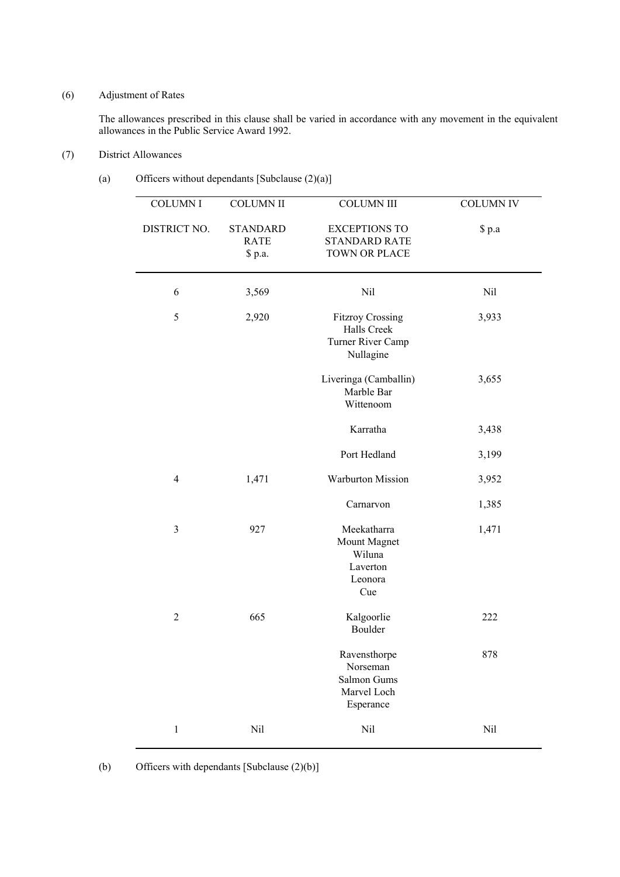(6) Adjustment of Rates

The allowances prescribed in this clause shall be varied in accordance with any movement in the equivalent allowances in the Public Service Award 1992.

(7) District Allowances

(a) Officers without dependants [Subclause (2)(a)]

| COLUMN I<br>DISTRICT NO. | COLUMN II<br>STANDARD RATE<br>$ p.a. | COLUMN III<br>EXCEPTIONS TO STANDARD RATE<br>TOWN OR PLACE | COLUMN IV<br>$ p.a |
|---|---|---|---|
| 6 | 3,569 | Nil | Nil |
| 5 | 2,920 | Fitzroy Crossing<br>Halls Creek<br>Turner River Camp<br>Nullagine | 3,933 |
| | | Liveringa (Camballin)<br>Marble Bar<br>Wittenoom | 3,655 |
| | | Karratha | 3,438 |
| | | Port Hedland | 3,199 |
| 4 | 1,471 | Warburton Mission | 3,952 |
| | | Carnarvon | 1,385 |
| 3 | 927 | Meekatharra<br>Mount Magnet<br>Wiluna<br>Laverton<br>Leonora<br>Cue | 1,471 |
| 2 | 665 | Kalgoorlie<br>Boulder | 222 |
| | | Ravensthorpe<br>Norseman<br>Salmon Gums<br>Marvel Loch<br>Esperance | 878 |
| 1 | Nil | Nil | Nil |

(b) Officers with dependants [Subclause (2)(b)]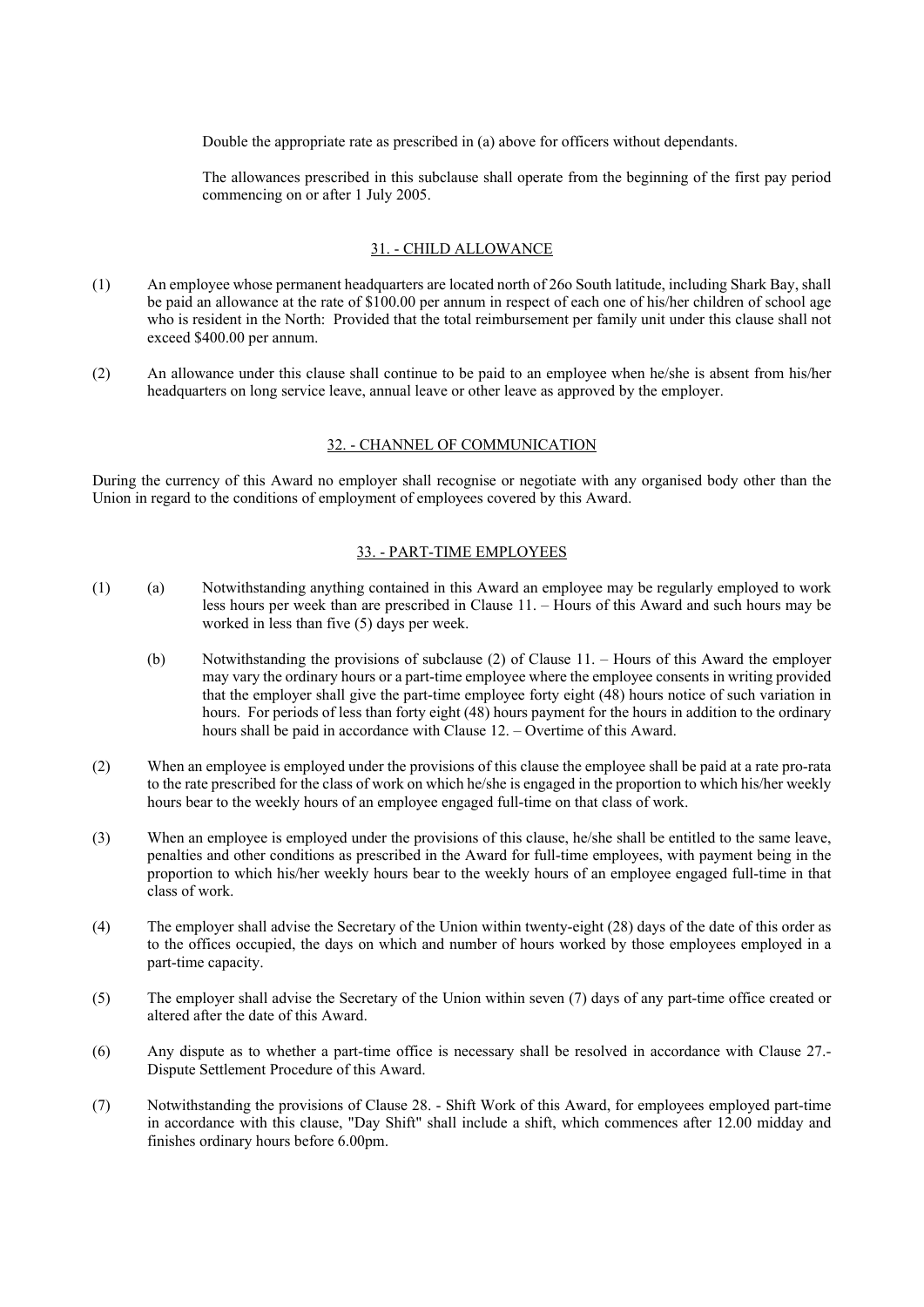Double the appropriate rate as prescribed in (a) above for officers without dependants.

The allowances prescribed in this subclause shall operate from the beginning of the first pay period commencing on or after 1 July 2005.

## 31. - CHILD ALLOWANCE

(1) An employee whose permanent headquarters are located north of 26o South latitude, including Shark Bay, shall be paid an allowance at the rate of $100.00 per annum in respect of each one of his/her children of school age who is resident in the North: Provided that the total reimbursement per family unit under this clause shall not exceed $400.00 per annum.

(2) An allowance under this clause shall continue to be paid to an employee when he/she is absent from his/her headquarters on long service leave, annual leave or other leave as approved by the employer.

## 32. - CHANNEL OF COMMUNICATION

During the currency of this Award no employer shall recognise or negotiate with any organised body other than the Union in regard to the conditions of employment of employees covered by this Award.

## 33. - PART-TIME EMPLOYEES

(1) (a) Notwithstanding anything contained in this Award an employee may be regularly employed to work less hours per week than are prescribed in Clause 11. – Hours of this Award and such hours may be worked in less than five (5) days per week.

(b) Notwithstanding the provisions of subclause (2) of Clause 11. – Hours of this Award the employer may vary the ordinary hours or a part-time employee where the employee consents in writing provided that the employer shall give the part-time employee forty eight (48) hours notice of such variation in hours. For periods of less than forty eight (48) hours payment for the hours in addition to the ordinary hours shall be paid in accordance with Clause 12. – Overtime of this Award.

(2) When an employee is employed under the provisions of this clause the employee shall be paid at a rate pro-rata to the rate prescribed for the class of work on which he/she is engaged in the proportion to which his/her weekly hours bear to the weekly hours of an employee engaged full-time on that class of work.

(3) When an employee is employed under the provisions of this clause, he/she shall be entitled to the same leave, penalties and other conditions as prescribed in the Award for full-time employees, with payment being in the proportion to which his/her weekly hours bear to the weekly hours of an employee engaged full-time in that class of work.

(4) The employer shall advise the Secretary of the Union within twenty-eight (28) days of the date of this order as to the offices occupied, the days on which and number of hours worked by those employees employed in a part-time capacity.

(5) The employer shall advise the Secretary of the Union within seven (7) days of any part-time office created or altered after the date of this Award.

(6) Any dispute as to whether a part-time office is necessary shall be resolved in accordance with Clause 27.- Dispute Settlement Procedure of this Award.

(7) Notwithstanding the provisions of Clause 28. - Shift Work of this Award, for employees employed part-time in accordance with this clause, "Day Shift" shall include a shift, which commences after 12.00 midday and finishes ordinary hours before 6.00pm.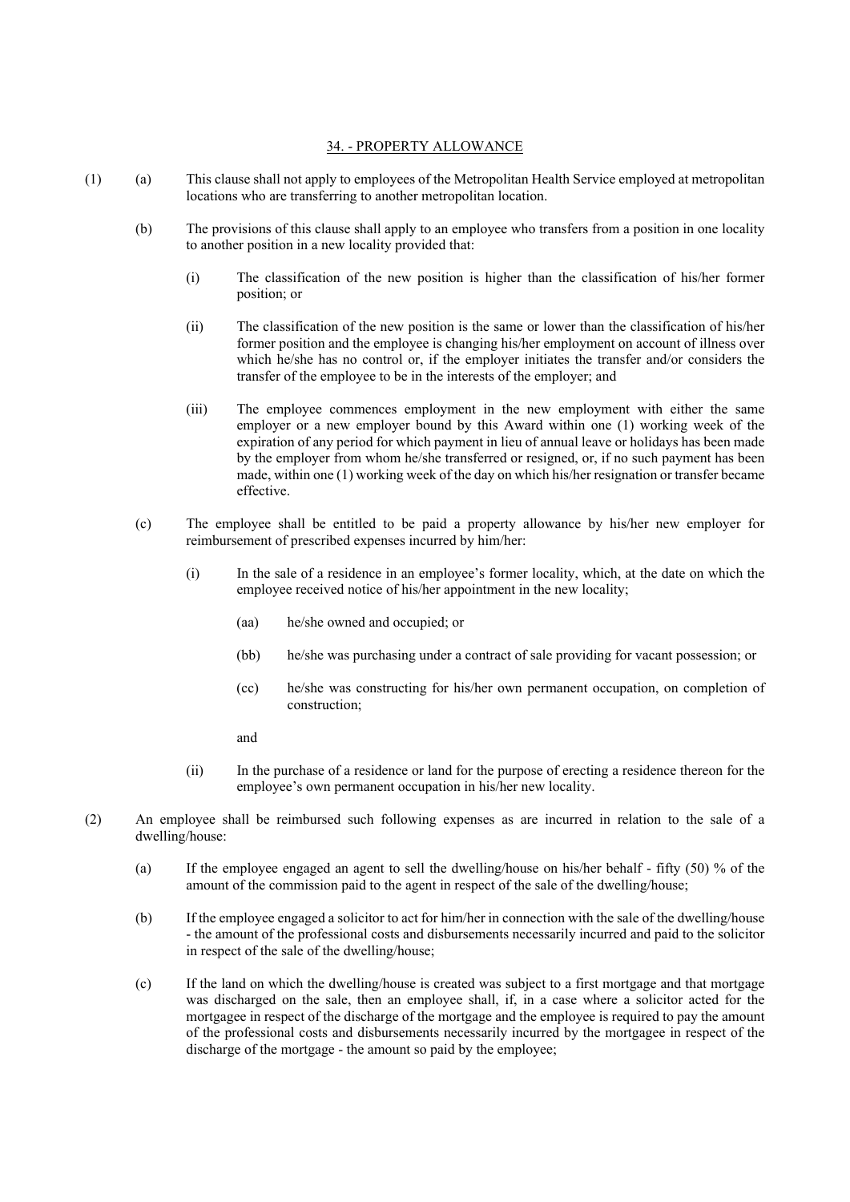## 34. - PROPERTY ALLOWANCE

(1) (a) This clause shall not apply to employees of the Metropolitan Health Service employed at metropolitan locations who are transferring to another metropolitan location.

(b) The provisions of this clause shall apply to an employee who transfers from a position in one locality to another position in a new locality provided that:

(i) The classification of the new position is higher than the classification of his/her former position; or

(ii) The classification of the new position is the same or lower than the classification of his/her former position and the employee is changing his/her employment on account of illness over which he/she has no control or, if the employer initiates the transfer and/or considers the transfer of the employee to be in the interests of the employer; and

(iii) The employee commences employment in the new employment with either the same employer or a new employer bound by this Award within one (1) working week of the expiration of any period for which payment in lieu of annual leave or holidays has been made by the employer from whom he/she transferred or resigned, or, if no such payment has been made, within one (1) working week of the day on which his/her resignation or transfer became effective.

(c) The employee shall be entitled to be paid a property allowance by his/her new employer for reimbursement of prescribed expenses incurred by him/her:

(i) In the sale of a residence in an employee's former locality, which, at the date on which the employee received notice of his/her appointment in the new locality;

(aa) he/she owned and occupied; or

(bb) he/she was purchasing under a contract of sale providing for vacant possession; or

(cc) he/she was constructing for his/her own permanent occupation, on completion of construction;

and

(ii) In the purchase of a residence or land for the purpose of erecting a residence thereon for the employee's own permanent occupation in his/her new locality.

(2) An employee shall be reimbursed such following expenses as are incurred in relation to the sale of a dwelling/house:

(a) If the employee engaged an agent to sell the dwelling/house on his/her behalf - fifty (50) % of the amount of the commission paid to the agent in respect of the sale of the dwelling/house;

(b) If the employee engaged a solicitor to act for him/her in connection with the sale of the dwelling/house - the amount of the professional costs and disbursements necessarily incurred and paid to the solicitor in respect of the sale of the dwelling/house;

(c) If the land on which the dwelling/house is created was subject to a first mortgage and that mortgage was discharged on the sale, then an employee shall, if, in a case where a solicitor acted for the mortgagee in respect of the discharge of the mortgage and the employee is required to pay the amount of the professional costs and disbursements necessarily incurred by the mortgagee in respect of the discharge of the mortgage - the amount so paid by the employee;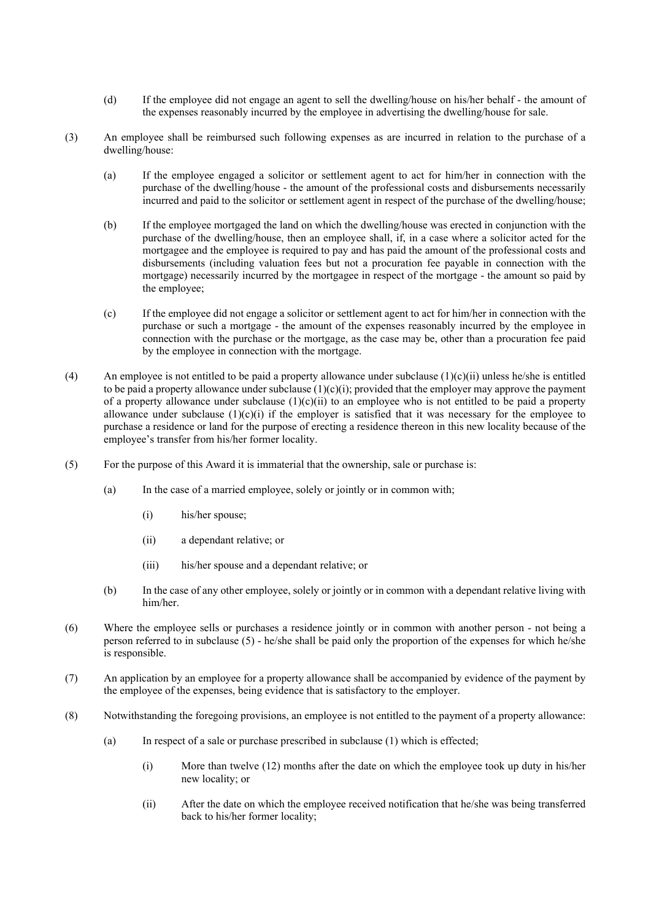(d) If the employee did not engage an agent to sell the dwelling/house on his/her behalf - the amount of the expenses reasonably incurred by the employee in advertising the dwelling/house for sale.

(3) An employee shall be reimbursed such following expenses as are incurred in relation to the purchase of a dwelling/house:

(a) If the employee engaged a solicitor or settlement agent to act for him/her in connection with the purchase of the dwelling/house - the amount of the professional costs and disbursements necessarily incurred and paid to the solicitor or settlement agent in respect of the purchase of the dwelling/house;

(b) If the employee mortgaged the land on which the dwelling/house was erected in conjunction with the purchase of the dwelling/house, then an employee shall, if, in a case where a solicitor acted for the mortgagee and the employee is required to pay and has paid the amount of the professional costs and disbursements (including valuation fees but not a procuration fee payable in connection with the mortgage) necessarily incurred by the mortgagee in respect of the mortgage - the amount so paid by the employee;

(c) If the employee did not engage a solicitor or settlement agent to act for him/her in connection with the purchase or such a mortgage - the amount of the expenses reasonably incurred by the employee in connection with the purchase or the mortgage, as the case may be, other than a procuration fee paid by the employee in connection with the mortgage.

(4) An employee is not entitled to be paid a property allowance under subclause (1)(c)(ii) unless he/she is entitled to be paid a property allowance under subclause (1)(c)(i); provided that the employer may approve the payment of a property allowance under subclause (1)(c)(ii) to an employee who is not entitled to be paid a property allowance under subclause (1)(c)(i) if the employer is satisfied that it was necessary for the employee to purchase a residence or land for the purpose of erecting a residence thereon in this new locality because of the employee's transfer from his/her former locality.

(5) For the purpose of this Award it is immaterial that the ownership, sale or purchase is:

(a) In the case of a married employee, solely or jointly or in common with;

(i) his/her spouse;

(ii) a dependant relative; or

(iii) his/her spouse and a dependant relative; or

(b) In the case of any other employee, solely or jointly or in common with a dependant relative living with him/her.

(6) Where the employee sells or purchases a residence jointly or in common with another person - not being a person referred to in subclause (5) - he/she shall be paid only the proportion of the expenses for which he/she is responsible.

(7) An application by an employee for a property allowance shall be accompanied by evidence of the payment by the employee of the expenses, being evidence that is satisfactory to the employer.

(8) Notwithstanding the foregoing provisions, an employee is not entitled to the payment of a property allowance:

(a) In respect of a sale or purchase prescribed in subclause (1) which is effected;

(i) More than twelve (12) months after the date on which the employee took up duty in his/her new locality; or

(ii) After the date on which the employee received notification that he/she was being transferred back to his/her former locality;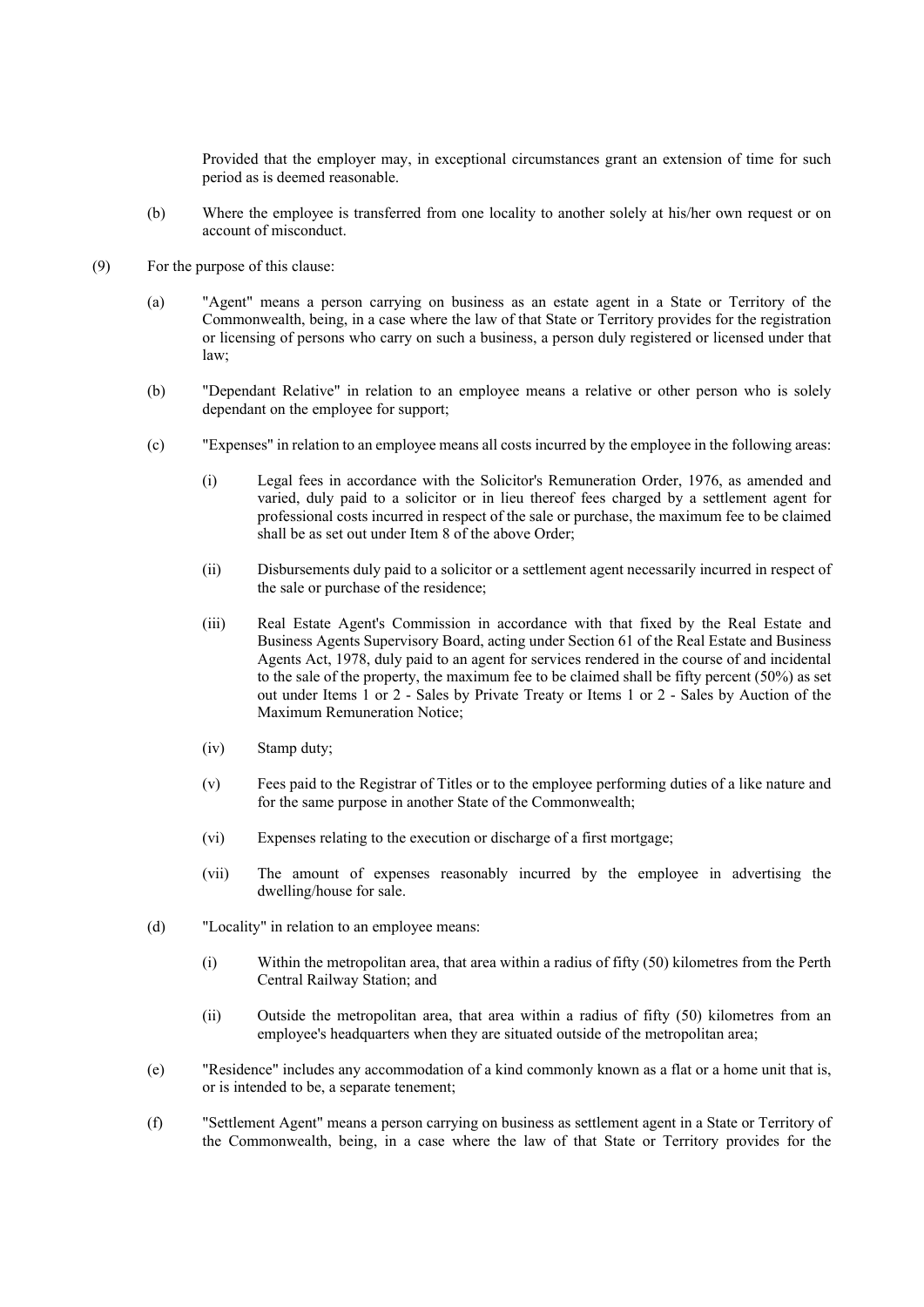Provided that the employer may, in exceptional circumstances grant an extension of time for such period as is deemed reasonable.

(b) Where the employee is transferred from one locality to another solely at his/her own request or on account of misconduct.

(9) For the purpose of this clause:

(a) "Agent" means a person carrying on business as an estate agent in a State or Territory of the Commonwealth, being, in a case where the law of that State or Territory provides for the registration or licensing of persons who carry on such a business, a person duly registered or licensed under that law;

(b) "Dependant Relative" in relation to an employee means a relative or other person who is solely dependant on the employee for support;

(c) "Expenses" in relation to an employee means all costs incurred by the employee in the following areas:

(i) Legal fees in accordance with the Solicitor's Remuneration Order, 1976, as amended and varied, duly paid to a solicitor or in lieu thereof fees charged by a settlement agent for professional costs incurred in respect of the sale or purchase, the maximum fee to be claimed shall be as set out under Item 8 of the above Order;

(ii) Disbursements duly paid to a solicitor or a settlement agent necessarily incurred in respect of the sale or purchase of the residence;

(iii) Real Estate Agent's Commission in accordance with that fixed by the Real Estate and Business Agents Supervisory Board, acting under Section 61 of the Real Estate and Business Agents Act, 1978, duly paid to an agent for services rendered in the course of and incidental to the sale of the property, the maximum fee to be claimed shall be fifty percent (50%) as set out under Items 1 or 2 - Sales by Private Treaty or Items 1 or 2 - Sales by Auction of the Maximum Remuneration Notice;

(iv) Stamp duty;

(v) Fees paid to the Registrar of Titles or to the employee performing duties of a like nature and for the same purpose in another State of the Commonwealth;

(vi) Expenses relating to the execution or discharge of a first mortgage;

(vii) The amount of expenses reasonably incurred by the employee in advertising the dwelling/house for sale.

(d) "Locality" in relation to an employee means:

(i) Within the metropolitan area, that area within a radius of fifty (50) kilometres from the Perth Central Railway Station; and

(ii) Outside the metropolitan area, that area within a radius of fifty (50) kilometres from an employee's headquarters when they are situated outside of the metropolitan area;

(e) "Residence" includes any accommodation of a kind commonly known as a flat or a home unit that is, or is intended to be, a separate tenement;

(f) "Settlement Agent" means a person carrying on business as settlement agent in a State or Territory of the Commonwealth, being, in a case where the law of that State or Territory provides for the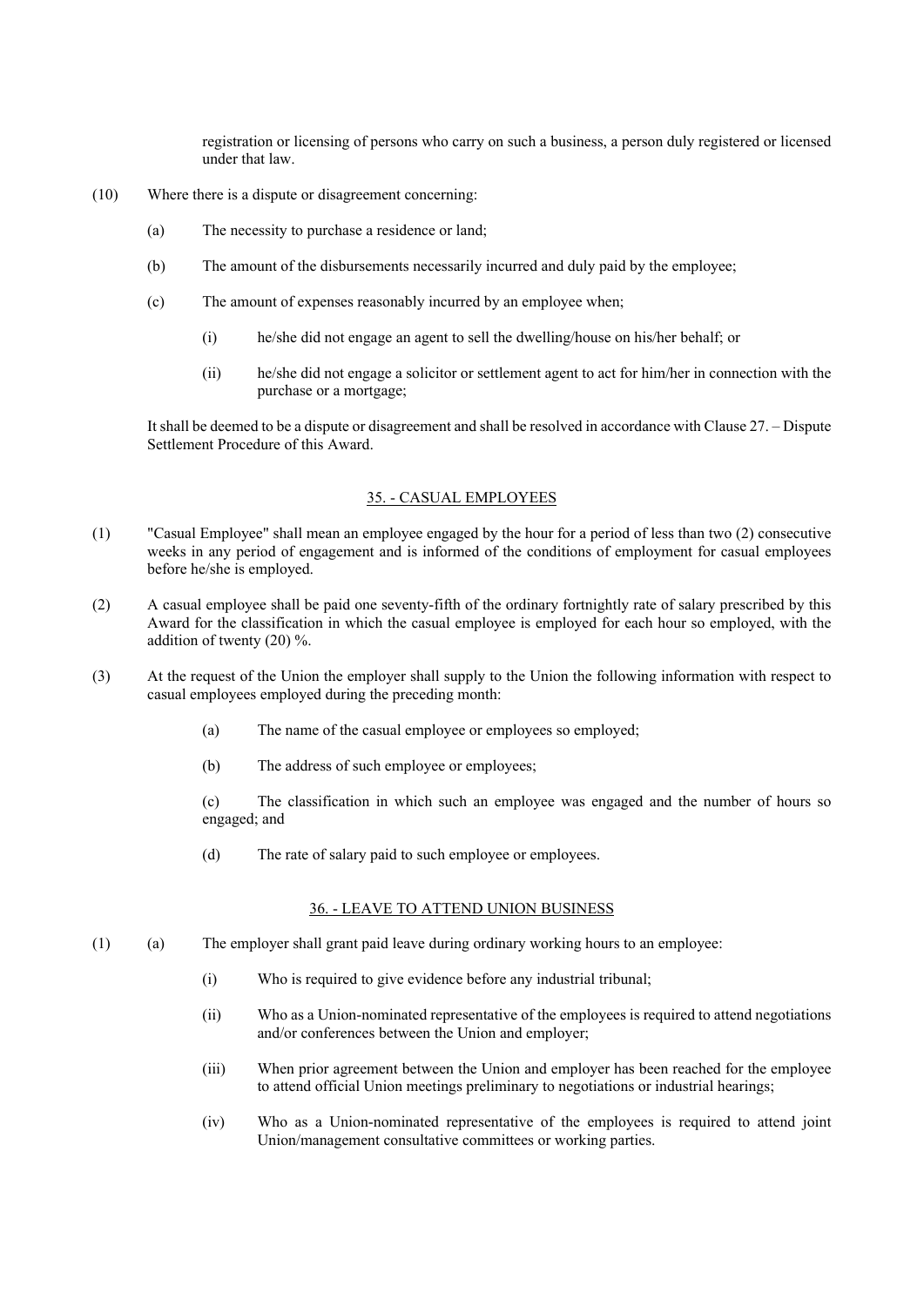registration or licensing of persons who carry on such a business, a person duly registered or licensed under that law.

(10) Where there is a dispute or disagreement concerning:

(a) The necessity to purchase a residence or land;

(b) The amount of the disbursements necessarily incurred and duly paid by the employee;

(c) The amount of expenses reasonably incurred by an employee when;

(i) he/she did not engage an agent to sell the dwelling/house on his/her behalf; or

(ii) he/she did not engage a solicitor or settlement agent to act for him/her in connection with the purchase or a mortgage;

It shall be deemed to be a dispute or disagreement and shall be resolved in accordance with Clause 27. – Dispute Settlement Procedure of this Award.

## 35. - CASUAL EMPLOYEES

(1) "Casual Employee" shall mean an employee engaged by the hour for a period of less than two (2) consecutive weeks in any period of engagement and is informed of the conditions of employment for casual employees before he/she is employed.

(2) A casual employee shall be paid one seventy-fifth of the ordinary fortnightly rate of salary prescribed by this Award for the classification in which the casual employee is employed for each hour so employed, with the addition of twenty (20) %.

(3) At the request of the Union the employer shall supply to the Union the following information with respect to casual employees employed during the preceding month:

(a) The name of the casual employee or employees so employed;

(b) The address of such employee or employees;

(c) The classification in which such an employee was engaged and the number of hours so engaged; and

(d) The rate of salary paid to such employee or employees.

## 36. - LEAVE TO ATTEND UNION BUSINESS

(1) (a) The employer shall grant paid leave during ordinary working hours to an employee:

(i) Who is required to give evidence before any industrial tribunal;

(ii) Who as a Union-nominated representative of the employees is required to attend negotiations and/or conferences between the Union and employer;

(iii) When prior agreement between the Union and employer has been reached for the employee to attend official Union meetings preliminary to negotiations or industrial hearings;

(iv) Who as a Union-nominated representative of the employees is required to attend joint Union/management consultative committees or working parties.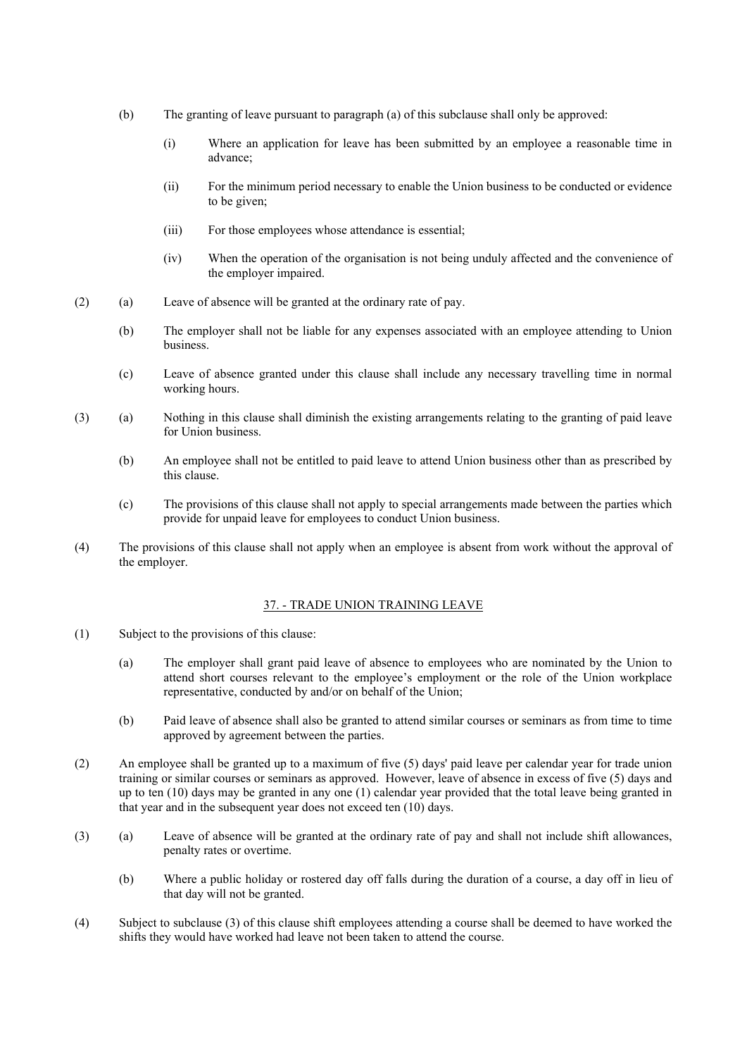(b) The granting of leave pursuant to paragraph (a) of this subclause shall only be approved:

  (i) Where an application for leave has been submitted by an employee a reasonable time in advance;

  (ii) For the minimum period necessary to enable the Union business to be conducted or evidence to be given;

  (iii) For those employees whose attendance is essential;

  (iv) When the operation of the organisation is not being unduly affected and the convenience of the employer impaired.

(2) (a) Leave of absence will be granted at the ordinary rate of pay.

(b) The employer shall not be liable for any expenses associated with an employee attending to Union business.

(c) Leave of absence granted under this clause shall include any necessary travelling time in normal working hours.

(3) (a) Nothing in this clause shall diminish the existing arrangements relating to the granting of paid leave for Union business.

(b) An employee shall not be entitled to paid leave to attend Union business other than as prescribed by this clause.

(c) The provisions of this clause shall not apply to special arrangements made between the parties which provide for unpaid leave for employees to conduct Union business.

(4) The provisions of this clause shall not apply when an employee is absent from work without the approval of the employer.

## 37. - TRADE UNION TRAINING LEAVE

(1) Subject to the provisions of this clause:

(a) The employer shall grant paid leave of absence to employees who are nominated by the Union to attend short courses relevant to the employee's employment or the role of the Union workplace representative, conducted by and/or on behalf of the Union;

(b) Paid leave of absence shall also be granted to attend similar courses or seminars as from time to time approved by agreement between the parties.

(2) An employee shall be granted up to a maximum of five (5) days' paid leave per calendar year for trade union training or similar courses or seminars as approved. However, leave of absence in excess of five (5) days and up to ten (10) days may be granted in any one (1) calendar year provided that the total leave being granted in that year and in the subsequent year does not exceed ten (10) days.

(3) (a) Leave of absence will be granted at the ordinary rate of pay and shall not include shift allowances, penalty rates or overtime.

(b) Where a public holiday or rostered day off falls during the duration of a course, a day off in lieu of that day will not be granted.

(4) Subject to subclause (3) of this clause shift employees attending a course shall be deemed to have worked the shifts they would have worked had leave not been taken to attend the course.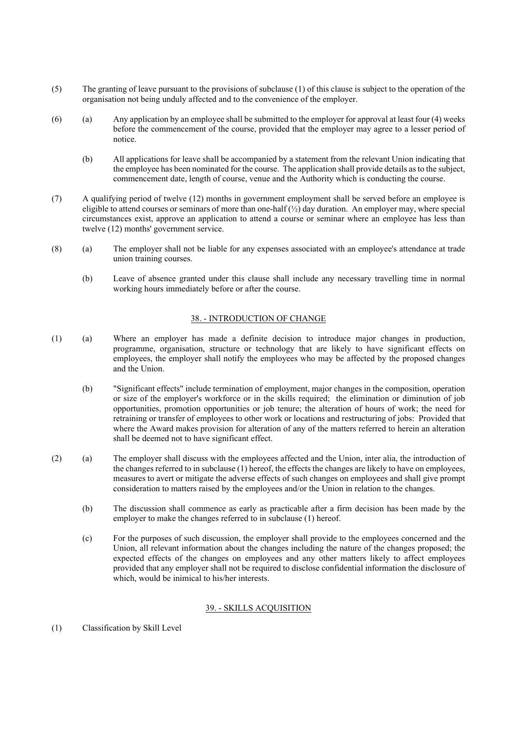(5) The granting of leave pursuant to the provisions of subclause (1) of this clause is subject to the operation of the organisation not being unduly affected and to the convenience of the employer.

(6) (a) Any application by an employee shall be submitted to the employer for approval at least four (4) weeks before the commencement of the course, provided that the employer may agree to a lesser period of notice.

(b) All applications for leave shall be accompanied by a statement from the relevant Union indicating that the employee has been nominated for the course. The application shall provide details as to the subject, commencement date, length of course, venue and the Authority which is conducting the course.

(7) A qualifying period of twelve (12) months in government employment shall be served before an employee is eligible to attend courses or seminars of more than one-half (½) day duration. An employer may, where special circumstances exist, approve an application to attend a course or seminar where an employee has less than twelve (12) months' government service.

(8) (a) The employer shall not be liable for any expenses associated with an employee's attendance at trade union training courses.

(b) Leave of absence granted under this clause shall include any necessary travelling time in normal working hours immediately before or after the course.

## 38. - INTRODUCTION OF CHANGE

(1) (a) Where an employer has made a definite decision to introduce major changes in production, programme, organisation, structure or technology that are likely to have significant effects on employees, the employer shall notify the employees who may be affected by the proposed changes and the Union.

(b) "Significant effects" include termination of employment, major changes in the composition, operation or size of the employer's workforce or in the skills required; the elimination or diminution of job opportunities, promotion opportunities or job tenure; the alteration of hours of work; the need for retraining or transfer of employees to other work or locations and restructuring of jobs: Provided that where the Award makes provision for alteration of any of the matters referred to herein an alteration shall be deemed not to have significant effect.

(2) (a) The employer shall discuss with the employees affected and the Union, inter alia, the introduction of the changes referred to in subclause (1) hereof, the effects the changes are likely to have on employees, measures to avert or mitigate the adverse effects of such changes on employees and shall give prompt consideration to matters raised by the employees and/or the Union in relation to the changes.

(b) The discussion shall commence as early as practicable after a firm decision has been made by the employer to make the changes referred to in subclause (1) hereof.

(c) For the purposes of such discussion, the employer shall provide to the employees concerned and the Union, all relevant information about the changes including the nature of the changes proposed; the expected effects of the changes on employees and any other matters likely to affect employees provided that any employer shall not be required to disclose confidential information the disclosure of which, would be inimical to his/her interests.

## 39. - SKILLS ACQUISITION

(1) Classification by Skill Level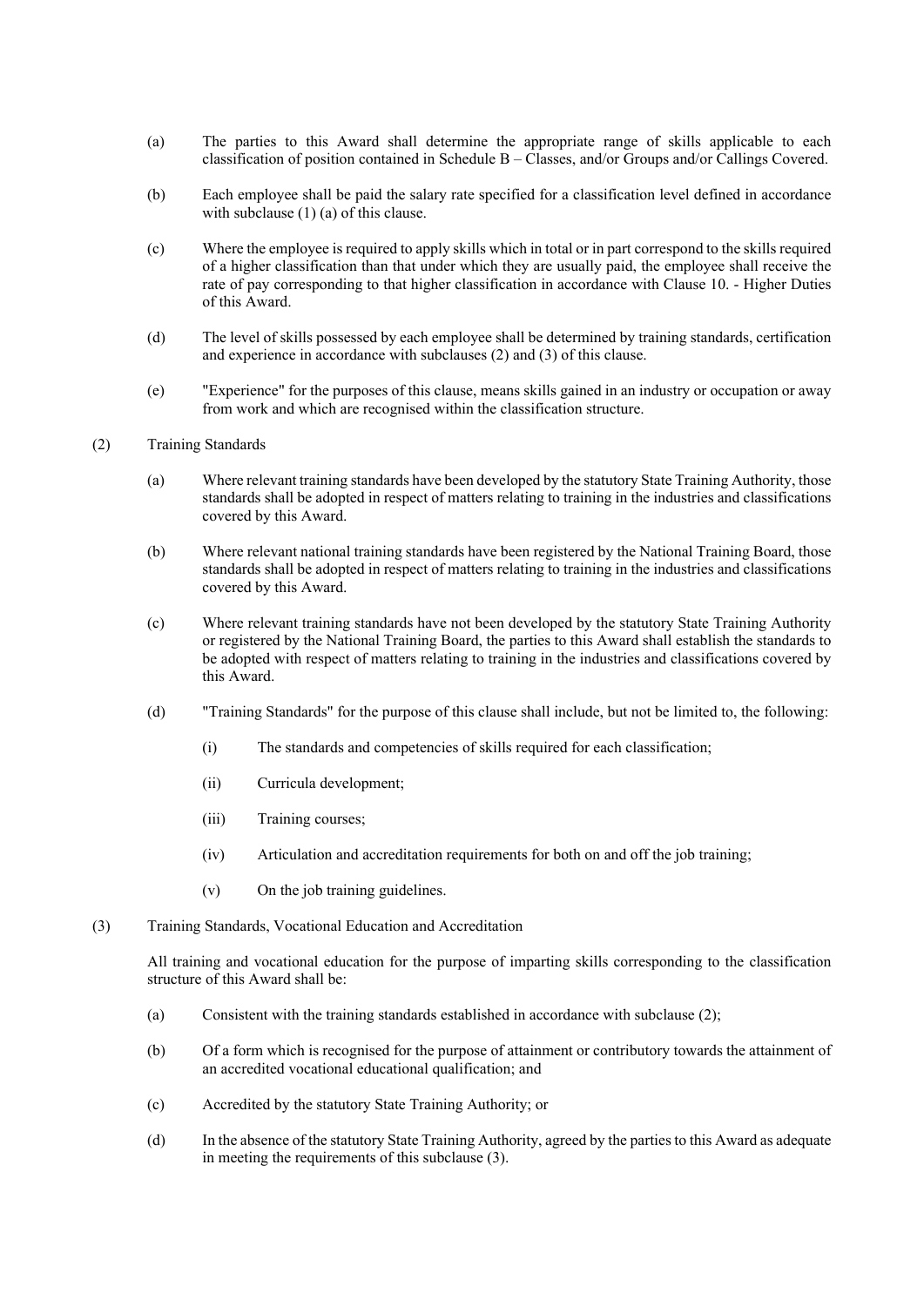(a) The parties to this Award shall determine the appropriate range of skills applicable to each classification of position contained in Schedule B – Classes, and/or Groups and/or Callings Covered.

(b) Each employee shall be paid the salary rate specified for a classification level defined in accordance with subclause (1) (a) of this clause.

(c) Where the employee is required to apply skills which in total or in part correspond to the skills required of a higher classification than that under which they are usually paid, the employee shall receive the rate of pay corresponding to that higher classification in accordance with Clause 10. - Higher Duties of this Award.

(d) The level of skills possessed by each employee shall be determined by training standards, certification and experience in accordance with subclauses (2) and (3) of this clause.

(e) "Experience" for the purposes of this clause, means skills gained in an industry or occupation or away from work and which are recognised within the classification structure.

(2) Training Standards

(a) Where relevant training standards have been developed by the statutory State Training Authority, those standards shall be adopted in respect of matters relating to training in the industries and classifications covered by this Award.

(b) Where relevant national training standards have been registered by the National Training Board, those standards shall be adopted in respect of matters relating to training in the industries and classifications covered by this Award.

(c) Where relevant training standards have not been developed by the statutory State Training Authority or registered by the National Training Board, the parties to this Award shall establish the standards to be adopted with respect of matters relating to training in the industries and classifications covered by this Award.

(d) "Training Standards" for the purpose of this clause shall include, but not be limited to, the following:

(i) The standards and competencies of skills required for each classification;

(ii) Curricula development;

(iii) Training courses;

(iv) Articulation and accreditation requirements for both on and off the job training;

(v) On the job training guidelines.

(3) Training Standards, Vocational Education and Accreditation

All training and vocational education for the purpose of imparting skills corresponding to the classification structure of this Award shall be:

(a) Consistent with the training standards established in accordance with subclause (2);

(b) Of a form which is recognised for the purpose of attainment or contributory towards the attainment of an accredited vocational educational qualification; and

(c) Accredited by the statutory State Training Authority; or

(d) In the absence of the statutory State Training Authority, agreed by the parties to this Award as adequate in meeting the requirements of this subclause (3).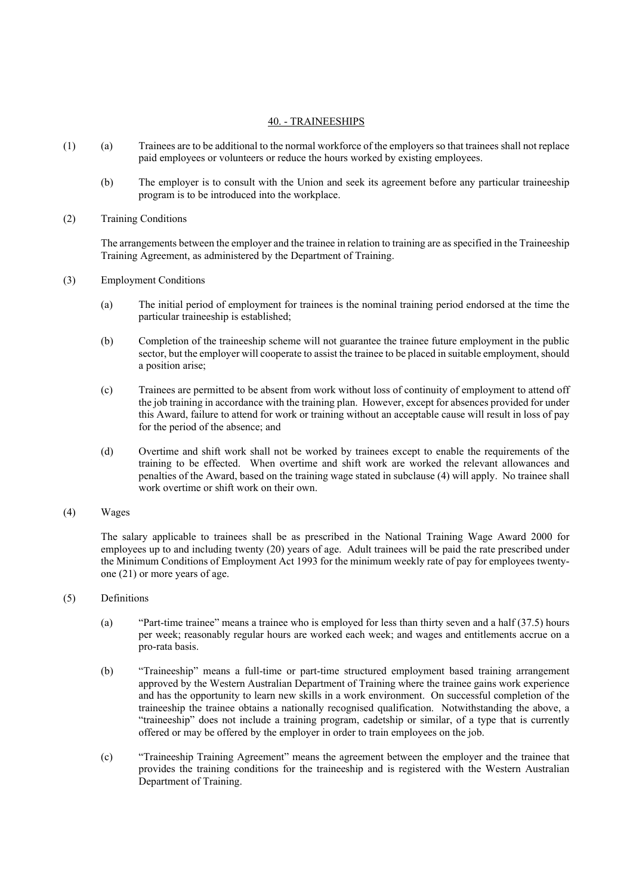## 40. - TRAINEESHIPS

(1) (a) Trainees are to be additional to the normal workforce of the employers so that trainees shall not replace paid employees or volunteers or reduce the hours worked by existing employees.

(b) The employer is to consult with the Union and seek its agreement before any particular traineeship program is to be introduced into the workplace.

(2) Training Conditions

The arrangements between the employer and the trainee in relation to training are as specified in the Traineeship Training Agreement, as administered by the Department of Training.

(3) Employment Conditions

(a) The initial period of employment for trainees is the nominal training period endorsed at the time the particular traineeship is established;

(b) Completion of the traineeship scheme will not guarantee the trainee future employment in the public sector, but the employer will cooperate to assist the trainee to be placed in suitable employment, should a position arise;

(c) Trainees are permitted to be absent from work without loss of continuity of employment to attend off the job training in accordance with the training plan. However, except for absences provided for under this Award, failure to attend for work or training without an acceptable cause will result in loss of pay for the period of the absence; and

(d) Overtime and shift work shall not be worked by trainees except to enable the requirements of the training to be effected. When overtime and shift work are worked the relevant allowances and penalties of the Award, based on the training wage stated in subclause (4) will apply. No trainee shall work overtime or shift work on their own.

(4) Wages

The salary applicable to trainees shall be as prescribed in the National Training Wage Award 2000 for employees up to and including twenty (20) years of age. Adult trainees will be paid the rate prescribed under the Minimum Conditions of Employment Act 1993 for the minimum weekly rate of pay for employees twenty-one (21) or more years of age.

(5) Definitions

(a) "Part-time trainee" means a trainee who is employed for less than thirty seven and a half (37.5) hours per week; reasonably regular hours are worked each week; and wages and entitlements accrue on a pro-rata basis.

(b) "Traineeship" means a full-time or part-time structured employment based training arrangement approved by the Western Australian Department of Training where the trainee gains work experience and has the opportunity to learn new skills in a work environment. On successful completion of the traineeship the trainee obtains a nationally recognised qualification. Notwithstanding the above, a "traineeship" does not include a training program, cadetship or similar, of a type that is currently offered or may be offered by the employer in order to train employees on the job.

(c) "Traineeship Training Agreement" means the agreement between the employer and the trainee that provides the training conditions for the traineeship and is registered with the Western Australian Department of Training.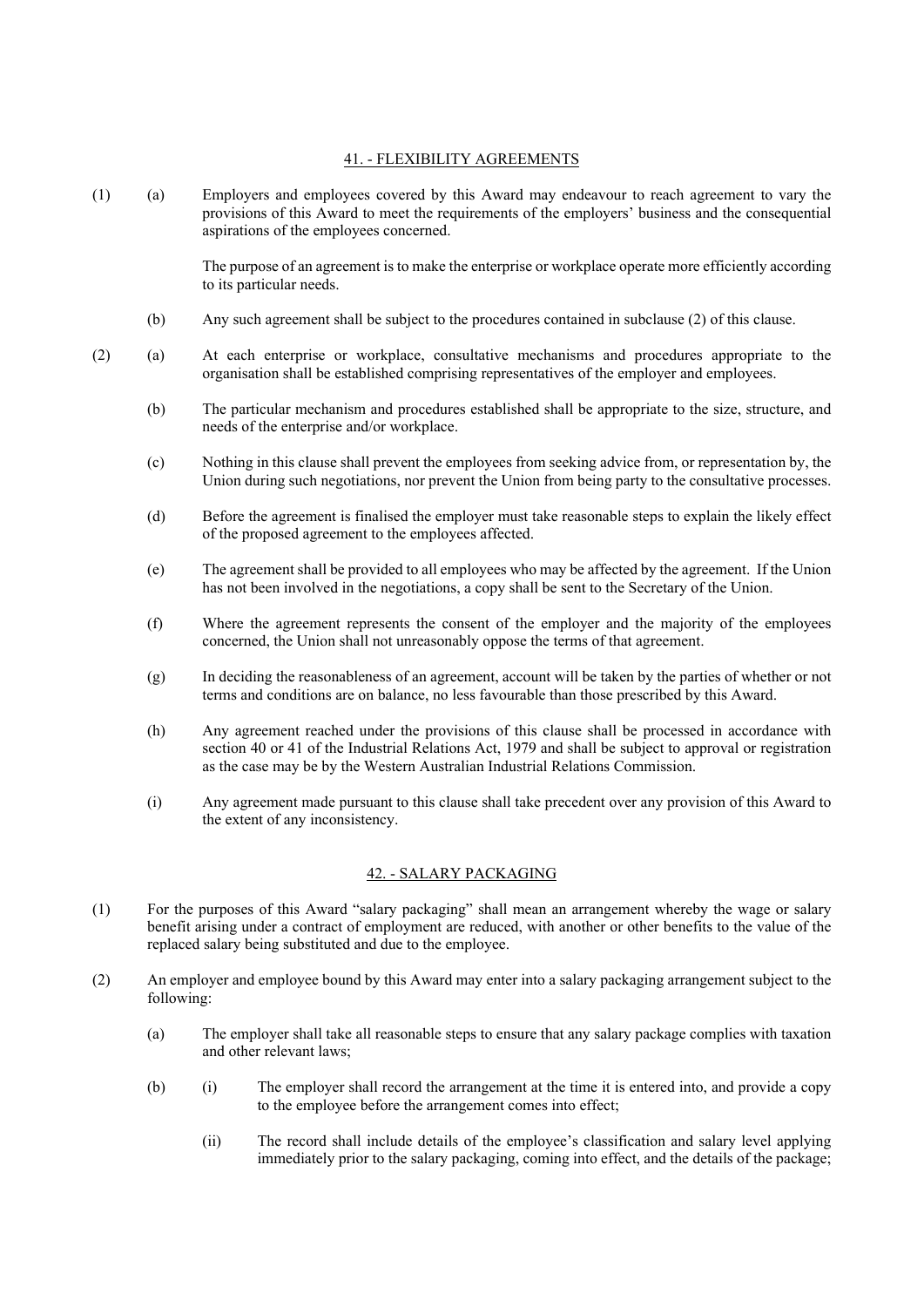## 41. - FLEXIBILITY AGREEMENTS

(1) (a) Employers and employees covered by this Award may endeavour to reach agreement to vary the provisions of this Award to meet the requirements of the employers' business and the consequential aspirations of the employees concerned.

The purpose of an agreement is to make the enterprise or workplace operate more efficiently according to its particular needs.

(b) Any such agreement shall be subject to the procedures contained in subclause (2) of this clause.

(2) (a) At each enterprise or workplace, consultative mechanisms and procedures appropriate to the organisation shall be established comprising representatives of the employer and employees.

(b) The particular mechanism and procedures established shall be appropriate to the size, structure, and needs of the enterprise and/or workplace.

(c) Nothing in this clause shall prevent the employees from seeking advice from, or representation by, the Union during such negotiations, nor prevent the Union from being party to the consultative processes.

(d) Before the agreement is finalised the employer must take reasonable steps to explain the likely effect of the proposed agreement to the employees affected.

(e) The agreement shall be provided to all employees who may be affected by the agreement. If the Union has not been involved in the negotiations, a copy shall be sent to the Secretary of the Union.

(f) Where the agreement represents the consent of the employer and the majority of the employees concerned, the Union shall not unreasonably oppose the terms of that agreement.

(g) In deciding the reasonableness of an agreement, account will be taken by the parties of whether or not terms and conditions are on balance, no less favourable than those prescribed by this Award.

(h) Any agreement reached under the provisions of this clause shall be processed in accordance with section 40 or 41 of the Industrial Relations Act, 1979 and shall be subject to approval or registration as the case may be by the Western Australian Industrial Relations Commission.

(i) Any agreement made pursuant to this clause shall take precedent over any provision of this Award to the extent of any inconsistency.

## 42. - SALARY PACKAGING

(1) For the purposes of this Award "salary packaging" shall mean an arrangement whereby the wage or salary benefit arising under a contract of employment are reduced, with another or other benefits to the value of the replaced salary being substituted and due to the employee.

(2) An employer and employee bound by this Award may enter into a salary packaging arrangement subject to the following:

(a) The employer shall take all reasonable steps to ensure that any salary package complies with taxation and other relevant laws;

(b) (i) The employer shall record the arrangement at the time it is entered into, and provide a copy to the employee before the arrangement comes into effect;

(ii) The record shall include details of the employee's classification and salary level applying immediately prior to the salary packaging, coming into effect, and the details of the package;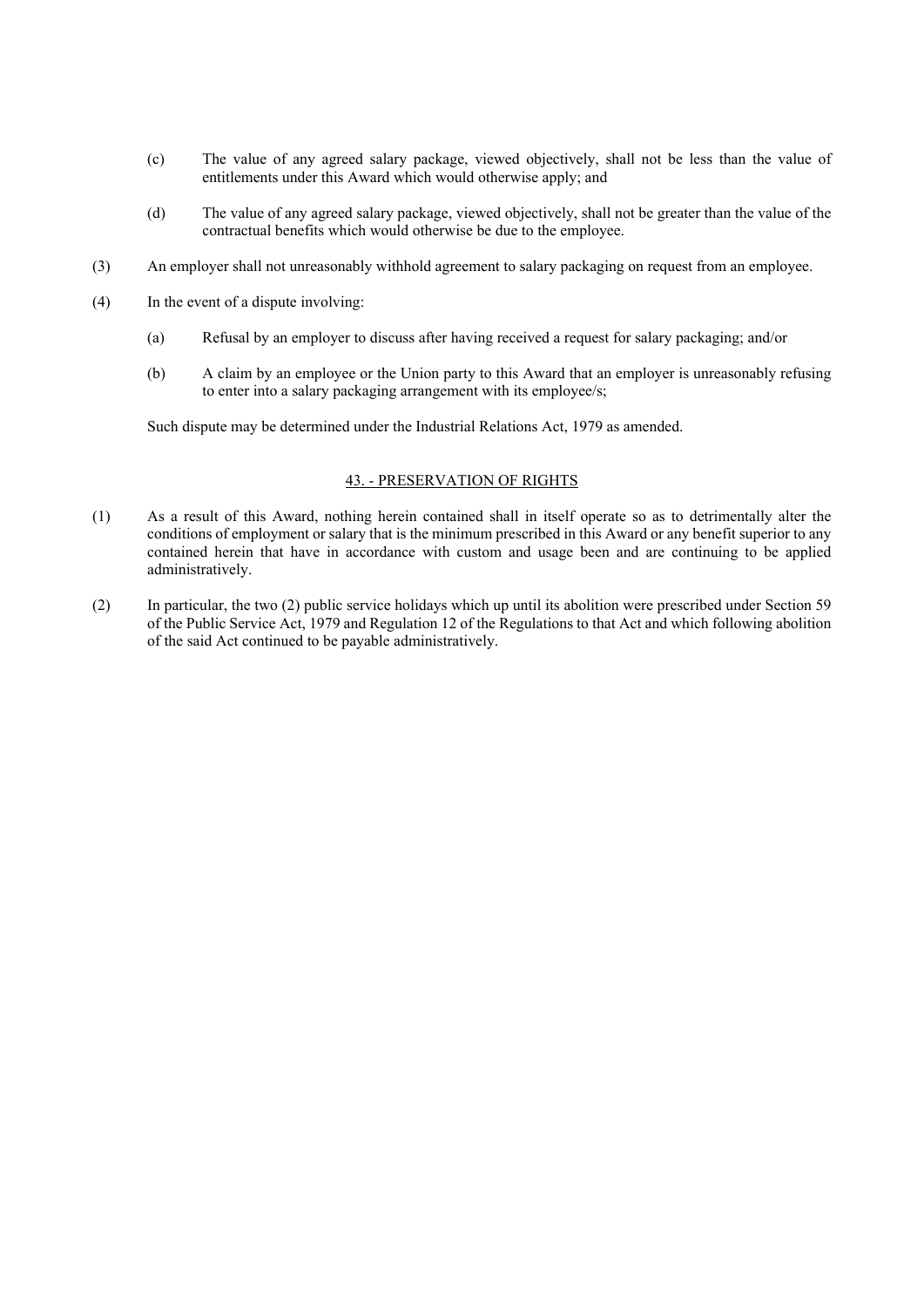(c) The value of any agreed salary package, viewed objectively, shall not be less than the value of entitlements under this Award which would otherwise apply; and

(d) The value of any agreed salary package, viewed objectively, shall not be greater than the value of the contractual benefits which would otherwise be due to the employee.

(3) An employer shall not unreasonably withhold agreement to salary packaging on request from an employee.

(4) In the event of a dispute involving:

(a) Refusal by an employer to discuss after having received a request for salary packaging; and/or

(b) A claim by an employee or the Union party to this Award that an employer is unreasonably refusing to enter into a salary packaging arrangement with its employee/s;

Such dispute may be determined under the Industrial Relations Act, 1979 as amended.

## 43. - PRESERVATION OF RIGHTS

(1) As a result of this Award, nothing herein contained shall in itself operate so as to detrimentally alter the conditions of employment or salary that is the minimum prescribed in this Award or any benefit superior to any contained herein that have in accordance with custom and usage been and are continuing to be applied administratively.

(2) In particular, the two (2) public service holidays which up until its abolition were prescribed under Section 59 of the Public Service Act, 1979 and Regulation 12 of the Regulations to that Act and which following abolition of the said Act continued to be payable administratively.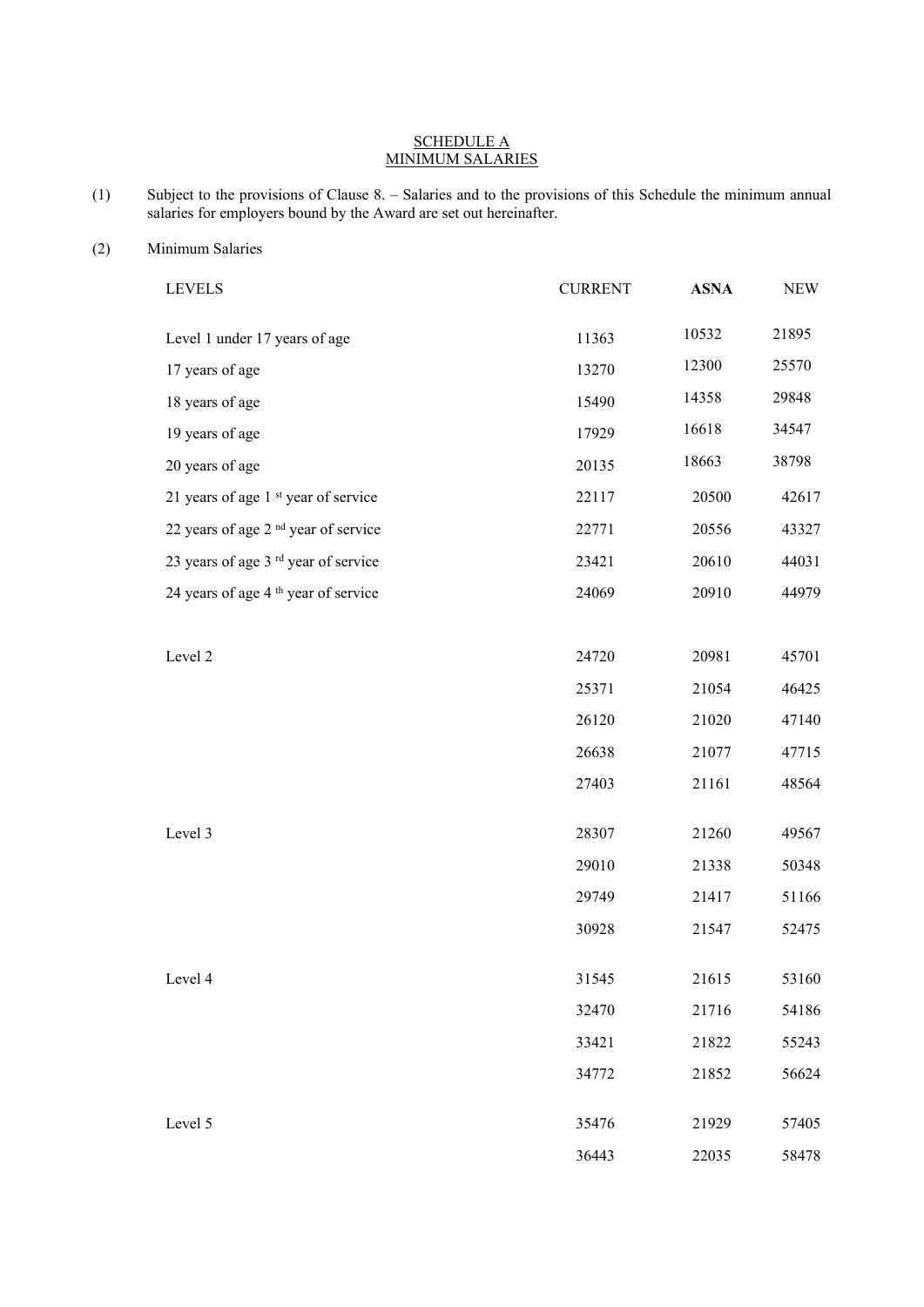# SCHEDULE A
## MINIMUM SALARIES

(1) Subject to the provisions of Clause 8. – Salaries and to the provisions of this Schedule the minimum annual salaries for employers bound by the Award are set out hereinafter.

(2) Minimum Salaries

| LEVELS | CURRENT | **ASNA** | NEW |
|---|---|---|---|
| Level 1 under 17 years of age | 11363 | 10532 | 21895 |
| 17 years of age | 13270 | 12300 | 25570 |
| 18 years of age | 15490 | 14358 | 29848 |
| 19 years of age | 17929 | 16618 | 34547 |
| 20 years of age | 20135 | 18663 | 38798 |
| 21 years of age 1 st year of service | 22117 | 20500 | 42617 |
| 22 years of age 2 nd year of service | 22771 | 20556 | 43327 |
| 23 years of age 3 rd year of service | 23421 | 20610 | 44031 |
| 24 years of age 4 th year of service | 24069 | 20910 | 44979 |
| | | | |
| Level 2 | 24720 | 20981 | 45701 |
| | 25371 | 21054 | 46425 |
| | 26120 | 21020 | 47140 |
| | 26638 | 21077 | 47715 |
| | 27403 | 21161 | 48564 |
| | | | |
| Level 3 | 28307 | 21260 | 49567 |
| | 29010 | 21338 | 50348 |
| | 29749 | 21417 | 51166 |
| | 30928 | 21547 | 52475 |
| | | | |
| Level 4 | 31545 | 21615 | 53160 |
| | 32470 | 21716 | 54186 |
| | 33421 | 21822 | 55243 |
| | 34772 | 21852 | 56624 |
| | | | |
| Level 5 | 35476 | 21929 | 57405 |
| | 36443 | 22035 | 58478 |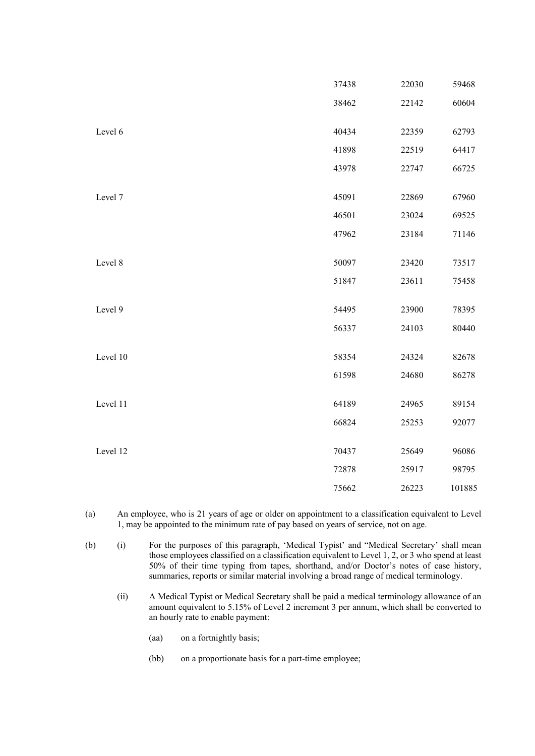| | | | |
|---|---|---|---|
| | 37438 | 22030 | 59468 |
| | 38462 | 22142 | 60604 |
| Level 6 | 40434 | 22359 | 62793 |
| | 41898 | 22519 | 64417 |
| | 43978 | 22747 | 66725 |
| Level 7 | 45091 | 22869 | 67960 |
| | 46501 | 23024 | 69525 |
| | 47962 | 23184 | 71146 |
| Level 8 | 50097 | 23420 | 73517 |
| | 51847 | 23611 | 75458 |
| Level 9 | 54495 | 23900 | 78395 |
| | 56337 | 24103 | 80440 |
| Level 10 | 58354 | 24324 | 82678 |
| | 61598 | 24680 | 86278 |
| Level 11 | 64189 | 24965 | 89154 |
| | 66824 | 25253 | 92077 |
| Level 12 | 70437 | 25649 | 96086 |
| | 72878 | 25917 | 98795 |
| | 75662 | 26223 | 101885 |

(a) An employee, who is 21 years of age or older on appointment to a classification equivalent to Level 1, may be appointed to the minimum rate of pay based on years of service, not on age.

(b) (i) For the purposes of this paragraph, 'Medical Typist' and "Medical Secretary' shall mean those employees classified on a classification equivalent to Level 1, 2, or 3 who spend at least 50% of their time typing from tapes, shorthand, and/or Doctor's notes of case history, summaries, reports or similar material involving a broad range of medical terminology.

(ii) A Medical Typist or Medical Secretary shall be paid a medical terminology allowance of an amount equivalent to 5.15% of Level 2 increment 3 per annum, which shall be converted to an hourly rate to enable payment:

(aa) on a fortnightly basis;

(bb) on a proportionate basis for a part-time employee;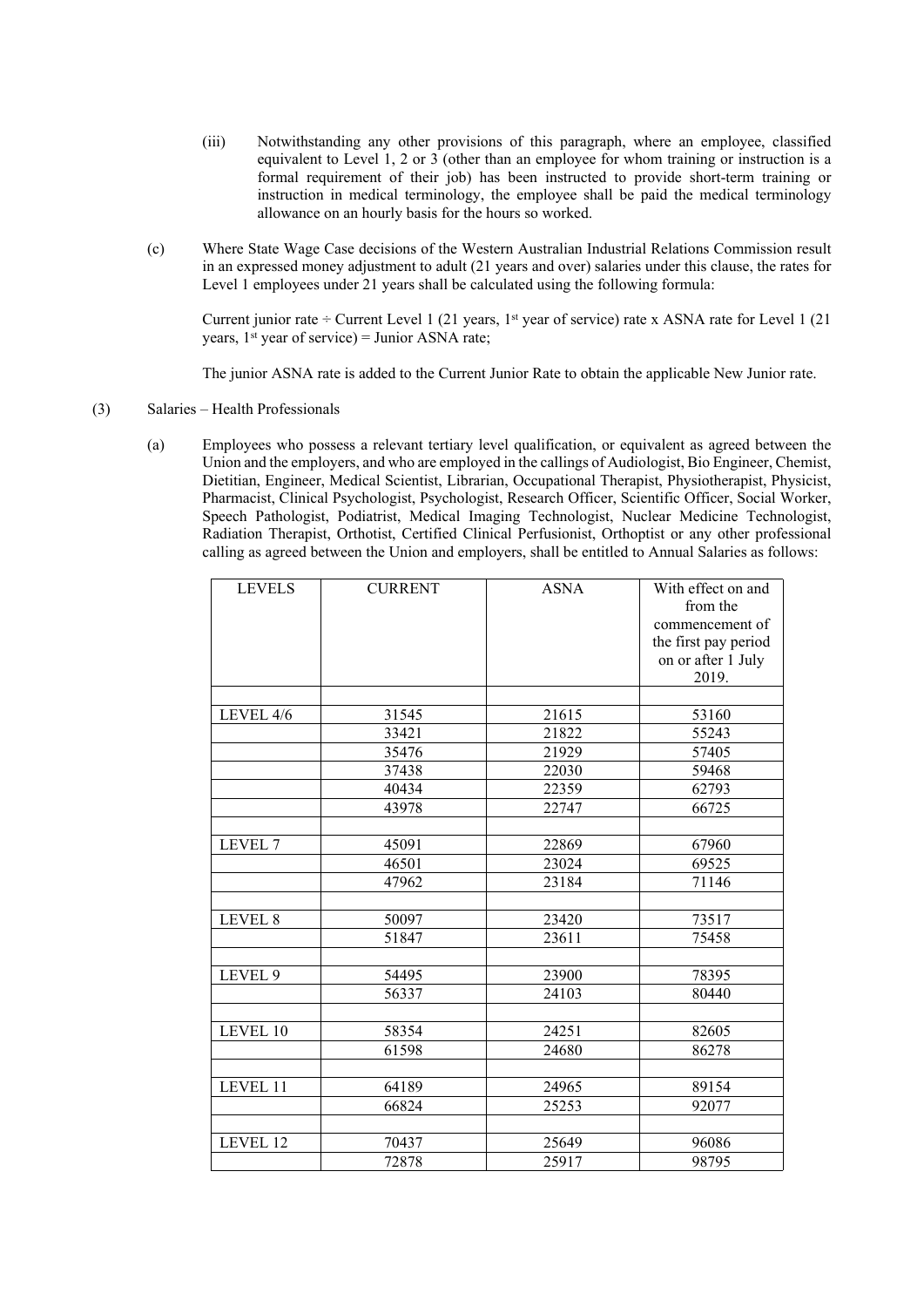(iii) Notwithstanding any other provisions of this paragraph, where an employee, classified equivalent to Level 1, 2 or 3 (other than an employee for whom training or instruction is a formal requirement of their job) has been instructed to provide short-term training or instruction in medical terminology, the employee shall be paid the medical terminology allowance on an hourly basis for the hours so worked.

(c) Where State Wage Case decisions of the Western Australian Industrial Relations Commission result in an expressed money adjustment to adult (21 years and over) salaries under this clause, the rates for Level 1 employees under 21 years shall be calculated using the following formula:

Current junior rate ÷ Current Level 1 (21 years, 1st year of service) rate x ASNA rate for Level 1 (21 years, 1st year of service) = Junior ASNA rate;

The junior ASNA rate is added to the Current Junior Rate to obtain the applicable New Junior rate.

(3) Salaries – Health Professionals

(a) Employees who possess a relevant tertiary level qualification, or equivalent as agreed between the Union and the employers, and who are employed in the callings of Audiologist, Bio Engineer, Chemist, Dietitian, Engineer, Medical Scientist, Librarian, Occupational Therapist, Physiotherapist, Physicist, Pharmacist, Clinical Psychologist, Psychologist, Research Officer, Scientific Officer, Social Worker, Speech Pathologist, Podiatrist, Medical Imaging Technologist, Nuclear Medicine Technologist, Radiation Therapist, Orthotist, Certified Clinical Perfusionist, Orthoptist or any other professional calling as agreed between the Union and employers, shall be entitled to Annual Salaries as follows:

| LEVELS | CURRENT | ASNA | With effect on and from the commencement of the first pay period on or after 1 July 2019. |
|---|---|---|---|
| | | | |
| LEVEL 4/6 | 31545 | 21615 | 53160 |
| | 33421 | 21822 | 55243 |
| | 35476 | 21929 | 57405 |
| | 37438 | 22030 | 59468 |
| | 40434 | 22359 | 62793 |
| | 43978 | 22747 | 66725 |
| | | | |
| LEVEL 7 | 45091 | 22869 | 67960 |
| | 46501 | 23024 | 69525 |
| | 47962 | 23184 | 71146 |
| | | | |
| LEVEL 8 | 50097 | 23420 | 73517 |
| | 51847 | 23611 | 75458 |
| | | | |
| LEVEL 9 | 54495 | 23900 | 78395 |
| | 56337 | 24103 | 80440 |
| | | | |
| LEVEL 10 | 58354 | 24251 | 82605 |
| | 61598 | 24680 | 86278 |
| | | | |
| LEVEL 11 | 64189 | 24965 | 89154 |
| | 66824 | 25253 | 92077 |
| | | | |
| LEVEL 12 | 70437 | 25649 | 96086 |
| | 72878 | 25917 | 98795 |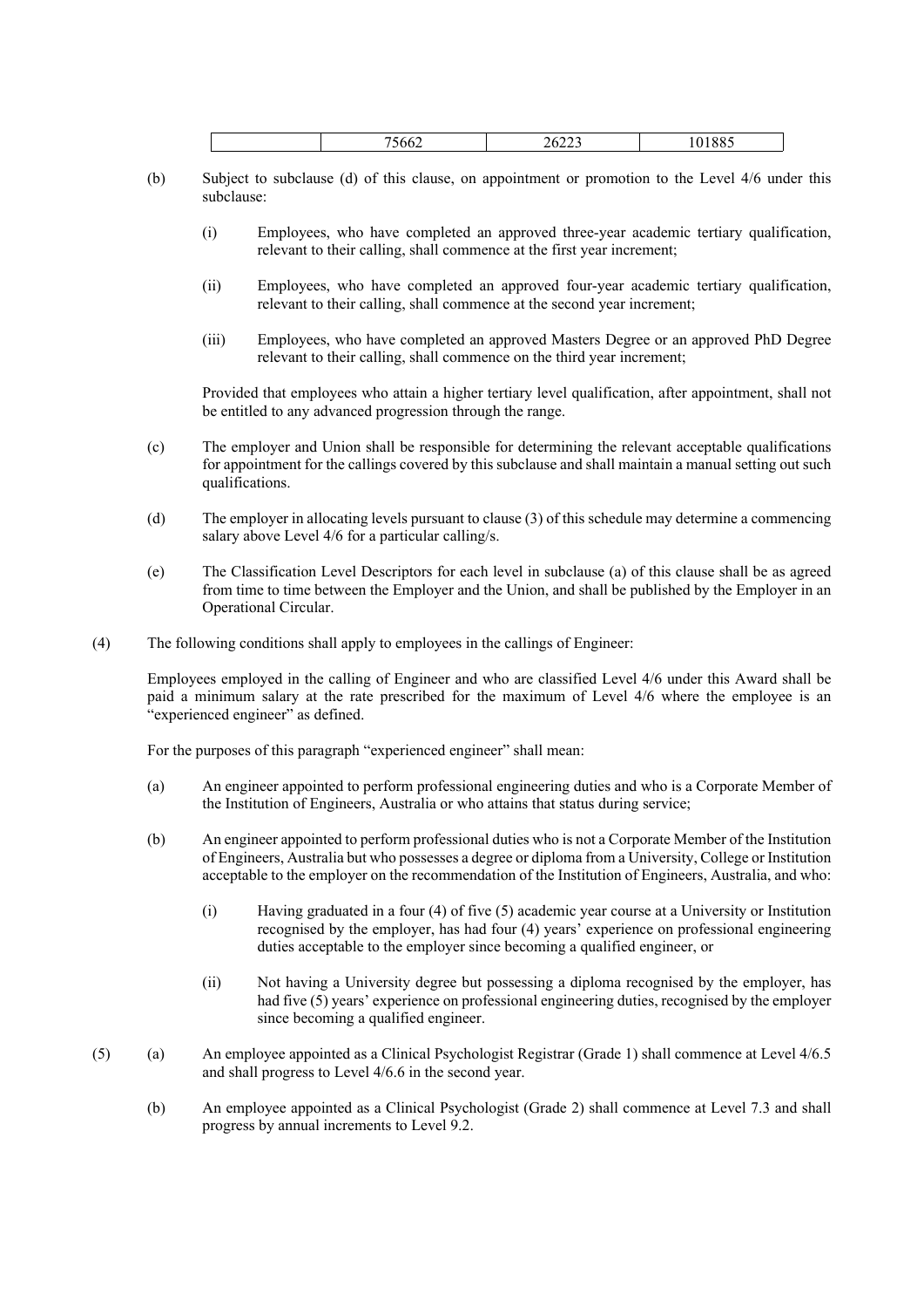| | 75662 | 26223 | 101885 |
|---|---|---|---|

(b) Subject to subclause (d) of this clause, on appointment or promotion to the Level 4/6 under this subclause:

(i) Employees, who have completed an approved three-year academic tertiary qualification, relevant to their calling, shall commence at the first year increment;

(ii) Employees, who have completed an approved four-year academic tertiary qualification, relevant to their calling, shall commence at the second year increment;

(iii) Employees, who have completed an approved Masters Degree or an approved PhD Degree relevant to their calling, shall commence on the third year increment;

Provided that employees who attain a higher tertiary level qualification, after appointment, shall not be entitled to any advanced progression through the range.

(c) The employer and Union shall be responsible for determining the relevant acceptable qualifications for appointment for the callings covered by this subclause and shall maintain a manual setting out such qualifications.

(d) The employer in allocating levels pursuant to clause (3) of this schedule may determine a commencing salary above Level 4/6 for a particular calling/s.

(e) The Classification Level Descriptors for each level in subclause (a) of this clause shall be as agreed from time to time between the Employer and the Union, and shall be published by the Employer in an Operational Circular.

(4) The following conditions shall apply to employees in the callings of Engineer:

Employees employed in the calling of Engineer and who are classified Level 4/6 under this Award shall be paid a minimum salary at the rate prescribed for the maximum of Level 4/6 where the employee is an "experienced engineer" as defined.

For the purposes of this paragraph "experienced engineer" shall mean:

(a) An engineer appointed to perform professional engineering duties and who is a Corporate Member of the Institution of Engineers, Australia or who attains that status during service;

(b) An engineer appointed to perform professional duties who is not a Corporate Member of the Institution of Engineers, Australia but who possesses a degree or diploma from a University, College or Institution acceptable to the employer on the recommendation of the Institution of Engineers, Australia, and who:

(i) Having graduated in a four (4) of five (5) academic year course at a University or Institution recognised by the employer, has had four (4) years' experience on professional engineering duties acceptable to the employer since becoming a qualified engineer, or

(ii) Not having a University degree but possessing a diploma recognised by the employer, has had five (5) years' experience on professional engineering duties, recognised by the employer since becoming a qualified engineer.

(5) (a) An employee appointed as a Clinical Psychologist Registrar (Grade 1) shall commence at Level 4/6.5 and shall progress to Level 4/6.6 in the second year.

(b) An employee appointed as a Clinical Psychologist (Grade 2) shall commence at Level 7.3 and shall progress by annual increments to Level 9.2.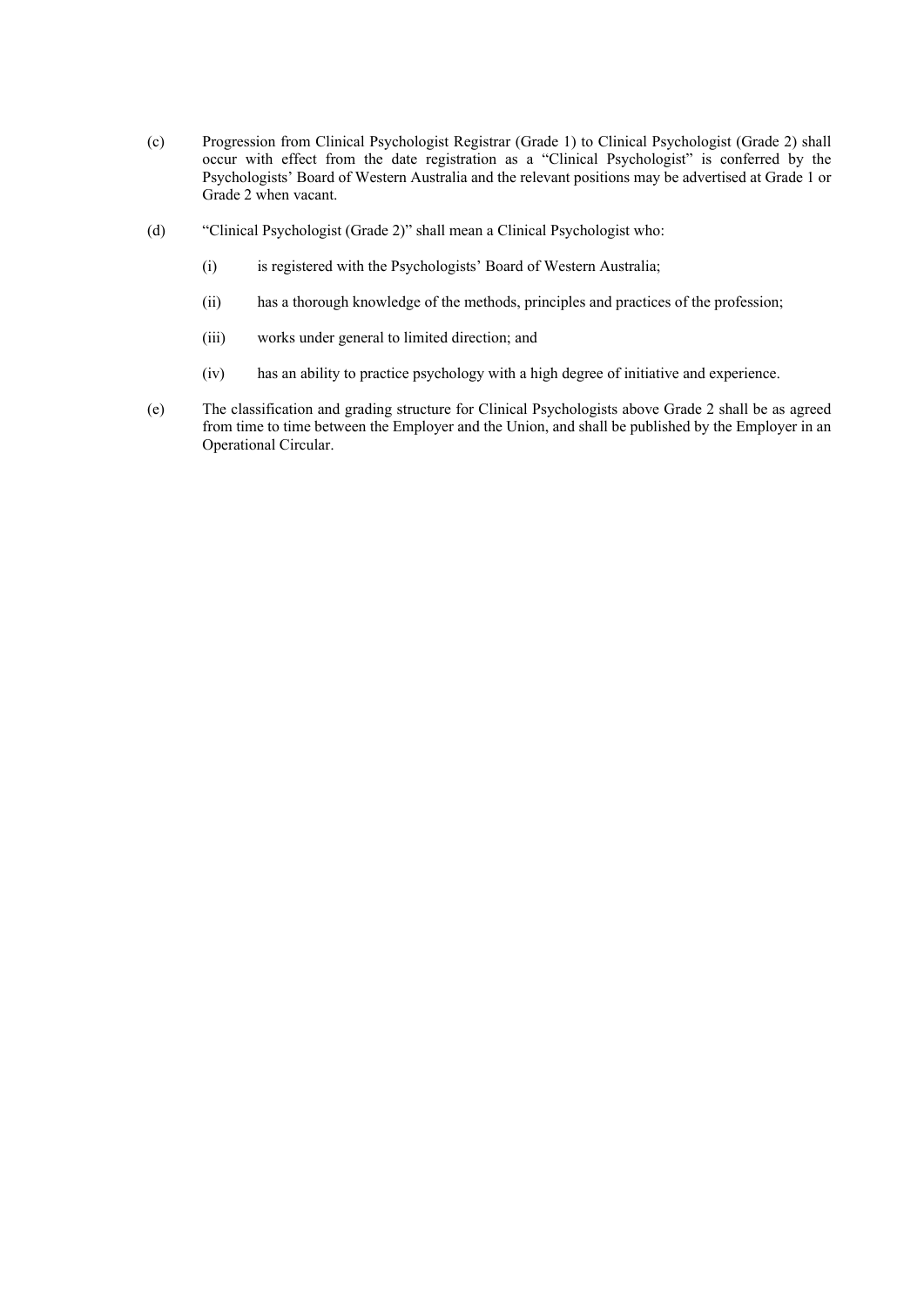(c) Progression from Clinical Psychologist Registrar (Grade 1) to Clinical Psychologist (Grade 2) shall occur with effect from the date registration as a "Clinical Psychologist" is conferred by the Psychologists' Board of Western Australia and the relevant positions may be advertised at Grade 1 or Grade 2 when vacant.

(d) "Clinical Psychologist (Grade 2)" shall mean a Clinical Psychologist who:

  (i) is registered with the Psychologists' Board of Western Australia;

  (ii) has a thorough knowledge of the methods, principles and practices of the profession;

  (iii) works under general to limited direction; and

  (iv) has an ability to practice psychology with a high degree of initiative and experience.

(e) The classification and grading structure for Clinical Psychologists above Grade 2 shall be as agreed from time to time between the Employer and the Union, and shall be published by the Employer in an Operational Circular.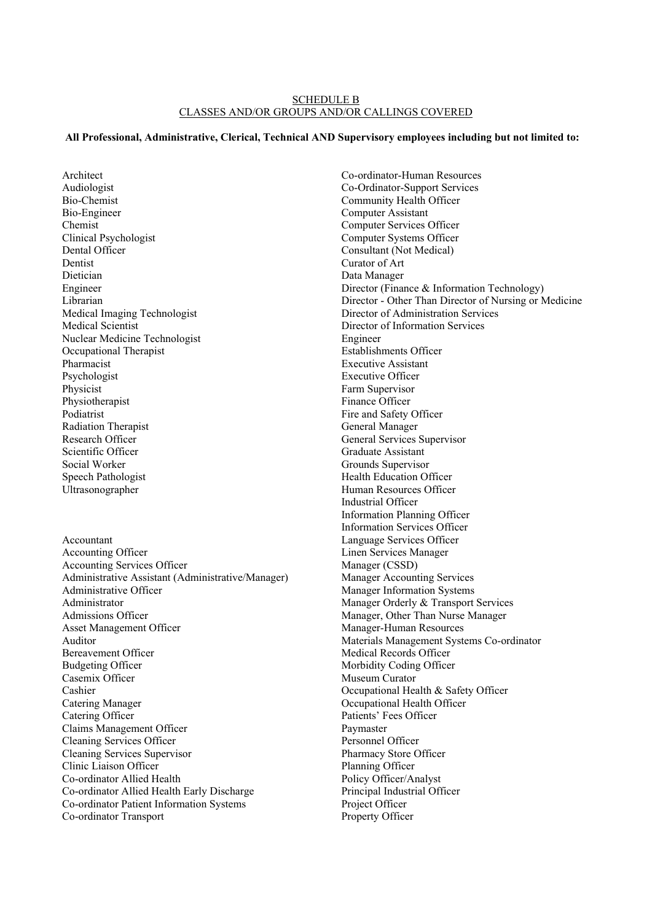SCHEDULE B

CLASSES AND/OR GROUPS AND/OR CALLINGS COVERED

**All Professional, Administrative, Clerical, Technical AND Supervisory employees including but not limited to:**

Architect
Audiologist
Bio-Chemist
Bio-Engineer
Chemist
Clinical Psychologist
Dental Officer
Dentist
Dietician
Engineer
Librarian
Medical Imaging Technologist
Medical Scientist
Nuclear Medicine Technologist
Occupational Therapist
Pharmacist
Psychologist
Physicist
Physiotherapist
Podiatrist
Radiation Therapist
Research Officer
Scientific Officer
Social Worker
Speech Pathologist
Ultrasonographer

Accountant
Accounting Officer
Accounting Services Officer
Administrative Assistant (Administrative/Manager)
Administrative Officer
Administrator
Admissions Officer
Asset Management Officer
Auditor
Bereavement Officer
Budgeting Officer
Casemix Officer
Cashier
Catering Manager
Catering Officer
Claims Management Officer
Cleaning Services Officer
Cleaning Services Supervisor
Clinic Liaison Officer
Co-ordinator Allied Health
Co-ordinator Allied Health Early Discharge
Co-ordinator Patient Information Systems
Co-ordinator Transport
Co-ordinator-Human Resources
Co-Ordinator-Support Services
Community Health Officer
Computer Assistant
Computer Services Officer
Computer Systems Officer
Consultant (Not Medical)
Curator of Art
Data Manager
Director (Finance & Information Technology)
Director - Other Than Director of Nursing or Medicine
Director of Administration Services
Director of Information Services
Engineer
Establishments Officer
Executive Assistant
Executive Officer
Farm Supervisor
Finance Officer
Fire and Safety Officer
General Manager
General Services Supervisor
Graduate Assistant
Grounds Supervisor
Health Education Officer
Human Resources Officer
Industrial Officer
Information Planning Officer
Information Services Officer
Language Services Officer
Linen Services Manager
Manager (CSSD)
Manager Accounting Services
Manager Information Systems
Manager Orderly & Transport Services
Manager, Other Than Nurse Manager
Manager-Human Resources
Materials Management Systems Co-ordinator
Medical Records Officer
Morbidity Coding Officer
Museum Curator
Occupational Health & Safety Officer
Occupational Health Officer
Patients' Fees Officer
Paymaster
Personnel Officer
Pharmacy Store Officer
Planning Officer
Policy Officer/Analyst
Principal Industrial Officer
Project Officer
Property Officer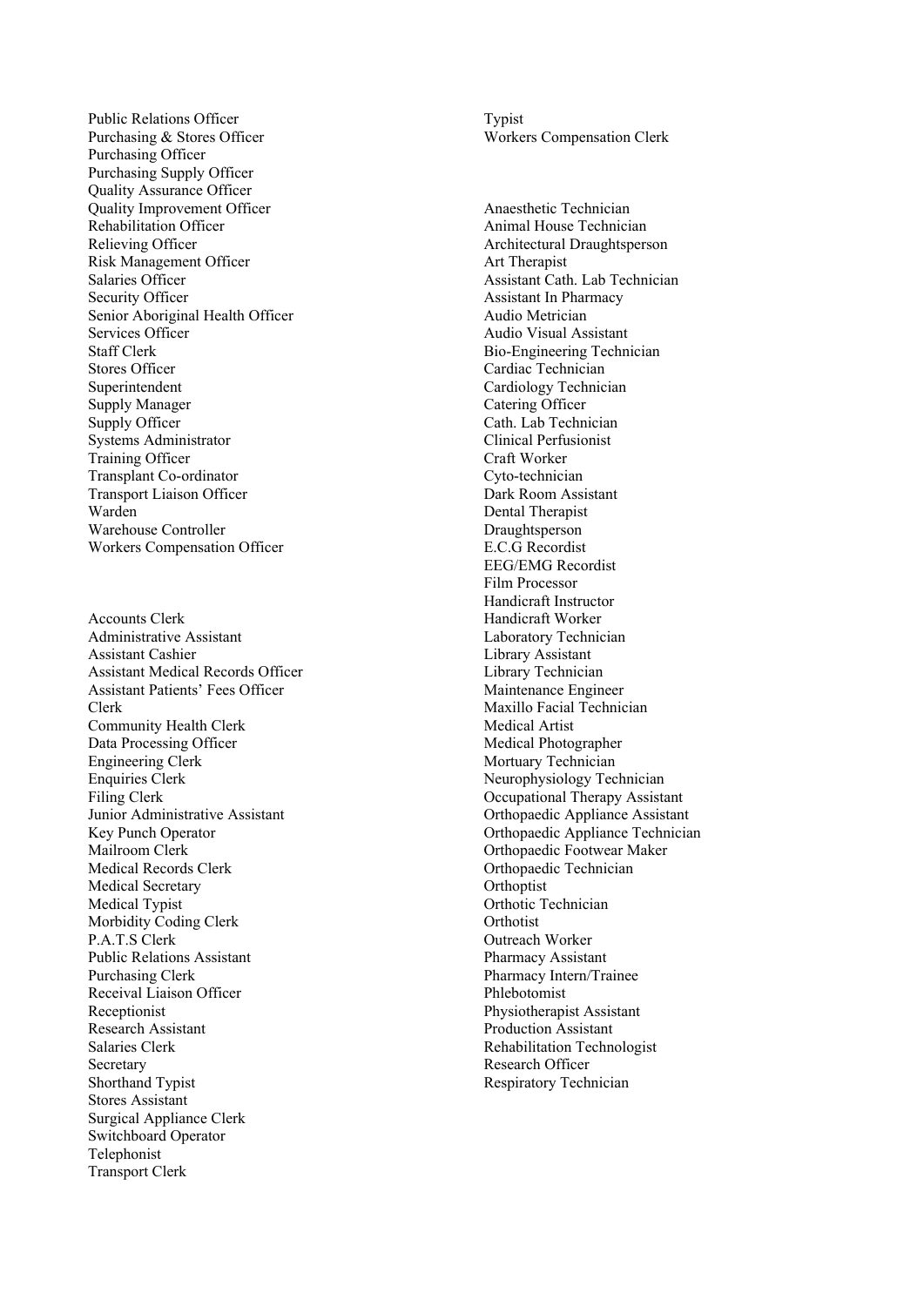Public Relations Officer
Purchasing & Stores Officer
Purchasing Officer
Purchasing Supply Officer
Quality Assurance Officer
Quality Improvement Officer
Rehabilitation Officer
Relieving Officer
Risk Management Officer
Salaries Officer
Security Officer
Senior Aboriginal Health Officer
Services Officer
Staff Clerk
Stores Officer
Superintendent
Supply Manager
Supply Officer
Systems Administrator
Training Officer
Transplant Co-ordinator
Transport Liaison Officer
Warden
Warehouse Controller
Workers Compensation Officer

Accounts Clerk
Administrative Assistant
Assistant Cashier
Assistant Medical Records Officer
Assistant Patients' Fees Officer
Clerk
Community Health Clerk
Data Processing Officer
Engineering Clerk
Enquiries Clerk
Filing Clerk
Junior Administrative Assistant
Key Punch Operator
Mailroom Clerk
Medical Records Clerk
Medical Secretary
Medical Typist
Morbidity Coding Clerk
P.A.T.S Clerk
Public Relations Assistant
Purchasing Clerk
Receival Liaison Officer
Receptionist
Research Assistant
Salaries Clerk
Secretary
Shorthand Typist
Stores Assistant
Surgical Appliance Clerk
Switchboard Operator
Telephonist
Transport Clerk
Typist
Workers Compensation Clerk

Anaesthetic Technician
Animal House Technician
Architectural Draughtsperson
Art Therapist
Assistant Cath. Lab Technician
Assistant In Pharmacy
Audio Metrician
Audio Visual Assistant
Bio-Engineering Technician
Cardiac Technician
Cardiology Technician
Catering Officer
Cath. Lab Technician
Clinical Perfusionist
Craft Worker
Cyto-technician
Dark Room Assistant
Dental Therapist
Draughtsperson
E.C.G Recordist
EEG/EMG Recordist
Film Processor
Handicraft Instructor
Handicraft Worker
Laboratory Technician
Library Assistant
Library Technician
Maintenance Engineer
Maxillo Facial Technician
Medical Artist
Medical Photographer
Mortuary Technician
Neurophysiology Technician
Occupational Therapy Assistant
Orthopaedic Appliance Assistant
Orthopaedic Appliance Technician
Orthopaedic Footwear Maker
Orthopaedic Technician
Orthoptist
Orthotic Technician
Orthotist
Outreach Worker
Pharmacy Assistant
Pharmacy Intern/Trainee
Phlebotomist
Physiotherapist Assistant
Production Assistant
Rehabilitation Technologist
Research Officer
Respiratory Technician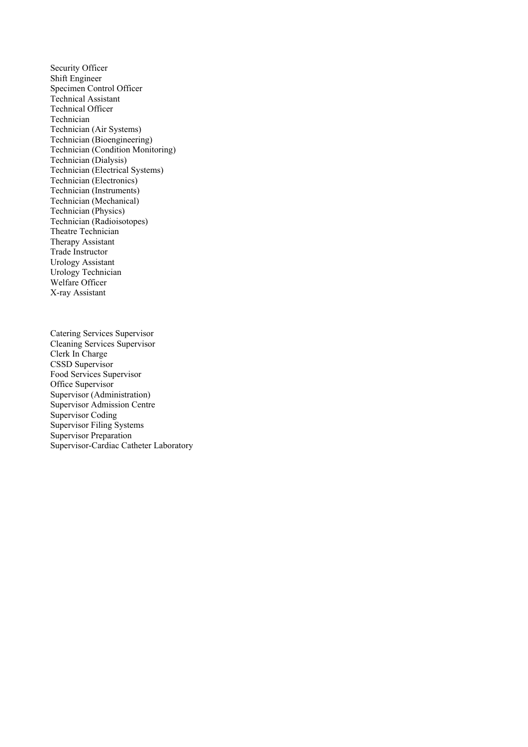Security Officer
Shift Engineer
Specimen Control Officer
Technical Assistant
Technical Officer
Technician
Technician (Air Systems)
Technician (Bioengineering)
Technician (Condition Monitoring)
Technician (Dialysis)
Technician (Electrical Systems)
Technician (Electronics)
Technician (Instruments)
Technician (Mechanical)
Technician (Physics)
Technician (Radioisotopes)
Theatre Technician
Therapy Assistant
Trade Instructor
Urology Assistant
Urology Technician
Welfare Officer
X-ray Assistant

Catering Services Supervisor
Cleaning Services Supervisor
Clerk In Charge
CSSD Supervisor
Food Services Supervisor
Office Supervisor
Supervisor (Administration)
Supervisor Admission Centre
Supervisor Coding
Supervisor Filing Systems
Supervisor Preparation
Supervisor-Cardiac Catheter Laboratory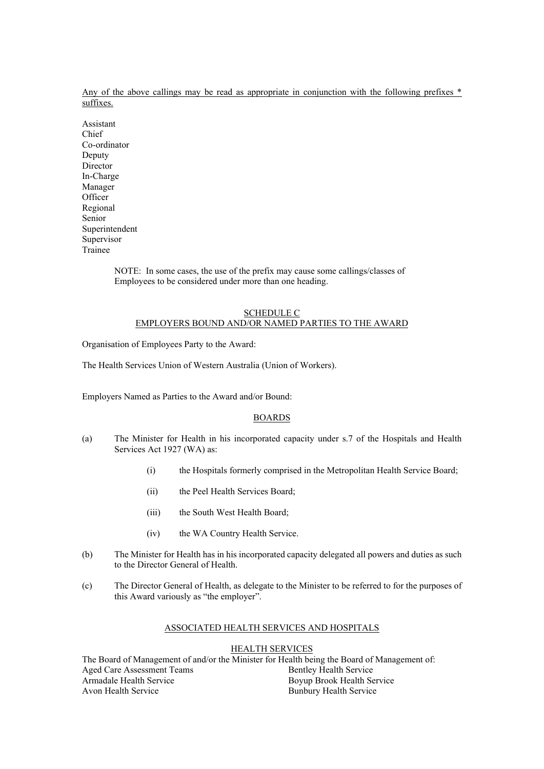Any of the above callings may be read as appropriate in conjunction with the following prefixes * suffixes.

Assistant
Chief
Co-ordinator
Deputy
Director
In-Charge
Manager
Officer
Regional
Senior
Superintendent
Supervisor
Trainee

> NOTE: In some cases, the use of the prefix may cause some callings/classes of Employees to be considered under more than one heading.

## SCHEDULE C
## EMPLOYERS BOUND AND/OR NAMED PARTIES TO THE AWARD

Organisation of Employees Party to the Award:

The Health Services Union of Western Australia (Union of Workers).

Employers Named as Parties to the Award and/or Bound:

### BOARDS

(a) The Minister for Health in his incorporated capacity under s.7 of the Hospitals and Health Services Act 1927 (WA) as:

   (i) the Hospitals formerly comprised in the Metropolitan Health Service Board;

   (ii) the Peel Health Services Board;

   (iii) the South West Health Board;

   (iv) the WA Country Health Service.

(b) The Minister for Health has in his incorporated capacity delegated all powers and duties as such to the Director General of Health.

(c) The Director General of Health, as delegate to the Minister to be referred to for the purposes of this Award variously as "the employer".

### ASSOCIATED HEALTH SERVICES AND HOSPITALS

### HEALTH SERVICES

The Board of Management of and/or the Minister for Health being the Board of Management of:

Aged Care Assessment Teams
Armadale Health Service
Avon Health Service
Bentley Health Service
Boyup Brook Health Service
Bunbury Health Service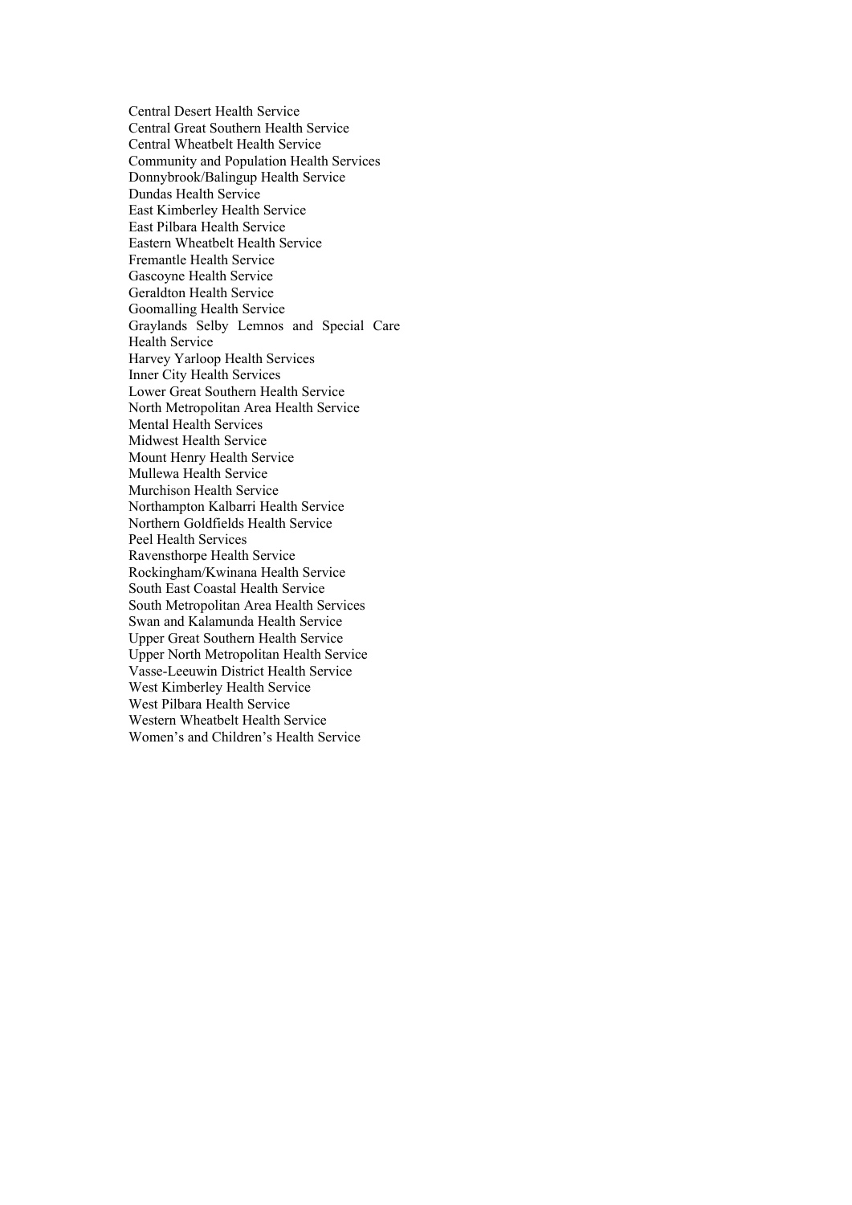Central Desert Health Service
Central Great Southern Health Service
Central Wheatbelt Health Service
Community and Population Health Services
Donnybrook/Balingup Health Service
Dundas Health Service
East Kimberley Health Service
East Pilbara Health Service
Eastern Wheatbelt Health Service
Fremantle Health Service
Gascoyne Health Service
Geraldton Health Service
Goomalling Health Service
Graylands Selby Lemnos and Special Care Health Service
Harvey Yarloop Health Services
Inner City Health Services
Lower Great Southern Health Service
North Metropolitan Area Health Service
Mental Health Services
Midwest Health Service
Mount Henry Health Service
Mullewa Health Service
Murchison Health Service
Northampton Kalbarri Health Service
Northern Goldfields Health Service
Peel Health Services
Ravensthorpe Health Service
Rockingham/Kwinana Health Service
South East Coastal Health Service
South Metropolitan Area Health Services
Swan and Kalamunda Health Service
Upper Great Southern Health Service
Upper North Metropolitan Health Service
Vasse-Leeuwin District Health Service
West Kimberley Health Service
West Pilbara Health Service
Western Wheatbelt Health Service
Women's and Children's Health Service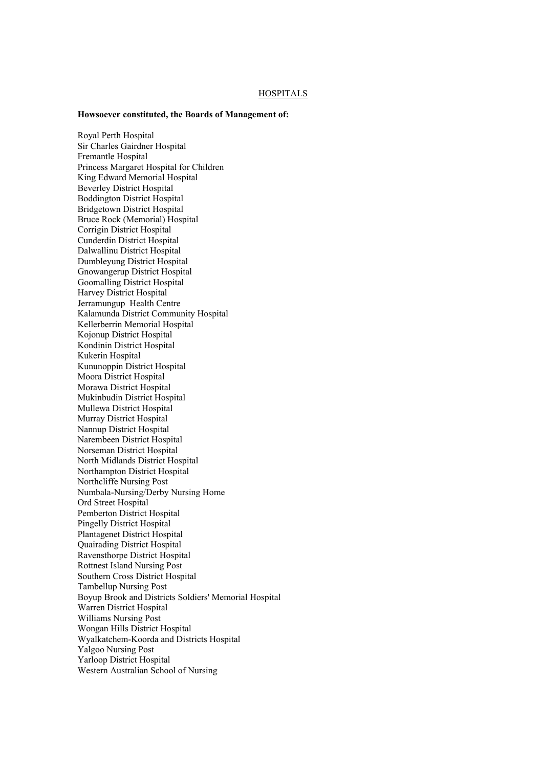HOSPITALS

**Howsoever constituted, the Boards of Management of:**

Royal Perth Hospital
Sir Charles Gairdner Hospital
Fremantle Hospital
Princess Margaret Hospital for Children
King Edward Memorial Hospital
Beverley District Hospital
Boddington District Hospital
Bridgetown District Hospital
Bruce Rock (Memorial) Hospital
Corrigin District Hospital
Cunderdin District Hospital
Dalwallinu District Hospital
Dumbleyung District Hospital
Gnowangerup District Hospital
Goomalling District Hospital
Harvey District Hospital
Jerramungup Health Centre
Kalamunda District Community Hospital
Kellerberrin Memorial Hospital
Kojonup District Hospital
Kondinin District Hospital
Kukerin Hospital
Kununoppin District Hospital
Moora District Hospital
Morawa District Hospital
Mukinbudin District Hospital
Mullewa District Hospital
Murray District Hospital
Nannup District Hospital
Narembeen District Hospital
Norseman District Hospital
North Midlands District Hospital
Northampton District Hospital
Northcliffe Nursing Post
Numbala-Nursing/Derby Nursing Home
Ord Street Hospital
Pemberton District Hospital
Pingelly District Hospital
Plantagenet District Hospital
Quairading District Hospital
Ravensthorpe District Hospital
Rottnest Island Nursing Post
Southern Cross District Hospital
Tambellup Nursing Post
Boyup Brook and Districts Soldiers' Memorial Hospital
Warren District Hospital
Williams Nursing Post
Wongan Hills District Hospital
Wyalkatchem-Koorda and Districts Hospital
Yalgoo Nursing Post
Yarloop District Hospital
Western Australian School of Nursing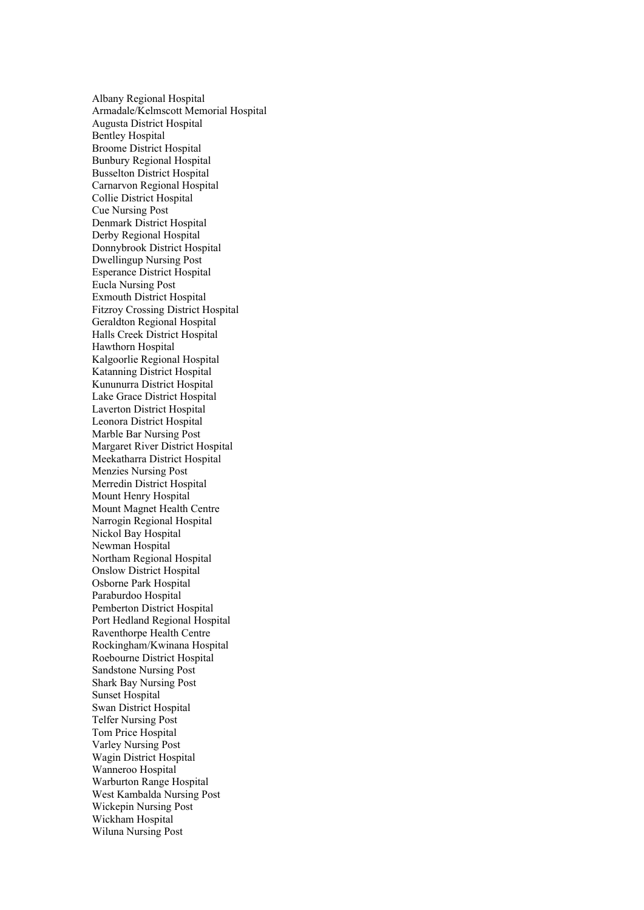Albany Regional Hospital
Armadale/Kelmscott Memorial Hospital
Augusta District Hospital
Bentley Hospital
Broome District Hospital
Bunbury Regional Hospital
Busselton District Hospital
Carnarvon Regional Hospital
Collie District Hospital
Cue Nursing Post
Denmark District Hospital
Derby Regional Hospital
Donnybrook District Hospital
Dwellingup Nursing Post
Esperance District Hospital
Eucla Nursing Post
Exmouth District Hospital
Fitzroy Crossing District Hospital
Geraldton Regional Hospital
Halls Creek District Hospital
Hawthorn Hospital
Kalgoorlie Regional Hospital
Katanning District Hospital
Kununurra District Hospital
Lake Grace District Hospital
Laverton District Hospital
Leonora District Hospital
Marble Bar Nursing Post
Margaret River District Hospital
Meekatharra District Hospital
Menzies Nursing Post
Merredin District Hospital
Mount Henry Hospital
Mount Magnet Health Centre
Narrogin Regional Hospital
Nickol Bay Hospital
Newman Hospital
Northam Regional Hospital
Onslow District Hospital
Osborne Park Hospital
Paraburdoo Hospital
Pemberton District Hospital
Port Hedland Regional Hospital
Raventhorpe Health Centre
Rockingham/Kwinana Hospital
Roebourne District Hospital
Sandstone Nursing Post
Shark Bay Nursing Post
Sunset Hospital
Swan District Hospital
Telfer Nursing Post
Tom Price Hospital
Varley Nursing Post
Wagin District Hospital
Wanneroo Hospital
Warburton Range Hospital
West Kambalda Nursing Post
Wickepin Nursing Post
Wickham Hospital
Wiluna Nursing Post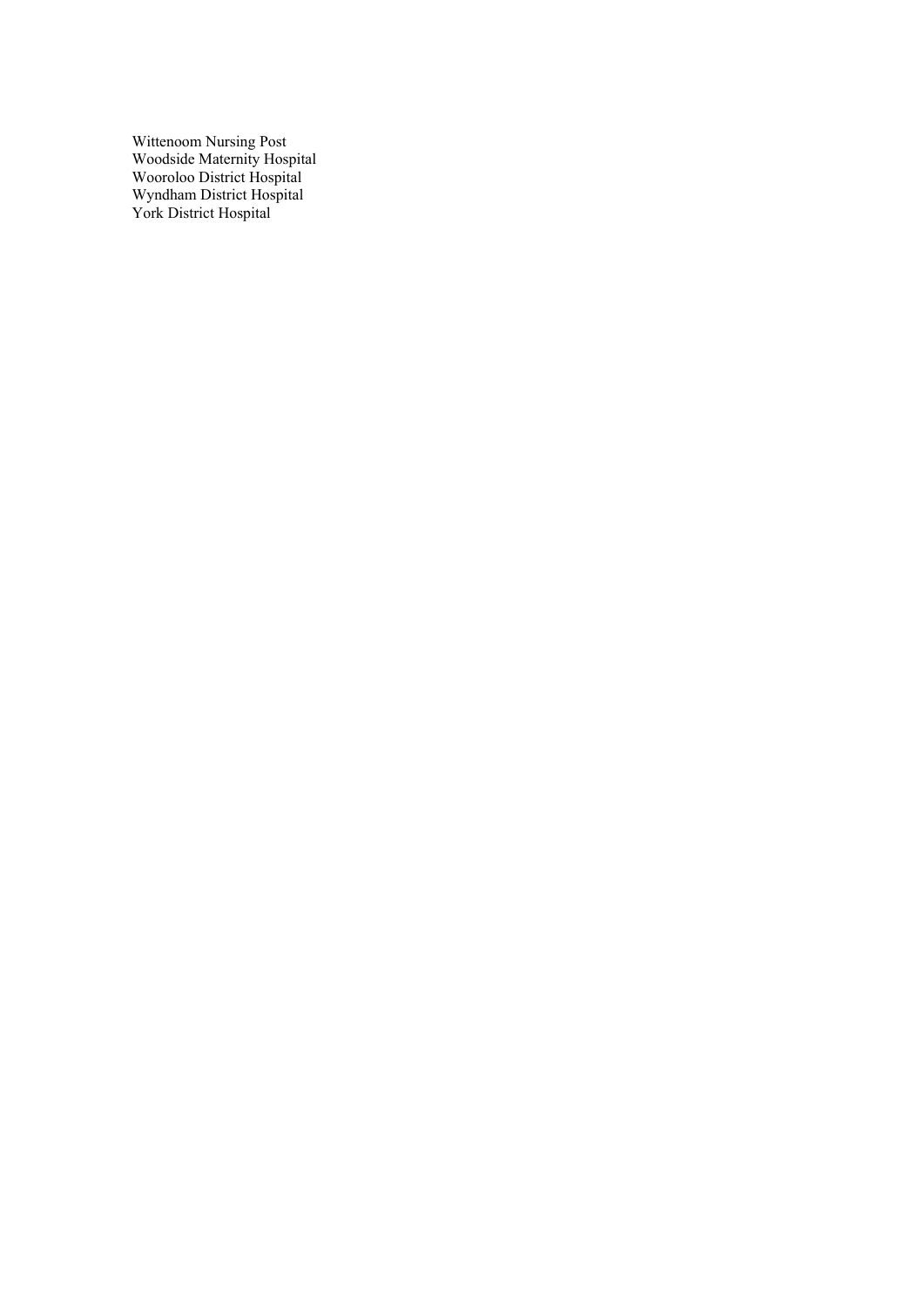Wittenoom Nursing Post
Woodside Maternity Hospital
Wooroloo District Hospital
Wyndham District Hospital
York District Hospital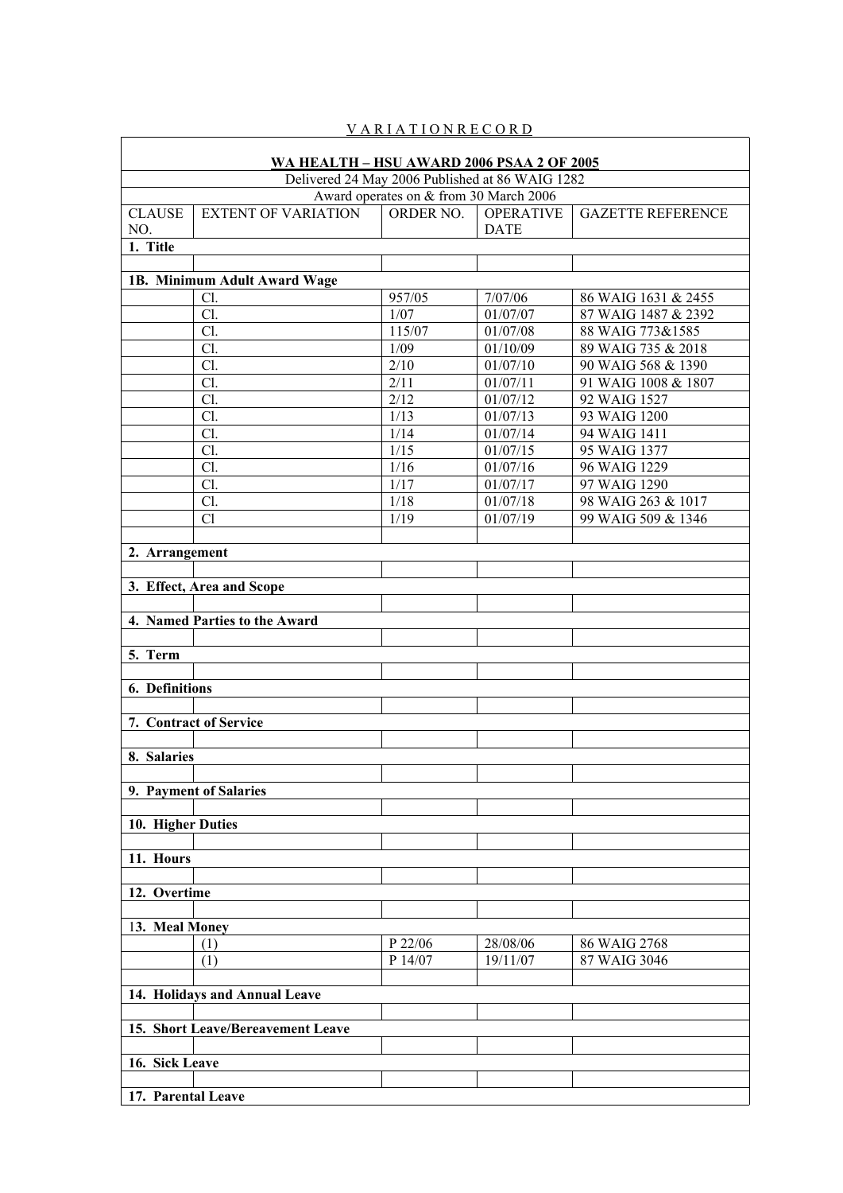V A R I A T I O N R E C O R D

| WA HEALTH – HSU AWARD 2006 PSAA 2 OF 2005 | | | | |
|---|---|---|---|---|
| Delivered 24 May 2006 Published at 86 WAIG 1282 | | | | |
| Award operates on & from 30 March 2006 | | | | |
| CLAUSE NO. | EXTENT OF VARIATION | ORDER NO. | OPERATIVE DATE | GAZETTE REFERENCE |
| **1. Title** | | | | |
| | | | | |
| **1B. Minimum Adult Award Wage** | | | | |
| | Cl. | 957/05 | 7/07/06 | 86 WAIG 1631 & 2455 |
| | Cl. | 1/07 | 01/07/07 | 87 WAIG 1487 & 2392 |
| | Cl. | 115/07 | 01/07/08 | 88 WAIG 773&1585 |
| | Cl. | 1/09 | 01/10/09 | 89 WAIG 735 & 2018 |
| | Cl. | 2/10 | 01/07/10 | 90 WAIG 568 & 1390 |
| | Cl. | 2/11 | 01/07/11 | 91 WAIG 1008 & 1807 |
| | Cl. | 2/12 | 01/07/12 | 92 WAIG 1527 |
| | Cl. | 1/13 | 01/07/13 | 93 WAIG 1200 |
| | Cl. | 1/14 | 01/07/14 | 94 WAIG 1411 |
| | Cl. | 1/15 | 01/07/15 | 95 WAIG 1377 |
| | Cl. | 1/16 | 01/07/16 | 96 WAIG 1229 |
| | Cl. | 1/17 | 01/07/17 | 97 WAIG 1290 |
| | Cl. | 1/18 | 01/07/18 | 98 WAIG 263 & 1017 |
| | Cl | 1/19 | 01/07/19 | 99 WAIG 509 & 1346 |
| | | | | |
| **2. Arrangement** | | | | |
| | | | | |
| **3. Effect, Area and Scope** | | | | |
| | | | | |
| **4. Named Parties to the Award** | | | | |
| | | | | |
| **5. Term** | | | | |
| | | | | |
| **6. Definitions** | | | | |
| | | | | |
| **7. Contract of Service** | | | | |
| | | | | |
| **8. Salaries** | | | | |
| | | | | |
| **9. Payment of Salaries** | | | | |
| | | | | |
| **10. Higher Duties** | | | | |
| | | | | |
| **11. Hours** | | | | |
| | | | | |
| **12. Overtime** | | | | |
| | | | | |
| **13. Meal Money** | | | | |
| | (1) | P 22/06 | 28/08/06 | 86 WAIG 2768 |
| | (1) | P 14/07 | 19/11/07 | 87 WAIG 3046 |
| | | | | |
| **14. Holidays and Annual Leave** | | | | |
| | | | | |
| **15. Short Leave/Bereavement Leave** | | | | |
| | | | | |
| **16. Sick Leave** | | | | |
| | | | | |
| **17. Parental Leave** | | | | |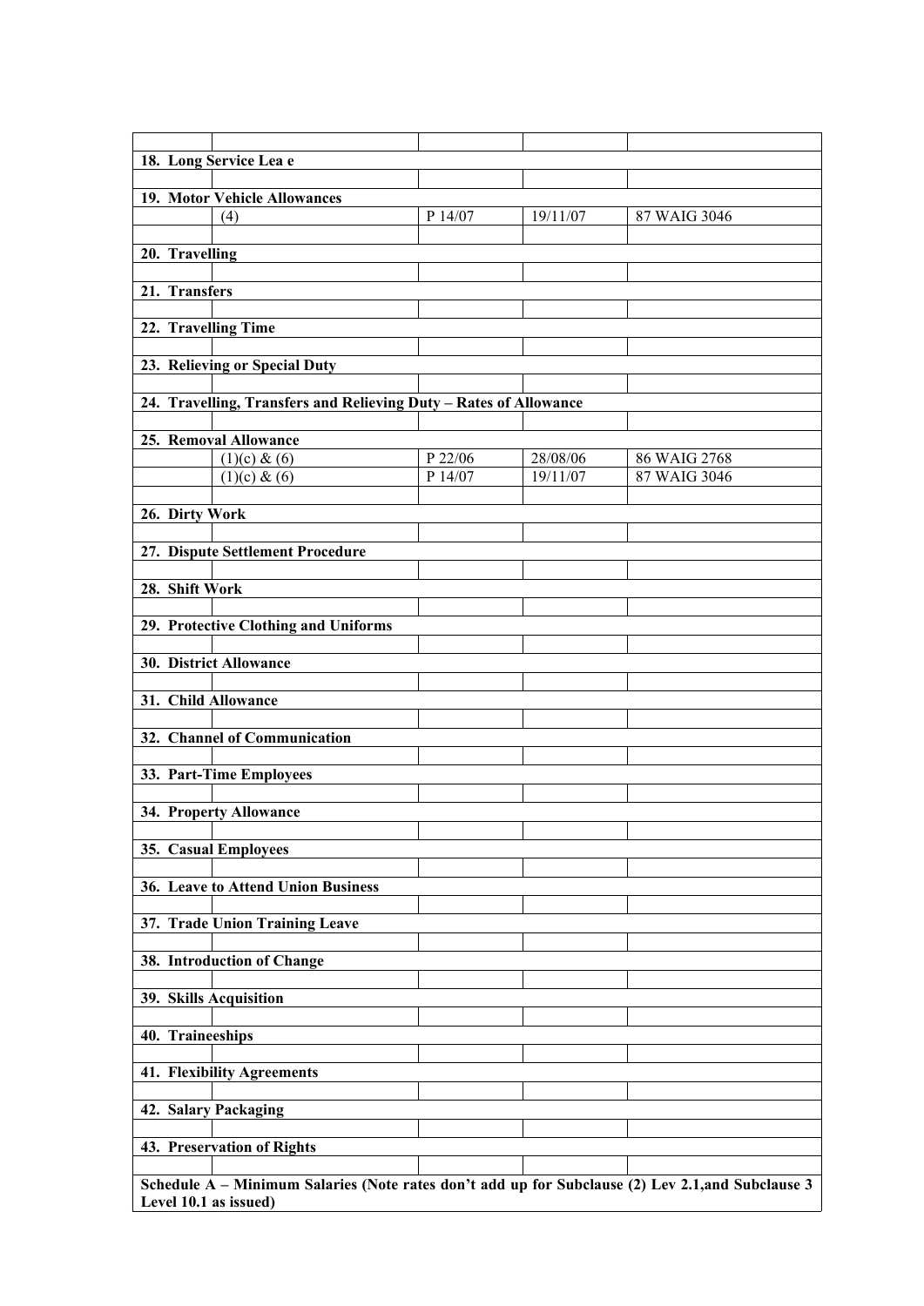| | | | | |
|---|---|---|---|---|
| **18. Long Service Lea e** | | | | |
| | | | | |
| **19. Motor Vehicle Allowances** | | | | |
| | (4) | P 14/07 | 19/11/07 | 87 WAIG 3046 |
| | | | | |
| **20. Travelling** | | | | |
| | | | | |
| **21. Transfers** | | | | |
| | | | | |
| **22. Travelling Time** | | | | |
| | | | | |
| **23. Relieving or Special Duty** | | | | |
| | | | | |
| **24. Travelling, Transfers and Relieving Duty – Rates of Allowance** | | | | |
| | | | | |
| **25. Removal Allowance** | | | | |
| | (1)(c) & (6) | P 22/06 | 28/08/06 | 86 WAIG 2768 |
| | (1)(c) & (6) | P 14/07 | 19/11/07 | 87 WAIG 3046 |
| | | | | |
| **26. Dirty Work** | | | | |
| | | | | |
| **27. Dispute Settlement Procedure** | | | | |
| | | | | |
| **28. Shift Work** | | | | |
| | | | | |
| **29. Protective Clothing and Uniforms** | | | | |
| | | | | |
| **30. District Allowance** | | | | |
| | | | | |
| **31. Child Allowance** | | | | |
| | | | | |
| **32. Channel of Communication** | | | | |
| | | | | |
| **33. Part-Time Employees** | | | | |
| | | | | |
| **34. Property Allowance** | | | | |
| | | | | |
| **35. Casual Employees** | | | | |
| | | | | |
| **36. Leave to Attend Union Business** | | | | |
| | | | | |
| **37. Trade Union Training Leave** | | | | |
| | | | | |
| **38. Introduction of Change** | | | | |
| | | | | |
| **39. Skills Acquisition** | | | | |
| | | | | |
| **40. Traineeships** | | | | |
| | | | | |
| **41. Flexibility Agreements** | | | | |
| | | | | |
| **42. Salary Packaging** | | | | |
| | | | | |
| **43. Preservation of Rights** | | | | |
| | | | | |
| **Schedule A – Minimum Salaries (Note rates don't add up for Subclause (2) Lev 2.1,and Subclause 3 Level 10.1 as issued)** | | | | |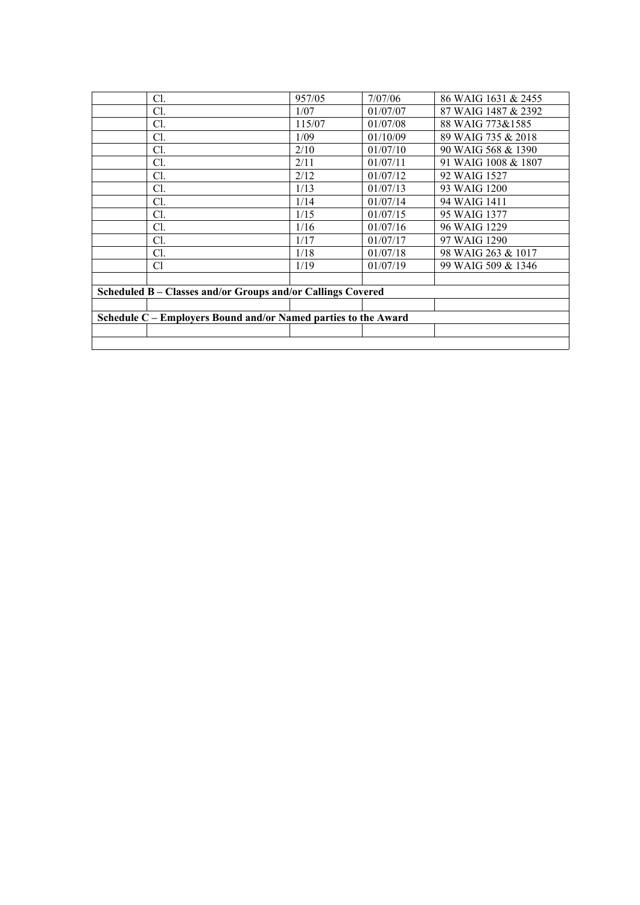| | | | | |
|---|---|---|---|---|
| | Cl. | 957/05 | 7/07/06 | 86 WAIG 1631 & 2455 |
| | Cl. | 1/07 | 01/07/07 | 87 WAIG 1487 & 2392 |
| | Cl. | 115/07 | 01/07/08 | 88 WAIG 773&1585 |
| | Cl. | 1/09 | 01/10/09 | 89 WAIG 735 & 2018 |
| | Cl. | 2/10 | 01/07/10 | 90 WAIG 568 & 1390 |
| | Cl. | 2/11 | 01/07/11 | 91 WAIG 1008 & 1807 |
| | Cl. | 2/12 | 01/07/12 | 92 WAIG 1527 |
| | Cl. | 1/13 | 01/07/13 | 93 WAIG 1200 |
| | Cl. | 1/14 | 01/07/14 | 94 WAIG 1411 |
| | Cl. | 1/15 | 01/07/15 | 95 WAIG 1377 |
| | Cl. | 1/16 | 01/07/16 | 96 WAIG 1229 |
| | Cl. | 1/17 | 01/07/17 | 97 WAIG 1290 |
| | Cl. | 1/18 | 01/07/18 | 98 WAIG 263 & 1017 |
| | Cl | 1/19 | 01/07/19 | 99 WAIG 509 & 1346 |
| | | | | |
| **Scheduled B – Classes and/or Groups and/or Callings Covered** | | | | |
| | | | | |
| **Schedule C – Employers Bound and/or Named parties to the Award** | | | | |
| | | | | |
| | | | | |